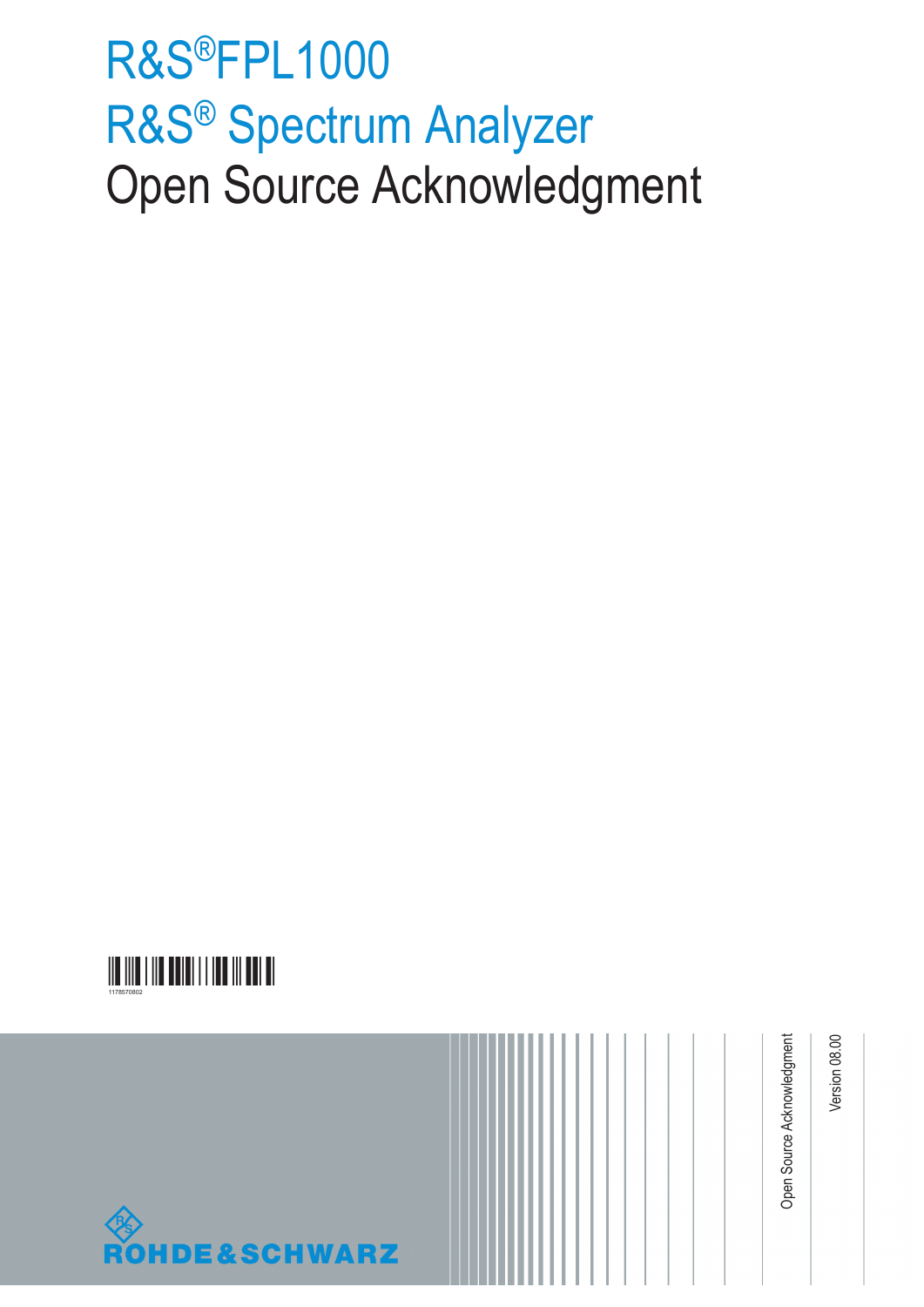# R&S®FPL1000

# R&S® Spectrum Analyzer

# Open Source Acknowledgment

1178570802

Open Source Acknowledgment

Version 08.00

ROHDE&SCHWARZ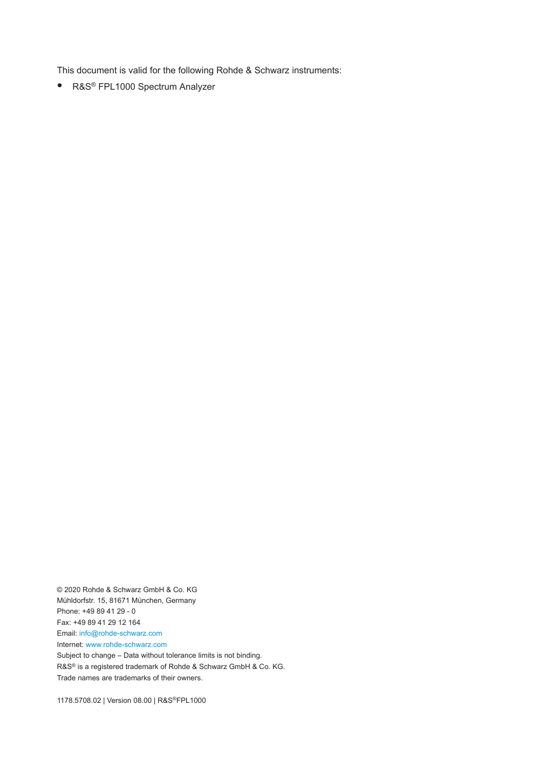This document is valid for the following Rohde & Schwarz instruments:

- R&S® FPL1000 Spectrum Analyzer

© 2020 Rohde & Schwarz GmbH & Co. KG
Mühldorfstr. 15, 81671 München, Germany
Phone: +49 89 41 29 - 0
Fax: +49 89 41 29 12 164
Email: info@rohde-schwarz.com
Internet: www.rohde-schwarz.com
Subject to change – Data without tolerance limits is not binding.
R&S® is a registered trademark of Rohde & Schwarz GmbH & Co. KG.
Trade names are trademarks of their owners.

1178.5708.02 | Version 08.00 | R&S®FPL1000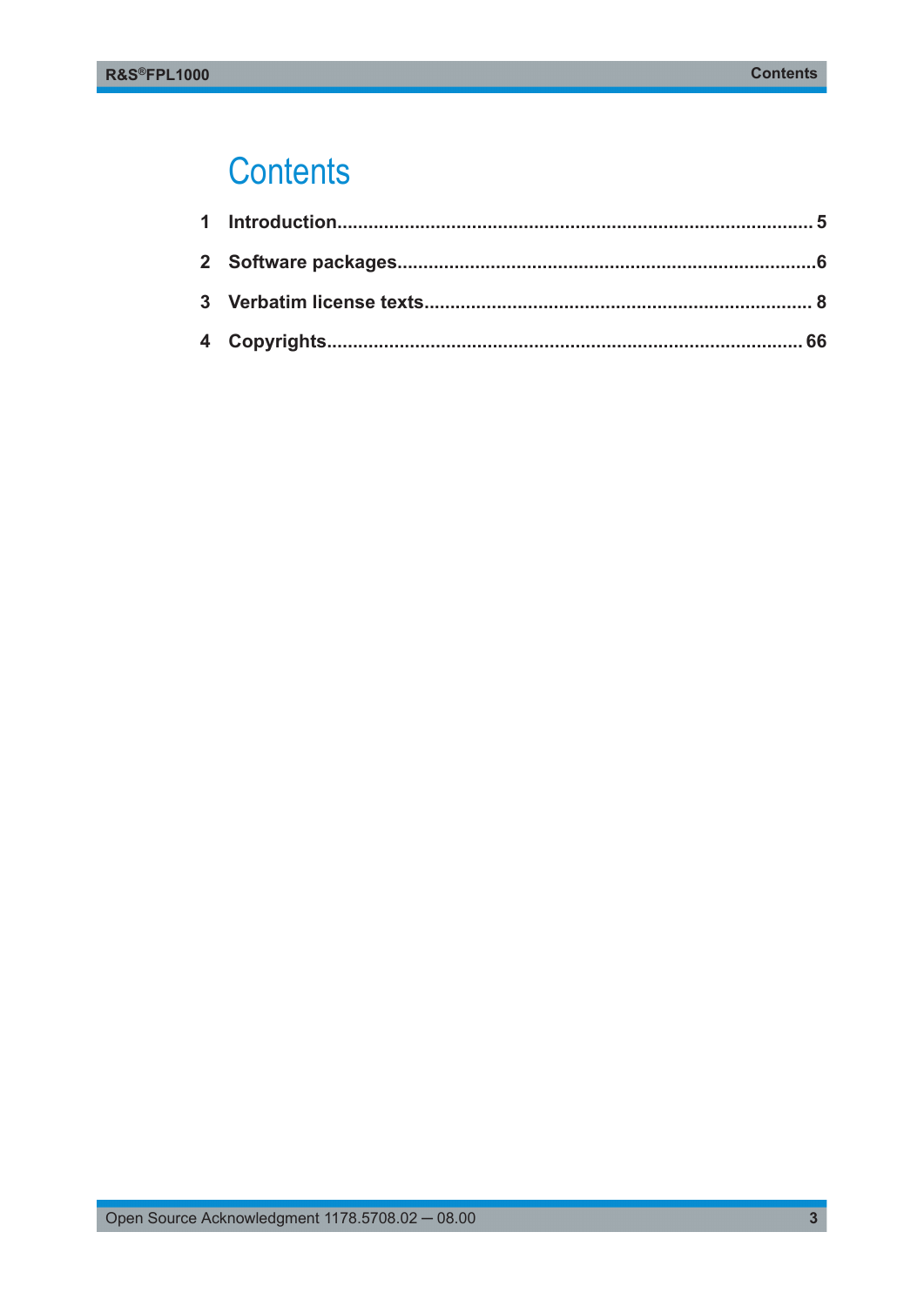# Contents

1 Introduction.......................................................................................... 5

2 Software packages................................................................................6

3 Verbatim license texts.......................................................................... 8

4 Copyrights.......................................................................................... 66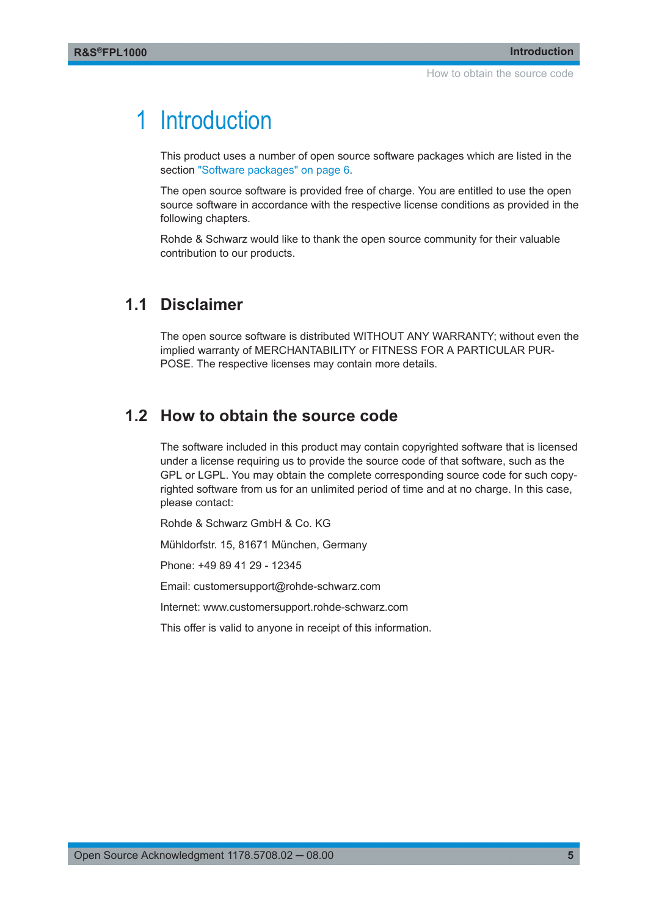# 1 Introduction

This product uses a number of open source software packages which are listed in the section "Software packages" on page 6.

The open source software is provided free of charge. You are entitled to use the open source software in accordance with the respective license conditions as provided in the following chapters.

Rohde & Schwarz would like to thank the open source community for their valuable contribution to our products.

## 1.1 Disclaimer

The open source software is distributed WITHOUT ANY WARRANTY; without even the implied warranty of MERCHANTABILITY or FITNESS FOR A PARTICULAR PURPOSE. The respective licenses may contain more details.

## 1.2 How to obtain the source code

The software included in this product may contain copyrighted software that is licensed under a license requiring us to provide the source code of that software, such as the GPL or LGPL. You may obtain the complete corresponding source code for such copyrighted software from us for an unlimited period of time and at no charge. In this case, please contact:

Rohde & Schwarz GmbH & Co. KG

Mühldorfstr. 15, 81671 München, Germany

Phone: +49 89 41 29 - 12345

Email: customersupport@rohde-schwarz.com

Internet: www.customersupport.rohde-schwarz.com

This offer is valid to anyone in receipt of this information.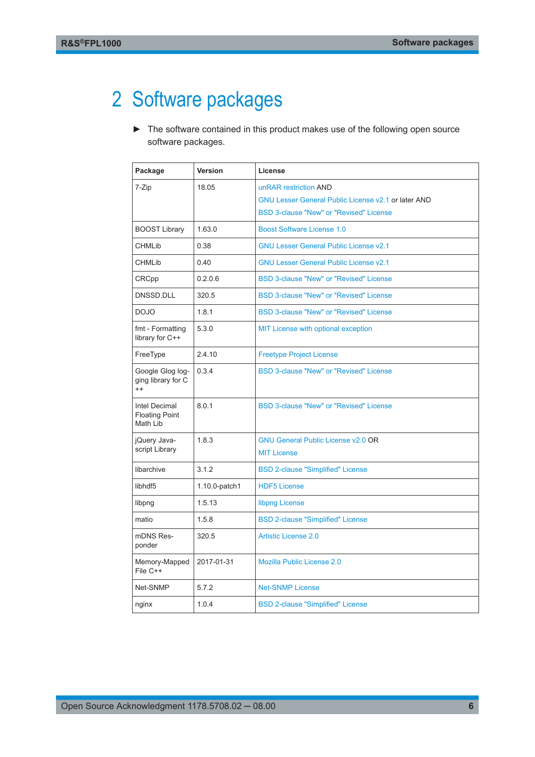# 2 Software packages

► The software contained in this product makes use of the following open source software packages.

| Package | Version | License |
|---|---|---|
| 7-Zip | 18.05 | unRAR restriction AND<br>GNU Lesser General Public License v2.1 or later AND<br>BSD 3-clause "New" or "Revised" License |
| BOOST Library | 1.63.0 | Boost Software License 1.0 |
| CHMLib | 0.38 | GNU Lesser General Public License v2.1 |
| CHMLib | 0.40 | GNU Lesser General Public License v2.1 |
| CRCpp | 0.2.0.6 | BSD 3-clause "New" or "Revised" License |
| DNSSD.DLL | 320.5 | BSD 3-clause "New" or "Revised" License |
| DOJO | 1.8.1 | BSD 3-clause "New" or "Revised" License |
| fmt - Formatting library for C++ | 5.3.0 | MIT License with optional exception |
| FreeType | 2.4.10 | Freetype Project License |
| Google Glog logging library for C++ | 0.3.4 | BSD 3-clause "New" or "Revised" License |
| Intel Decimal Floating Point Math Lib | 8.0.1 | BSD 3-clause "New" or "Revised" License |
| jQuery Javascript Library | 1.8.3 | GNU General Public License v2.0 OR<br>MIT License |
| libarchive | 3.1.2 | BSD 2-clause "Simplified" License |
| libhdf5 | 1.10.0-patch1 | HDF5 License |
| libpng | 1.5.13 | libpng License |
| matio | 1.5.8 | BSD 2-clause "Simplified" License |
| mDNS Responder | 320.5 | Artistic License 2.0 |
| Memory-Mapped File C++ | 2017-01-31 | Mozilla Public License 2.0 |
| Net-SNMP | 5.7.2 | Net-SNMP License |
| nginx | 1.0.4 | BSD 2-clause "Simplified" License |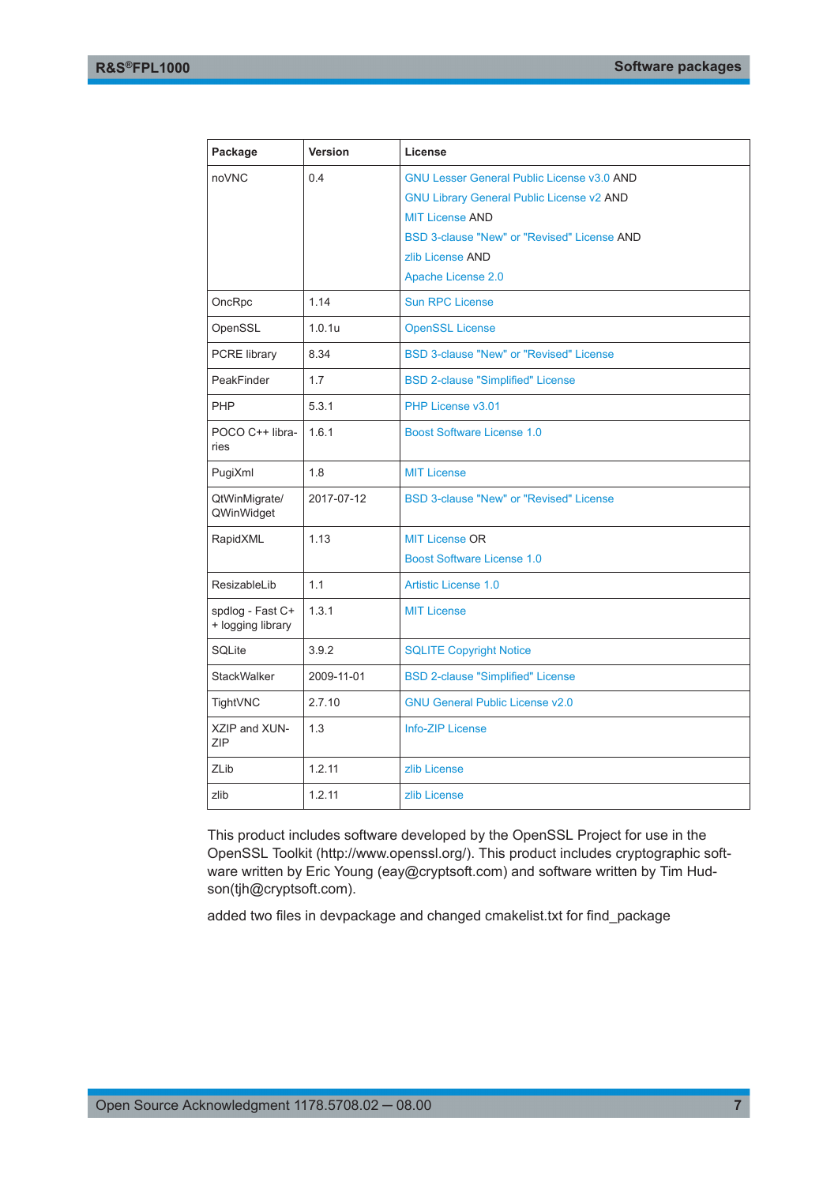| Package | Version | License |
|---|---|---|
| noVNC | 0.4 | GNU Lesser General Public License v3.0 AND<br>GNU Library General Public License v2 AND<br>MIT License AND<br>BSD 3-clause "New" or "Revised" License AND<br>zlib License AND<br>Apache License 2.0 |
| OncRpc | 1.14 | Sun RPC License |
| OpenSSL | 1.0.1u | OpenSSL License |
| PCRE library | 8.34 | BSD 3-clause "New" or "Revised" License |
| PeakFinder | 1.7 | BSD 2-clause "Simplified" License |
| PHP | 5.3.1 | PHP License v3.01 |
| POCO C++ libraries | 1.6.1 | Boost Software License 1.0 |
| PugiXml | 1.8 | MIT License |
| QtWinMigrate/ QWinWidget | 2017-07-12 | BSD 3-clause "New" or "Revised" License |
| RapidXML | 1.13 | MIT License OR<br>Boost Software License 1.0 |
| ResizableLib | 1.1 | Artistic License 1.0 |
| spdlog - Fast C++ logging library | 1.3.1 | MIT License |
| SQLite | 3.9.2 | SQLITE Copyright Notice |
| StackWalker | 2009-11-01 | BSD 2-clause "Simplified" License |
| TightVNC | 2.7.10 | GNU General Public License v2.0 |
| XZIP and XUNZIP | 1.3 | Info-ZIP License |
| ZLib | 1.2.11 | zlib License |
| zlib | 1.2.11 | zlib License |

This product includes software developed by the OpenSSL Project for use in the OpenSSL Toolkit (http://www.openssl.org/). This product includes cryptographic software written by Eric Young (eay@cryptsoft.com) and software written by Tim Hudson(tjh@cryptsoft.com).

added two files in devpackage and changed cmakelist.txt for find_package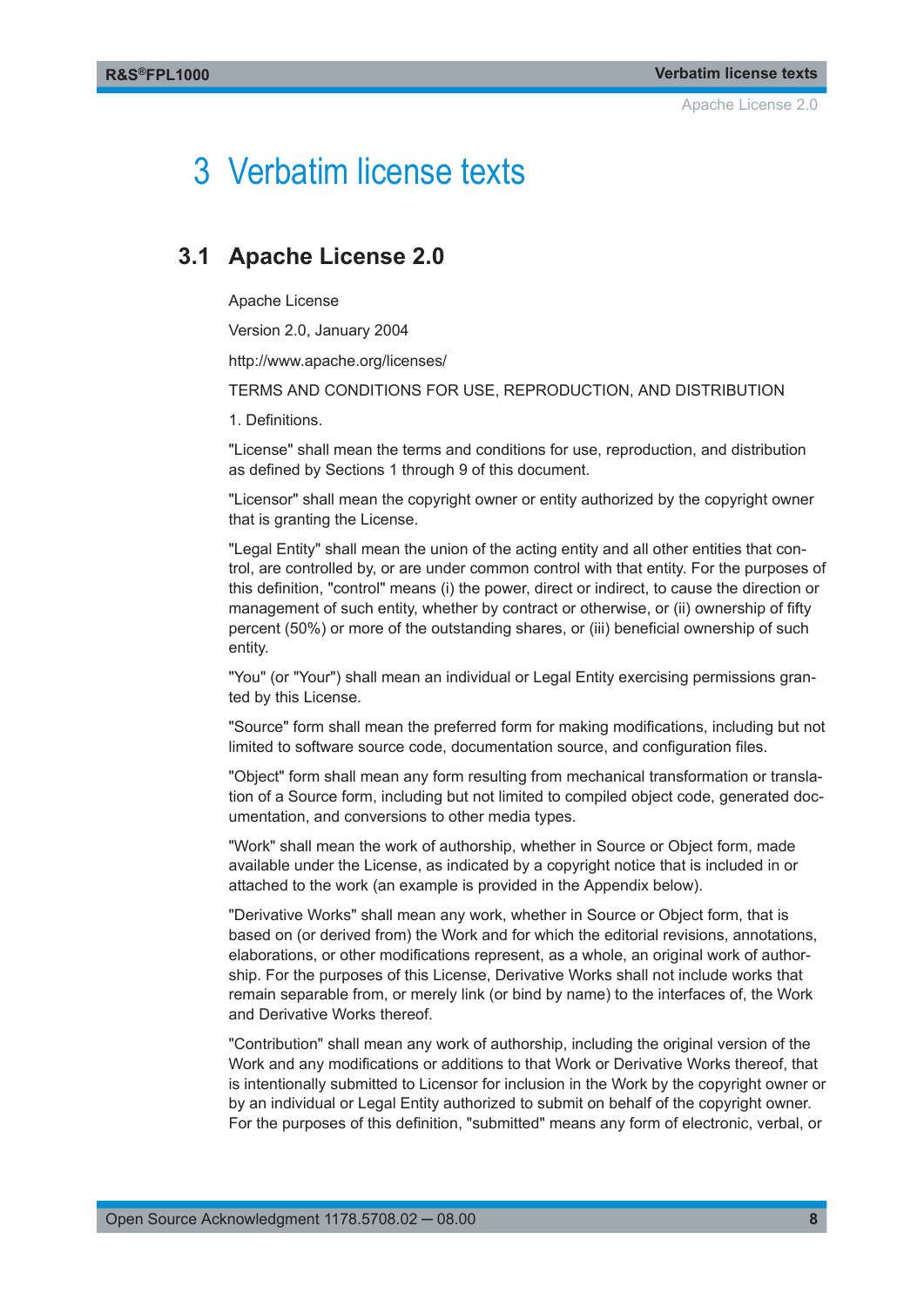# 3 Verbatim license texts

## 3.1 Apache License 2.0

Apache License

Version 2.0, January 2004

http://www.apache.org/licenses/

TERMS AND CONDITIONS FOR USE, REPRODUCTION, AND DISTRIBUTION

1. Definitions.

"License" shall mean the terms and conditions for use, reproduction, and distribution as defined by Sections 1 through 9 of this document.

"Licensor" shall mean the copyright owner or entity authorized by the copyright owner that is granting the License.

"Legal Entity" shall mean the union of the acting entity and all other entities that control, are controlled by, or are under common control with that entity. For the purposes of this definition, "control" means (i) the power, direct or indirect, to cause the direction or management of such entity, whether by contract or otherwise, or (ii) ownership of fifty percent (50%) or more of the outstanding shares, or (iii) beneficial ownership of such entity.

"You" (or "Your") shall mean an individual or Legal Entity exercising permissions granted by this License.

"Source" form shall mean the preferred form for making modifications, including but not limited to software source code, documentation source, and configuration files.

"Object" form shall mean any form resulting from mechanical transformation or translation of a Source form, including but not limited to compiled object code, generated documentation, and conversions to other media types.

"Work" shall mean the work of authorship, whether in Source or Object form, made available under the License, as indicated by a copyright notice that is included in or attached to the work (an example is provided in the Appendix below).

"Derivative Works" shall mean any work, whether in Source or Object form, that is based on (or derived from) the Work and for which the editorial revisions, annotations, elaborations, or other modifications represent, as a whole, an original work of authorship. For the purposes of this License, Derivative Works shall not include works that remain separable from, or merely link (or bind by name) to the interfaces of, the Work and Derivative Works thereof.

"Contribution" shall mean any work of authorship, including the original version of the Work and any modifications or additions to that Work or Derivative Works thereof, that is intentionally submitted to Licensor for inclusion in the Work by the copyright owner or by an individual or Legal Entity authorized to submit on behalf of the copyright owner. For the purposes of this definition, "submitted" means any form of electronic, verbal, or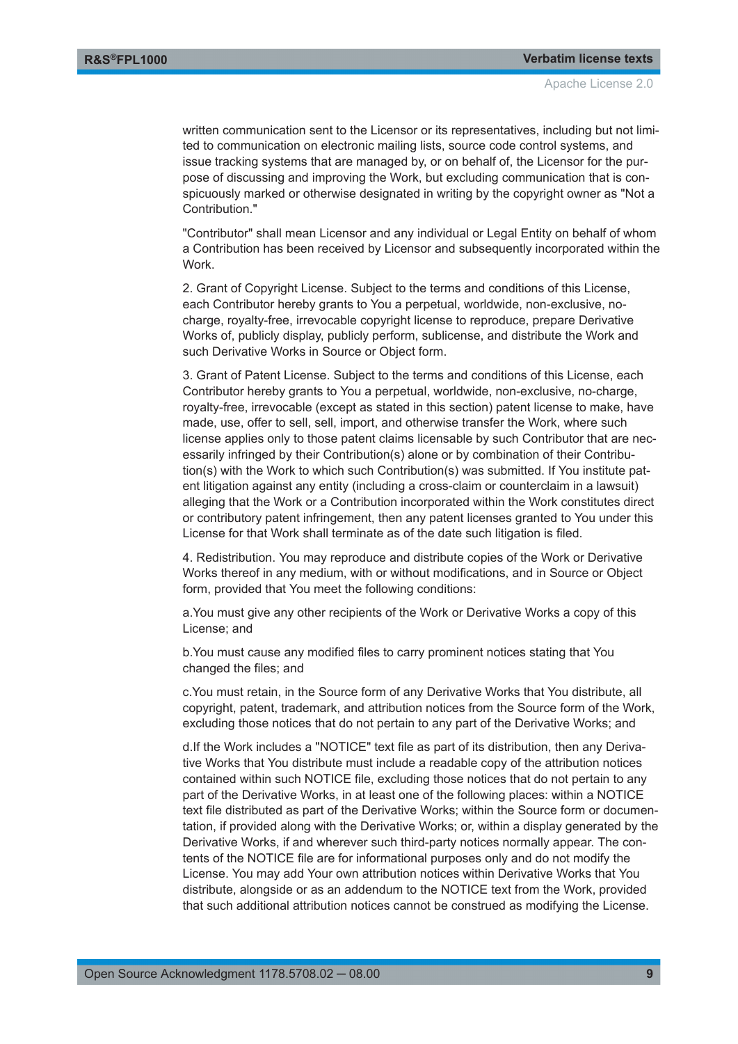written communication sent to the Licensor or its representatives, including but not limited to communication on electronic mailing lists, source code control systems, and issue tracking systems that are managed by, or on behalf of, the Licensor for the purpose of discussing and improving the Work, but excluding communication that is conspicuously marked or otherwise designated in writing by the copyright owner as "Not a Contribution."

"Contributor" shall mean Licensor and any individual or Legal Entity on behalf of whom a Contribution has been received by Licensor and subsequently incorporated within the Work.

2. Grant of Copyright License. Subject to the terms and conditions of this License, each Contributor hereby grants to You a perpetual, worldwide, non-exclusive, no-charge, royalty-free, irrevocable copyright license to reproduce, prepare Derivative Works of, publicly display, publicly perform, sublicense, and distribute the Work and such Derivative Works in Source or Object form.

3. Grant of Patent License. Subject to the terms and conditions of this License, each Contributor hereby grants to You a perpetual, worldwide, non-exclusive, no-charge, royalty-free, irrevocable (except as stated in this section) patent license to make, have made, use, offer to sell, sell, import, and otherwise transfer the Work, where such license applies only to those patent claims licensable by such Contributor that are necessarily infringed by their Contribution(s) alone or by combination of their Contribution(s) with the Work to which such Contribution(s) was submitted. If You institute patent litigation against any entity (including a cross-claim or counterclaim in a lawsuit) alleging that the Work or a Contribution incorporated within the Work constitutes direct or contributory patent infringement, then any patent licenses granted to You under this License for that Work shall terminate as of the date such litigation is filed.

4. Redistribution. You may reproduce and distribute copies of the Work or Derivative Works thereof in any medium, with or without modifications, and in Source or Object form, provided that You meet the following conditions:

a.You must give any other recipients of the Work or Derivative Works a copy of this License; and

b.You must cause any modified files to carry prominent notices stating that You changed the files; and

c.You must retain, in the Source form of any Derivative Works that You distribute, all copyright, patent, trademark, and attribution notices from the Source form of the Work, excluding those notices that do not pertain to any part of the Derivative Works; and

d.If the Work includes a "NOTICE" text file as part of its distribution, then any Derivative Works that You distribute must include a readable copy of the attribution notices contained within such NOTICE file, excluding those notices that do not pertain to any part of the Derivative Works, in at least one of the following places: within a NOTICE text file distributed as part of the Derivative Works; within the Source form or documentation, if provided along with the Derivative Works; or, within a display generated by the Derivative Works, if and wherever such third-party notices normally appear. The contents of the NOTICE file are for informational purposes only and do not modify the License. You may add Your own attribution notices within Derivative Works that You distribute, alongside or as an addendum to the NOTICE text from the Work, provided that such additional attribution notices cannot be construed as modifying the License.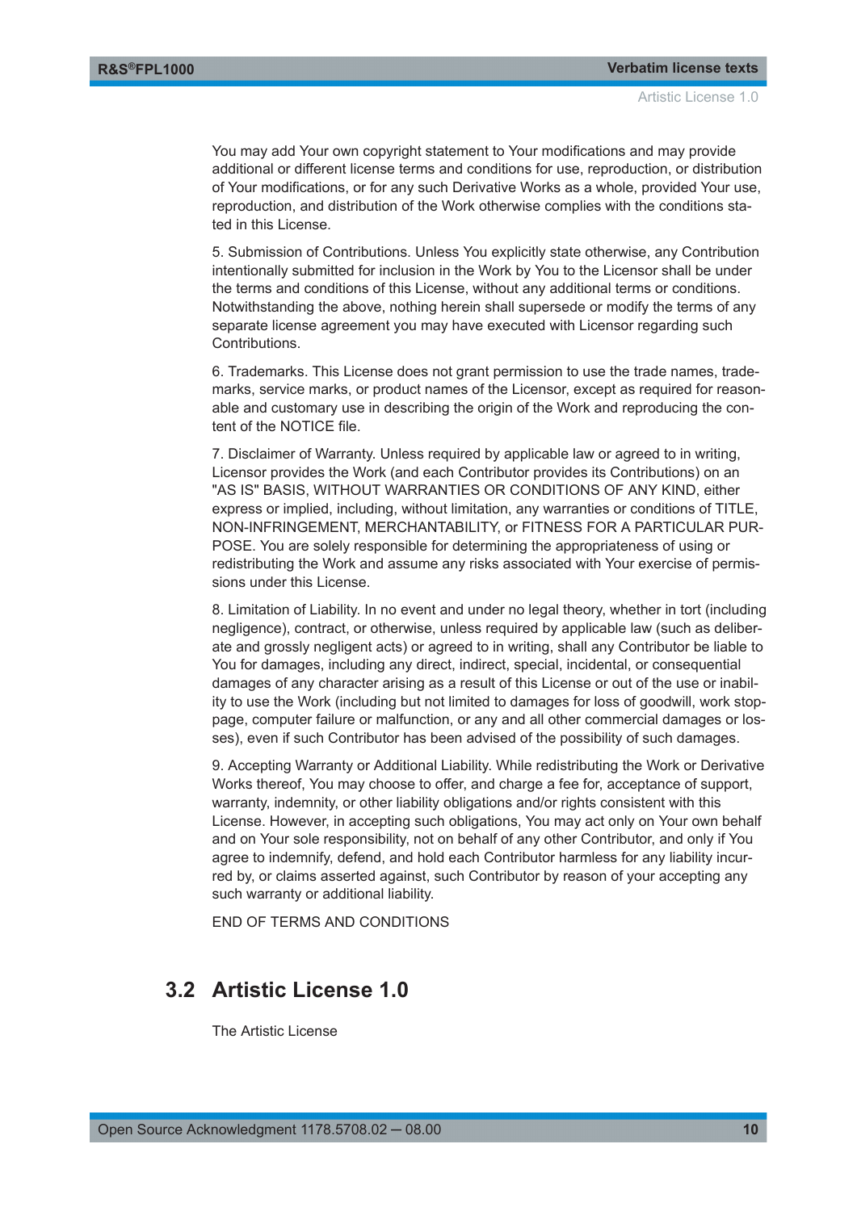You may add Your own copyright statement to Your modifications and may provide additional or different license terms and conditions for use, reproduction, or distribution of Your modifications, or for any such Derivative Works as a whole, provided Your use, reproduction, and distribution of the Work otherwise complies with the conditions stated in this License.

5. Submission of Contributions. Unless You explicitly state otherwise, any Contribution intentionally submitted for inclusion in the Work by You to the Licensor shall be under the terms and conditions of this License, without any additional terms or conditions. Notwithstanding the above, nothing herein shall supersede or modify the terms of any separate license agreement you may have executed with Licensor regarding such Contributions.

6. Trademarks. This License does not grant permission to use the trade names, trademarks, service marks, or product names of the Licensor, except as required for reasonable and customary use in describing the origin of the Work and reproducing the content of the NOTICE file.

7. Disclaimer of Warranty. Unless required by applicable law or agreed to in writing, Licensor provides the Work (and each Contributor provides its Contributions) on an "AS IS" BASIS, WITHOUT WARRANTIES OR CONDITIONS OF ANY KIND, either express or implied, including, without limitation, any warranties or conditions of TITLE, NON-INFRINGEMENT, MERCHANTABILITY, or FITNESS FOR A PARTICULAR PURPOSE. You are solely responsible for determining the appropriateness of using or redistributing the Work and assume any risks associated with Your exercise of permissions under this License.

8. Limitation of Liability. In no event and under no legal theory, whether in tort (including negligence), contract, or otherwise, unless required by applicable law (such as deliberate and grossly negligent acts) or agreed to in writing, shall any Contributor be liable to You for damages, including any direct, indirect, special, incidental, or consequential damages of any character arising as a result of this License or out of the use or inability to use the Work (including but not limited to damages for loss of goodwill, work stoppage, computer failure or malfunction, or any and all other commercial damages or losses), even if such Contributor has been advised of the possibility of such damages.

9. Accepting Warranty or Additional Liability. While redistributing the Work or Derivative Works thereof, You may choose to offer, and charge a fee for, acceptance of support, warranty, indemnity, or other liability obligations and/or rights consistent with this License. However, in accepting such obligations, You may act only on Your own behalf and on Your sole responsibility, not on behalf of any other Contributor, and only if You agree to indemnify, defend, and hold each Contributor harmless for any liability incurred by, or claims asserted against, such Contributor by reason of your accepting any such warranty or additional liability.

END OF TERMS AND CONDITIONS

## 3.2 Artistic License 1.0

The Artistic License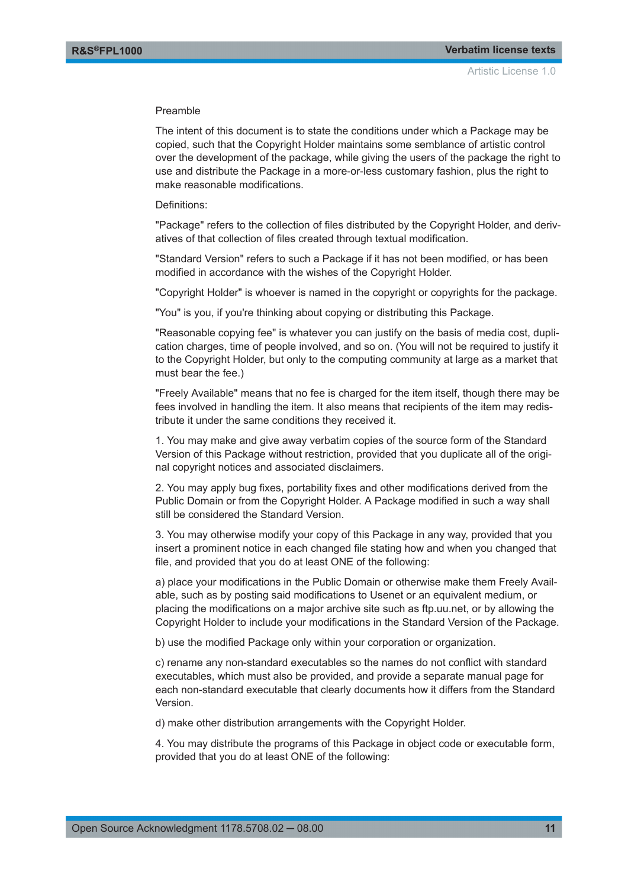Preamble

The intent of this document is to state the conditions under which a Package may be copied, such that the Copyright Holder maintains some semblance of artistic control over the development of the package, while giving the users of the package the right to use and distribute the Package in a more-or-less customary fashion, plus the right to make reasonable modifications.

Definitions:

"Package" refers to the collection of files distributed by the Copyright Holder, and derivatives of that collection of files created through textual modification.

"Standard Version" refers to such a Package if it has not been modified, or has been modified in accordance with the wishes of the Copyright Holder.

"Copyright Holder" is whoever is named in the copyright or copyrights for the package.

"You" is you, if you're thinking about copying or distributing this Package.

"Reasonable copying fee" is whatever you can justify on the basis of media cost, duplication charges, time of people involved, and so on. (You will not be required to justify it to the Copyright Holder, but only to the computing community at large as a market that must bear the fee.)

"Freely Available" means that no fee is charged for the item itself, though there may be fees involved in handling the item. It also means that recipients of the item may redistribute it under the same conditions they received it.

1. You may make and give away verbatim copies of the source form of the Standard Version of this Package without restriction, provided that you duplicate all of the original copyright notices and associated disclaimers.

2. You may apply bug fixes, portability fixes and other modifications derived from the Public Domain or from the Copyright Holder. A Package modified in such a way shall still be considered the Standard Version.

3. You may otherwise modify your copy of this Package in any way, provided that you insert a prominent notice in each changed file stating how and when you changed that file, and provided that you do at least ONE of the following:

a) place your modifications in the Public Domain or otherwise make them Freely Available, such as by posting said modifications to Usenet or an equivalent medium, or placing the modifications on a major archive site such as ftp.uu.net, or by allowing the Copyright Holder to include your modifications in the Standard Version of the Package.

b) use the modified Package only within your corporation or organization.

c) rename any non-standard executables so the names do not conflict with standard executables, which must also be provided, and provide a separate manual page for each non-standard executable that clearly documents how it differs from the Standard Version.

d) make other distribution arrangements with the Copyright Holder.

4. You may distribute the programs of this Package in object code or executable form, provided that you do at least ONE of the following: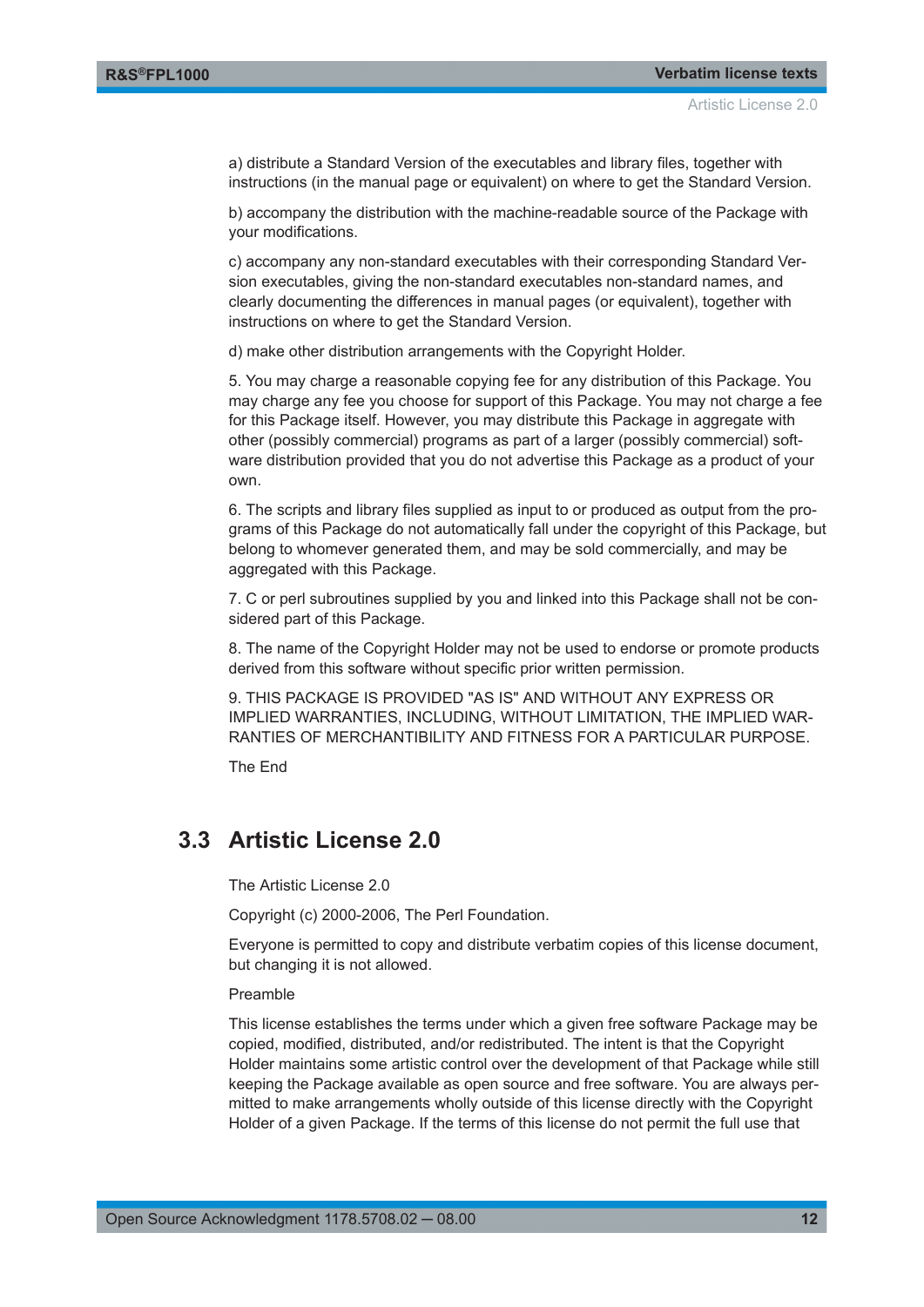a) distribute a Standard Version of the executables and library files, together with instructions (in the manual page or equivalent) on where to get the Standard Version.

b) accompany the distribution with the machine-readable source of the Package with your modifications.

c) accompany any non-standard executables with their corresponding Standard Version executables, giving the non-standard executables non-standard names, and clearly documenting the differences in manual pages (or equivalent), together with instructions on where to get the Standard Version.

d) make other distribution arrangements with the Copyright Holder.

5. You may charge a reasonable copying fee for any distribution of this Package. You may charge any fee you choose for support of this Package. You may not charge a fee for this Package itself. However, you may distribute this Package in aggregate with other (possibly commercial) programs as part of a larger (possibly commercial) software distribution provided that you do not advertise this Package as a product of your own.

6. The scripts and library files supplied as input to or produced as output from the programs of this Package do not automatically fall under the copyright of this Package, but belong to whomever generated them, and may be sold commercially, and may be aggregated with this Package.

7. C or perl subroutines supplied by you and linked into this Package shall not be considered part of this Package.

8. The name of the Copyright Holder may not be used to endorse or promote products derived from this software without specific prior written permission.

9. THIS PACKAGE IS PROVIDED "AS IS" AND WITHOUT ANY EXPRESS OR IMPLIED WARRANTIES, INCLUDING, WITHOUT LIMITATION, THE IMPLIED WARRANTIES OF MERCHANTIBILITY AND FITNESS FOR A PARTICULAR PURPOSE.

The End

## 3.3 Artistic License 2.0

The Artistic License 2.0

Copyright (c) 2000-2006, The Perl Foundation.

Everyone is permitted to copy and distribute verbatim copies of this license document, but changing it is not allowed.

Preamble

This license establishes the terms under which a given free software Package may be copied, modified, distributed, and/or redistributed. The intent is that the Copyright Holder maintains some artistic control over the development of that Package while still keeping the Package available as open source and free software. You are always permitted to make arrangements wholly outside of this license directly with the Copyright Holder of a given Package. If the terms of this license do not permit the full use that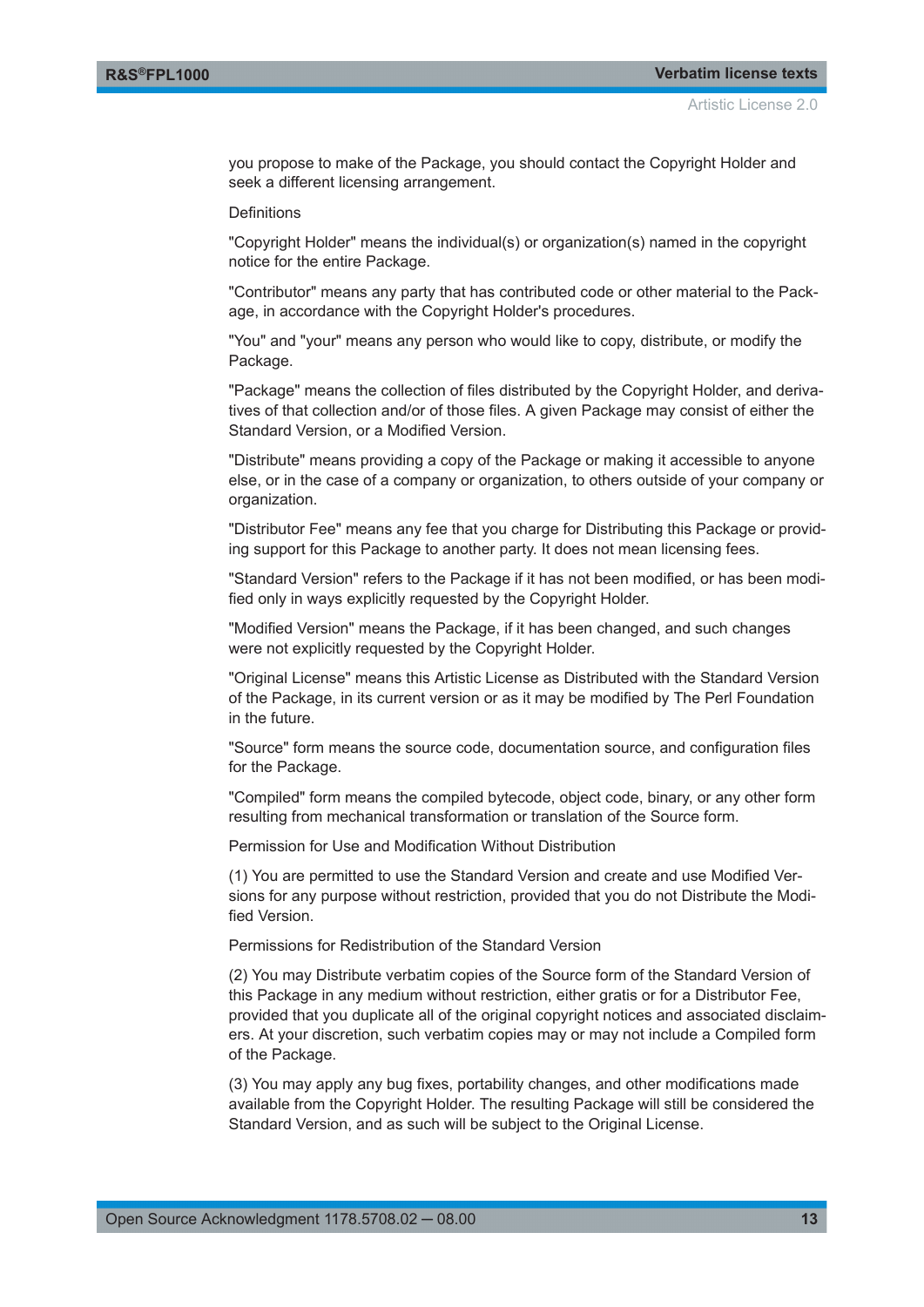you propose to make of the Package, you should contact the Copyright Holder and seek a different licensing arrangement.

Definitions

"Copyright Holder" means the individual(s) or organization(s) named in the copyright notice for the entire Package.

"Contributor" means any party that has contributed code or other material to the Package, in accordance with the Copyright Holder's procedures.

"You" and "your" means any person who would like to copy, distribute, or modify the Package.

"Package" means the collection of files distributed by the Copyright Holder, and derivatives of that collection and/or of those files. A given Package may consist of either the Standard Version, or a Modified Version.

"Distribute" means providing a copy of the Package or making it accessible to anyone else, or in the case of a company or organization, to others outside of your company or organization.

"Distributor Fee" means any fee that you charge for Distributing this Package or providing support for this Package to another party. It does not mean licensing fees.

"Standard Version" refers to the Package if it has not been modified, or has been modified only in ways explicitly requested by the Copyright Holder.

"Modified Version" means the Package, if it has been changed, and such changes were not explicitly requested by the Copyright Holder.

"Original License" means this Artistic License as Distributed with the Standard Version of the Package, in its current version or as it may be modified by The Perl Foundation in the future.

"Source" form means the source code, documentation source, and configuration files for the Package.

"Compiled" form means the compiled bytecode, object code, binary, or any other form resulting from mechanical transformation or translation of the Source form.

Permission for Use and Modification Without Distribution

(1) You are permitted to use the Standard Version and create and use Modified Versions for any purpose without restriction, provided that you do not Distribute the Modified Version.

Permissions for Redistribution of the Standard Version

(2) You may Distribute verbatim copies of the Source form of the Standard Version of this Package in any medium without restriction, either gratis or for a Distributor Fee, provided that you duplicate all of the original copyright notices and associated disclaimers. At your discretion, such verbatim copies may or may not include a Compiled form of the Package.

(3) You may apply any bug fixes, portability changes, and other modifications made available from the Copyright Holder. The resulting Package will still be considered the Standard Version, and as such will be subject to the Original License.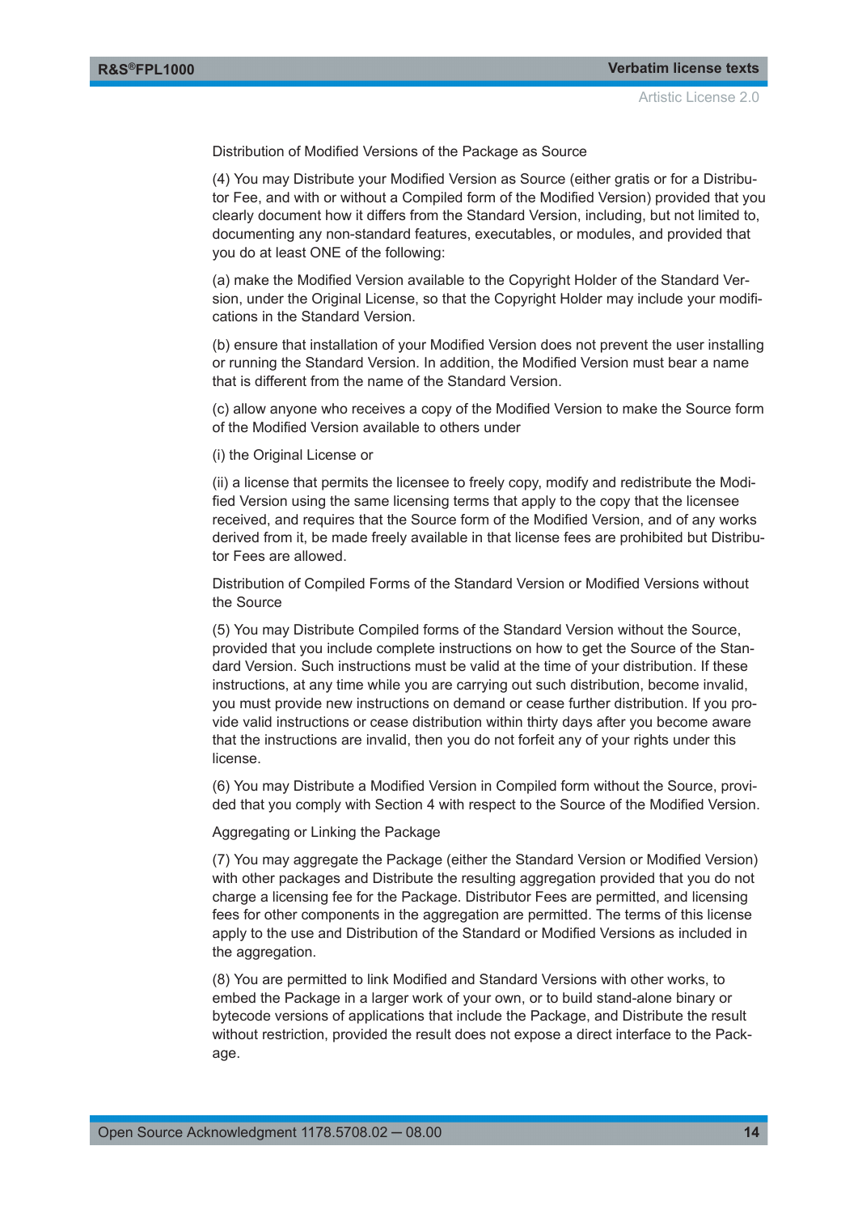Distribution of Modified Versions of the Package as Source

(4) You may Distribute your Modified Version as Source (either gratis or for a Distributor Fee, and with or without a Compiled form of the Modified Version) provided that you clearly document how it differs from the Standard Version, including, but not limited to, documenting any non-standard features, executables, or modules, and provided that you do at least ONE of the following:

(a) make the Modified Version available to the Copyright Holder of the Standard Version, under the Original License, so that the Copyright Holder may include your modifications in the Standard Version.

(b) ensure that installation of your Modified Version does not prevent the user installing or running the Standard Version. In addition, the Modified Version must bear a name that is different from the name of the Standard Version.

(c) allow anyone who receives a copy of the Modified Version to make the Source form of the Modified Version available to others under

(i) the Original License or

(ii) a license that permits the licensee to freely copy, modify and redistribute the Modified Version using the same licensing terms that apply to the copy that the licensee received, and requires that the Source form of the Modified Version, and of any works derived from it, be made freely available in that license fees are prohibited but Distributor Fees are allowed.

Distribution of Compiled Forms of the Standard Version or Modified Versions without the Source

(5) You may Distribute Compiled forms of the Standard Version without the Source, provided that you include complete instructions on how to get the Source of the Standard Version. Such instructions must be valid at the time of your distribution. If these instructions, at any time while you are carrying out such distribution, become invalid, you must provide new instructions on demand or cease further distribution. If you provide valid instructions or cease distribution within thirty days after you become aware that the instructions are invalid, then you do not forfeit any of your rights under this license.

(6) You may Distribute a Modified Version in Compiled form without the Source, provided that you comply with Section 4 with respect to the Source of the Modified Version.

Aggregating or Linking the Package

(7) You may aggregate the Package (either the Standard Version or Modified Version) with other packages and Distribute the resulting aggregation provided that you do not charge a licensing fee for the Package. Distributor Fees are permitted, and licensing fees for other components in the aggregation are permitted. The terms of this license apply to the use and Distribution of the Standard or Modified Versions as included in the aggregation.

(8) You are permitted to link Modified and Standard Versions with other works, to embed the Package in a larger work of your own, or to build stand-alone binary or bytecode versions of applications that include the Package, and Distribute the result without restriction, provided the result does not expose a direct interface to the Package.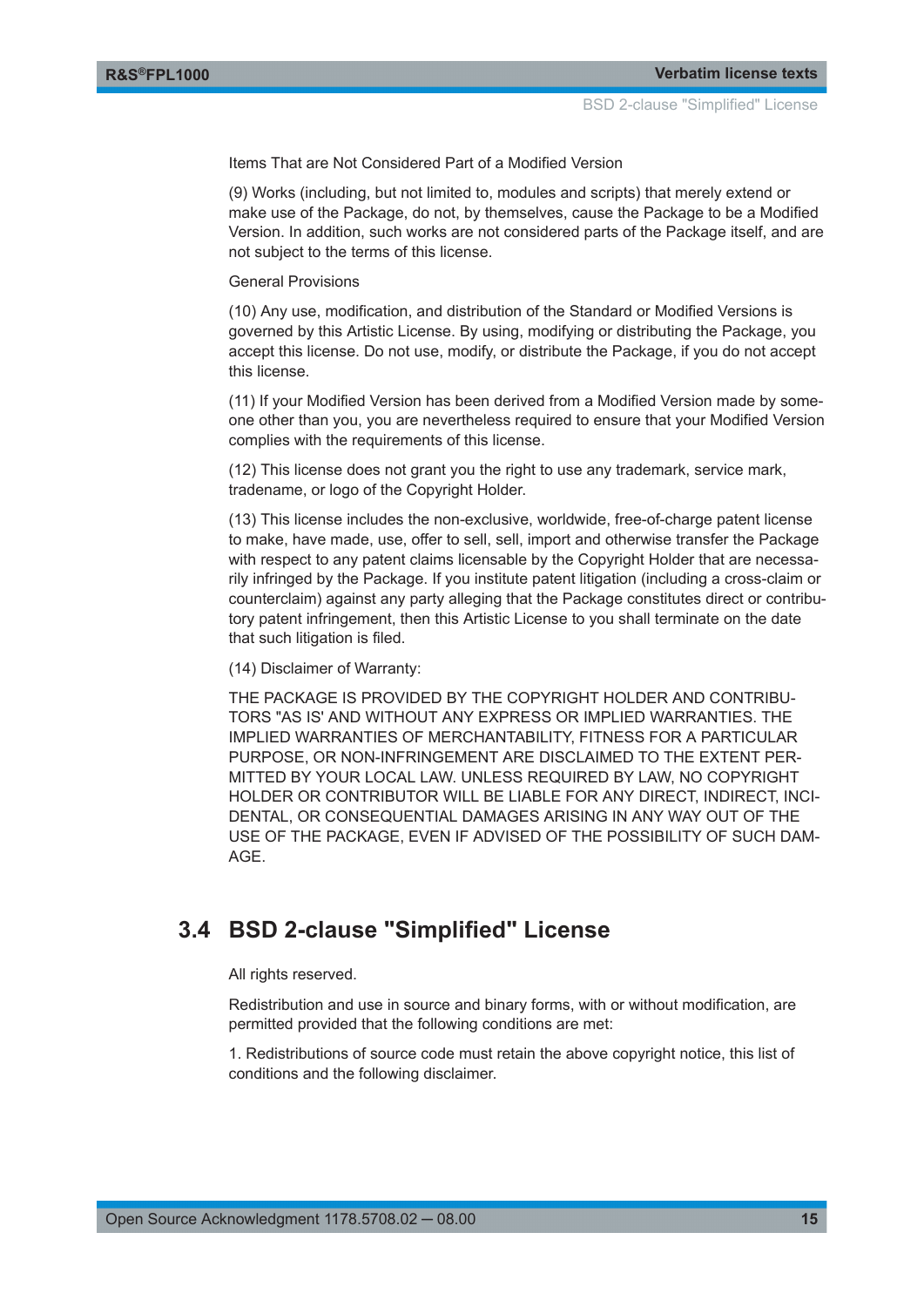Items That are Not Considered Part of a Modified Version

(9) Works (including, but not limited to, modules and scripts) that merely extend or make use of the Package, do not, by themselves, cause the Package to be a Modified Version. In addition, such works are not considered parts of the Package itself, and are not subject to the terms of this license.

General Provisions

(10) Any use, modification, and distribution of the Standard or Modified Versions is governed by this Artistic License. By using, modifying or distributing the Package, you accept this license. Do not use, modify, or distribute the Package, if you do not accept this license.

(11) If your Modified Version has been derived from a Modified Version made by someone other than you, you are nevertheless required to ensure that your Modified Version complies with the requirements of this license.

(12) This license does not grant you the right to use any trademark, service mark, tradename, or logo of the Copyright Holder.

(13) This license includes the non-exclusive, worldwide, free-of-charge patent license to make, have made, use, offer to sell, sell, import and otherwise transfer the Package with respect to any patent claims licensable by the Copyright Holder that are necessarily infringed by the Package. If you institute patent litigation (including a cross-claim or counterclaim) against any party alleging that the Package constitutes direct or contributory patent infringement, then this Artistic License to you shall terminate on the date that such litigation is filed.

(14) Disclaimer of Warranty:

THE PACKAGE IS PROVIDED BY THE COPYRIGHT HOLDER AND CONTRIBUTORS "AS IS' AND WITHOUT ANY EXPRESS OR IMPLIED WARRANTIES. THE IMPLIED WARRANTIES OF MERCHANTABILITY, FITNESS FOR A PARTICULAR PURPOSE, OR NON-INFRINGEMENT ARE DISCLAIMED TO THE EXTENT PERMITTED BY YOUR LOCAL LAW. UNLESS REQUIRED BY LAW, NO COPYRIGHT HOLDER OR CONTRIBUTOR WILL BE LIABLE FOR ANY DIRECT, INDIRECT, INCIDENTAL, OR CONSEQUENTIAL DAMAGES ARISING IN ANY WAY OUT OF THE USE OF THE PACKAGE, EVEN IF ADVISED OF THE POSSIBILITY OF SUCH DAMAGE.

## 3.4 BSD 2-clause "Simplified" License

All rights reserved.

Redistribution and use in source and binary forms, with or without modification, are permitted provided that the following conditions are met:

1. Redistributions of source code must retain the above copyright notice, this list of conditions and the following disclaimer.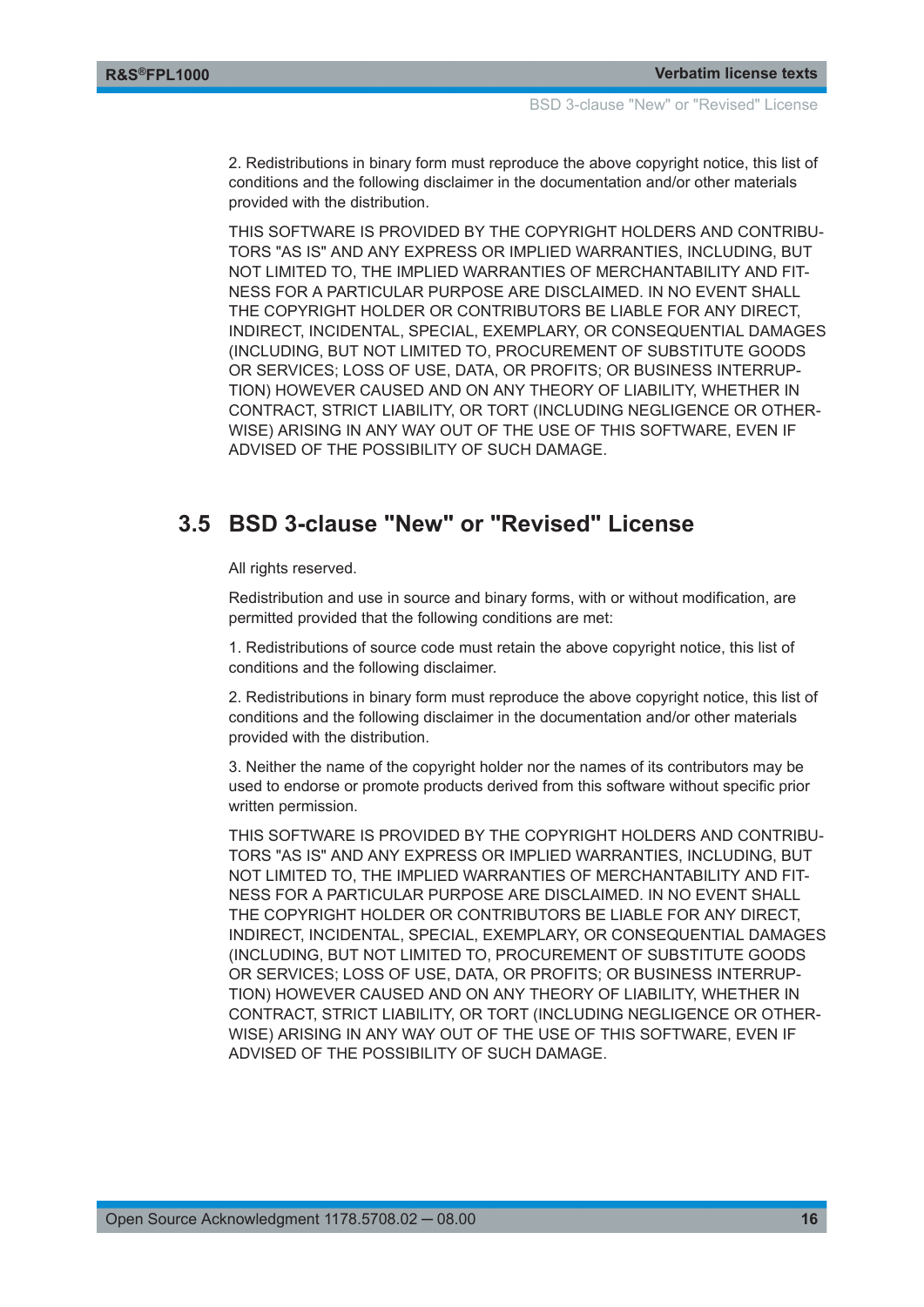2. Redistributions in binary form must reproduce the above copyright notice, this list of conditions and the following disclaimer in the documentation and/or other materials provided with the distribution.

THIS SOFTWARE IS PROVIDED BY THE COPYRIGHT HOLDERS AND CONTRIBUTORS "AS IS" AND ANY EXPRESS OR IMPLIED WARRANTIES, INCLUDING, BUT NOT LIMITED TO, THE IMPLIED WARRANTIES OF MERCHANTABILITY AND FITNESS FOR A PARTICULAR PURPOSE ARE DISCLAIMED. IN NO EVENT SHALL THE COPYRIGHT HOLDER OR CONTRIBUTORS BE LIABLE FOR ANY DIRECT, INDIRECT, INCIDENTAL, SPECIAL, EXEMPLARY, OR CONSEQUENTIAL DAMAGES (INCLUDING, BUT NOT LIMITED TO, PROCUREMENT OF SUBSTITUTE GOODS OR SERVICES; LOSS OF USE, DATA, OR PROFITS; OR BUSINESS INTERRUPTION) HOWEVER CAUSED AND ON ANY THEORY OF LIABILITY, WHETHER IN CONTRACT, STRICT LIABILITY, OR TORT (INCLUDING NEGLIGENCE OR OTHERWISE) ARISING IN ANY WAY OUT OF THE USE OF THIS SOFTWARE, EVEN IF ADVISED OF THE POSSIBILITY OF SUCH DAMAGE.

## 3.5 BSD 3-clause "New" or "Revised" License

All rights reserved.

Redistribution and use in source and binary forms, with or without modification, are permitted provided that the following conditions are met:

1. Redistributions of source code must retain the above copyright notice, this list of conditions and the following disclaimer.

2. Redistributions in binary form must reproduce the above copyright notice, this list of conditions and the following disclaimer in the documentation and/or other materials provided with the distribution.

3. Neither the name of the copyright holder nor the names of its contributors may be used to endorse or promote products derived from this software without specific prior written permission.

THIS SOFTWARE IS PROVIDED BY THE COPYRIGHT HOLDERS AND CONTRIBUTORS "AS IS" AND ANY EXPRESS OR IMPLIED WARRANTIES, INCLUDING, BUT NOT LIMITED TO, THE IMPLIED WARRANTIES OF MERCHANTABILITY AND FITNESS FOR A PARTICULAR PURPOSE ARE DISCLAIMED. IN NO EVENT SHALL THE COPYRIGHT HOLDER OR CONTRIBUTORS BE LIABLE FOR ANY DIRECT, INDIRECT, INCIDENTAL, SPECIAL, EXEMPLARY, OR CONSEQUENTIAL DAMAGES (INCLUDING, BUT NOT LIMITED TO, PROCUREMENT OF SUBSTITUTE GOODS OR SERVICES; LOSS OF USE, DATA, OR PROFITS; OR BUSINESS INTERRUPTION) HOWEVER CAUSED AND ON ANY THEORY OF LIABILITY, WHETHER IN CONTRACT, STRICT LIABILITY, OR TORT (INCLUDING NEGLIGENCE OR OTHERWISE) ARISING IN ANY WAY OUT OF THE USE OF THIS SOFTWARE, EVEN IF ADVISED OF THE POSSIBILITY OF SUCH DAMAGE.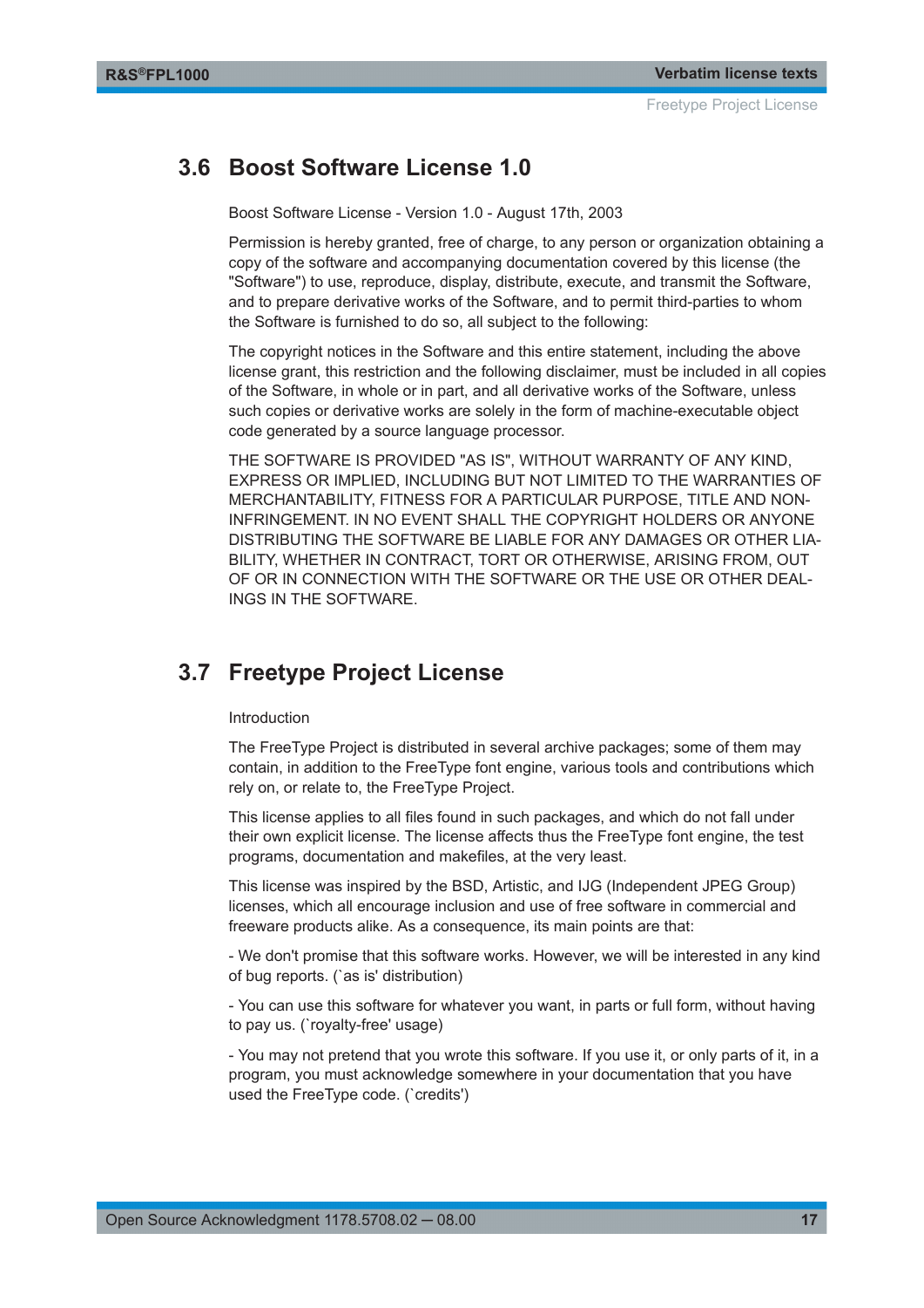## 3.6 Boost Software License 1.0

Boost Software License - Version 1.0 - August 17th, 2003

Permission is hereby granted, free of charge, to any person or organization obtaining a copy of the software and accompanying documentation covered by this license (the "Software") to use, reproduce, display, distribute, execute, and transmit the Software, and to prepare derivative works of the Software, and to permit third-parties to whom the Software is furnished to do so, all subject to the following:

The copyright notices in the Software and this entire statement, including the above license grant, this restriction and the following disclaimer, must be included in all copies of the Software, in whole or in part, and all derivative works of the Software, unless such copies or derivative works are solely in the form of machine-executable object code generated by a source language processor.

THE SOFTWARE IS PROVIDED "AS IS", WITHOUT WARRANTY OF ANY KIND, EXPRESS OR IMPLIED, INCLUDING BUT NOT LIMITED TO THE WARRANTIES OF MERCHANTABILITY, FITNESS FOR A PARTICULAR PURPOSE, TITLE AND NON-INFRINGEMENT. IN NO EVENT SHALL THE COPYRIGHT HOLDERS OR ANYONE DISTRIBUTING THE SOFTWARE BE LIABLE FOR ANY DAMAGES OR OTHER LIABILITY, WHETHER IN CONTRACT, TORT OR OTHERWISE, ARISING FROM, OUT OF OR IN CONNECTION WITH THE SOFTWARE OR THE USE OR OTHER DEALINGS IN THE SOFTWARE.

## 3.7 Freetype Project License

Introduction

The FreeType Project is distributed in several archive packages; some of them may contain, in addition to the FreeType font engine, various tools and contributions which rely on, or relate to, the FreeType Project.

This license applies to all files found in such packages, and which do not fall under their own explicit license. The license affects thus the FreeType font engine, the test programs, documentation and makefiles, at the very least.

This license was inspired by the BSD, Artistic, and IJG (Independent JPEG Group) licenses, which all encourage inclusion and use of free software in commercial and freeware products alike. As a consequence, its main points are that:

- We don't promise that this software works. However, we will be interested in any kind of bug reports. (`as is' distribution)

- You can use this software for whatever you want, in parts or full form, without having to pay us. (`royalty-free' usage)

- You may not pretend that you wrote this software. If you use it, or only parts of it, in a program, you must acknowledge somewhere in your documentation that you have used the FreeType code. (`credits')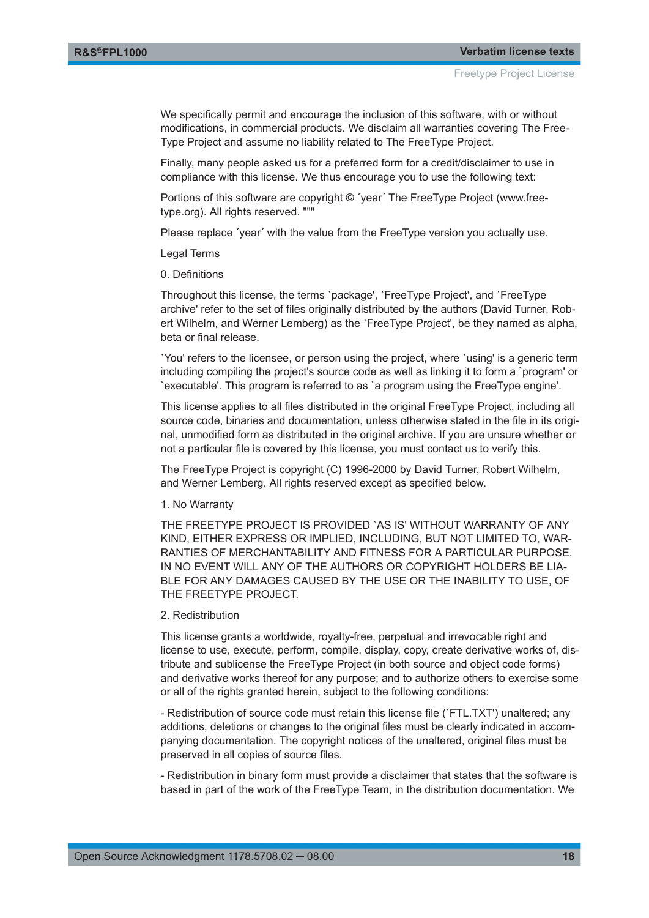We specifically permit and encourage the inclusion of this software, with or without modifications, in commercial products. We disclaim all warranties covering The Free-Type Project and assume no liability related to The FreeType Project.

Finally, many people asked us for a preferred form for a credit/disclaimer to use in compliance with this license. We thus encourage you to use the following text:

Portions of this software are copyright © ´year´ The FreeType Project (www.freetype.org). All rights reserved. """

Please replace ´year´ with the value from the FreeType version you actually use.

Legal Terms

0. Definitions

Throughout this license, the terms `package', `FreeType Project', and `FreeType archive' refer to the set of files originally distributed by the authors (David Turner, Robert Wilhelm, and Werner Lemberg) as the `FreeType Project', be they named as alpha, beta or final release.

`You' refers to the licensee, or person using the project, where `using' is a generic term including compiling the project's source code as well as linking it to form a `program' or `executable'. This program is referred to as `a program using the FreeType engine'.

This license applies to all files distributed in the original FreeType Project, including all source code, binaries and documentation, unless otherwise stated in the file in its original, unmodified form as distributed in the original archive. If you are unsure whether or not a particular file is covered by this license, you must contact us to verify this.

The FreeType Project is copyright (C) 1996-2000 by David Turner, Robert Wilhelm, and Werner Lemberg. All rights reserved except as specified below.

1. No Warranty

THE FREETYPE PROJECT IS PROVIDED `AS IS' WITHOUT WARRANTY OF ANY KIND, EITHER EXPRESS OR IMPLIED, INCLUDING, BUT NOT LIMITED TO, WARRANTIES OF MERCHANTABILITY AND FITNESS FOR A PARTICULAR PURPOSE. IN NO EVENT WILL ANY OF THE AUTHORS OR COPYRIGHT HOLDERS BE LIABLE FOR ANY DAMAGES CAUSED BY THE USE OR THE INABILITY TO USE, OF THE FREETYPE PROJECT.

2. Redistribution

This license grants a worldwide, royalty-free, perpetual and irrevocable right and license to use, execute, perform, compile, display, copy, create derivative works of, distribute and sublicense the FreeType Project (in both source and object code forms) and derivative works thereof for any purpose; and to authorize others to exercise some or all of the rights granted herein, subject to the following conditions:

- Redistribution of source code must retain this license file (`FTL.TXT') unaltered; any additions, deletions or changes to the original files must be clearly indicated in accompanying documentation. The copyright notices of the unaltered, original files must be preserved in all copies of source files.

- Redistribution in binary form must provide a disclaimer that states that the software is based in part of the work of the FreeType Team, in the distribution documentation. We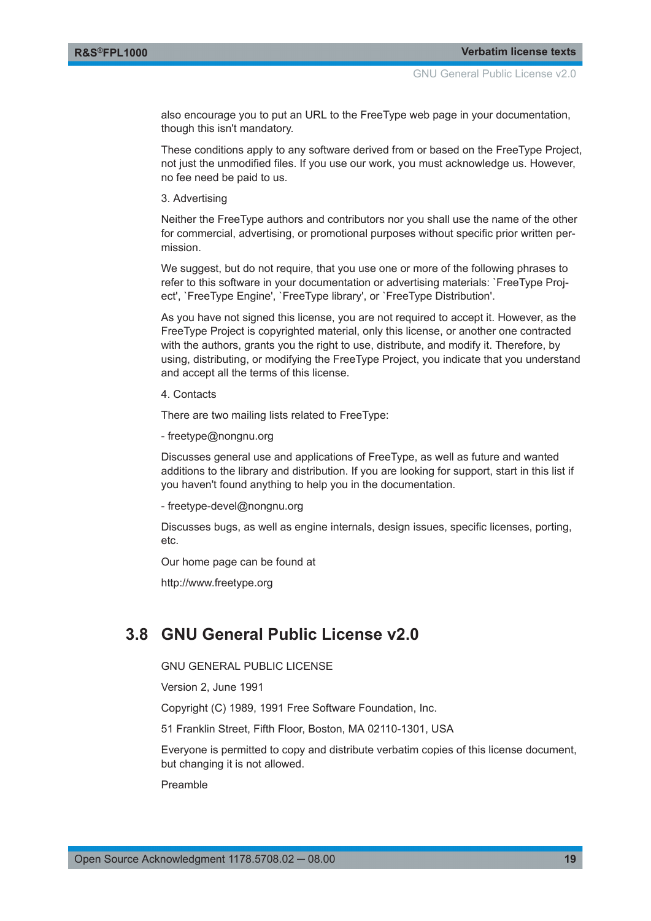also encourage you to put an URL to the FreeType web page in your documentation, though this isn't mandatory.

These conditions apply to any software derived from or based on the FreeType Project, not just the unmodified files. If you use our work, you must acknowledge us. However, no fee need be paid to us.

3. Advertising

Neither the FreeType authors and contributors nor you shall use the name of the other for commercial, advertising, or promotional purposes without specific prior written permission.

We suggest, but do not require, that you use one or more of the following phrases to refer to this software in your documentation or advertising materials: `FreeType Project', `FreeType Engine', `FreeType library', or `FreeType Distribution'.

As you have not signed this license, you are not required to accept it. However, as the FreeType Project is copyrighted material, only this license, or another one contracted with the authors, grants you the right to use, distribute, and modify it. Therefore, by using, distributing, or modifying the FreeType Project, you indicate that you understand and accept all the terms of this license.

4. Contacts

There are two mailing lists related to FreeType:

- freetype@nongnu.org

Discusses general use and applications of FreeType, as well as future and wanted additions to the library and distribution. If you are looking for support, start in this list if you haven't found anything to help you in the documentation.

- freetype-devel@nongnu.org

Discusses bugs, as well as engine internals, design issues, specific licenses, porting, etc.

Our home page can be found at

http://www.freetype.org

## 3.8 GNU General Public License v2.0

GNU GENERAL PUBLIC LICENSE

Version 2, June 1991

Copyright (C) 1989, 1991 Free Software Foundation, Inc.

51 Franklin Street, Fifth Floor, Boston, MA 02110-1301, USA

Everyone is permitted to copy and distribute verbatim copies of this license document, but changing it is not allowed.

Preamble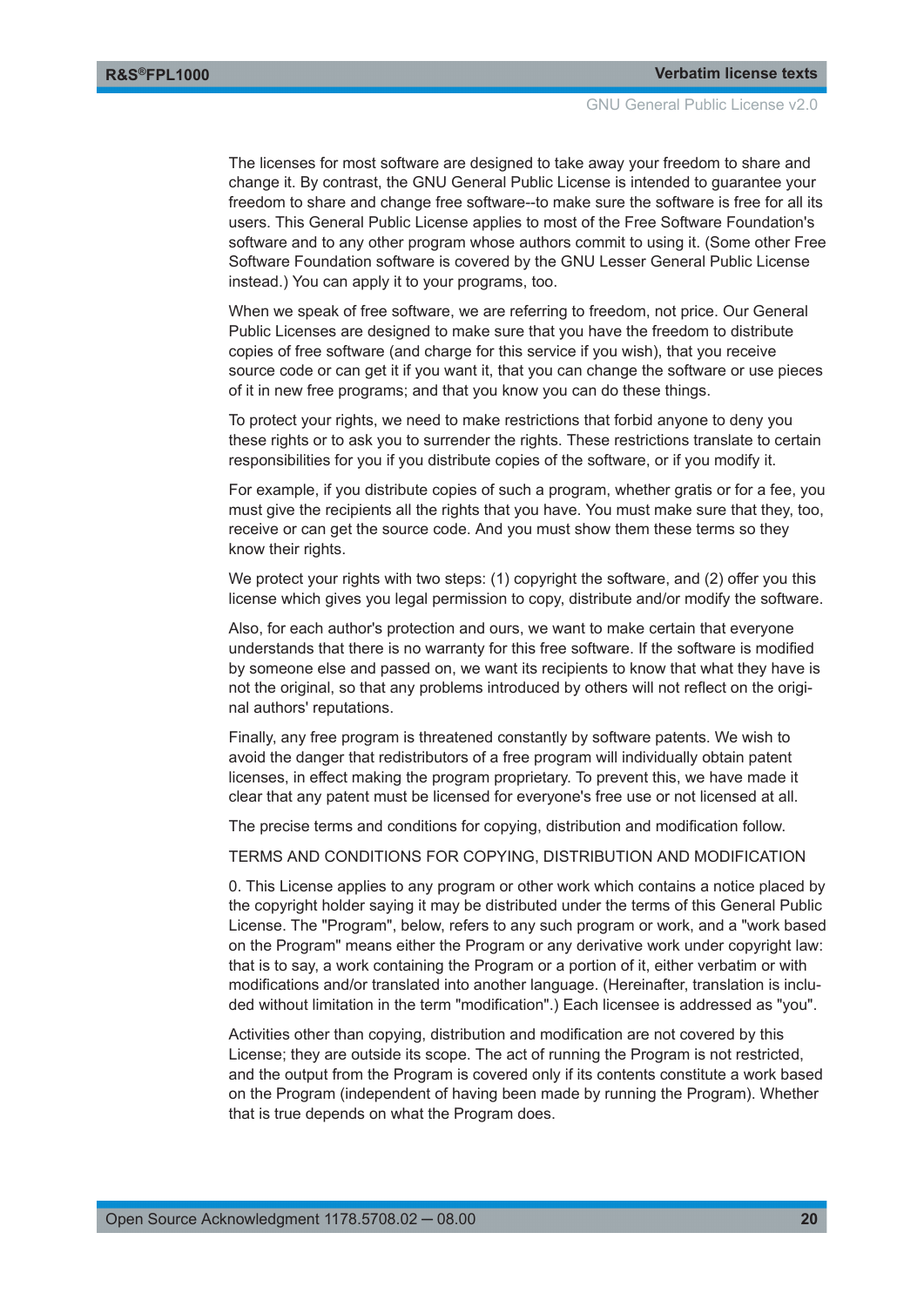The licenses for most software are designed to take away your freedom to share and change it. By contrast, the GNU General Public License is intended to guarantee your freedom to share and change free software--to make sure the software is free for all its users. This General Public License applies to most of the Free Software Foundation's software and to any other program whose authors commit to using it. (Some other Free Software Foundation software is covered by the GNU Lesser General Public License instead.) You can apply it to your programs, too.

When we speak of free software, we are referring to freedom, not price. Our General Public Licenses are designed to make sure that you have the freedom to distribute copies of free software (and charge for this service if you wish), that you receive source code or can get it if you want it, that you can change the software or use pieces of it in new free programs; and that you know you can do these things.

To protect your rights, we need to make restrictions that forbid anyone to deny you these rights or to ask you to surrender the rights. These restrictions translate to certain responsibilities for you if you distribute copies of the software, or if you modify it.

For example, if you distribute copies of such a program, whether gratis or for a fee, you must give the recipients all the rights that you have. You must make sure that they, too, receive or can get the source code. And you must show them these terms so they know their rights.

We protect your rights with two steps: (1) copyright the software, and (2) offer you this license which gives you legal permission to copy, distribute and/or modify the software.

Also, for each author's protection and ours, we want to make certain that everyone understands that there is no warranty for this free software. If the software is modified by someone else and passed on, we want its recipients to know that what they have is not the original, so that any problems introduced by others will not reflect on the original authors' reputations.

Finally, any free program is threatened constantly by software patents. We wish to avoid the danger that redistributors of a free program will individually obtain patent licenses, in effect making the program proprietary. To prevent this, we have made it clear that any patent must be licensed for everyone's free use or not licensed at all.

The precise terms and conditions for copying, distribution and modification follow.

TERMS AND CONDITIONS FOR COPYING, DISTRIBUTION AND MODIFICATION

0. This License applies to any program or other work which contains a notice placed by the copyright holder saying it may be distributed under the terms of this General Public License. The "Program", below, refers to any such program or work, and a "work based on the Program" means either the Program or any derivative work under copyright law: that is to say, a work containing the Program or a portion of it, either verbatim or with modifications and/or translated into another language. (Hereinafter, translation is included without limitation in the term "modification".) Each licensee is addressed as "you".

Activities other than copying, distribution and modification are not covered by this License; they are outside its scope. The act of running the Program is not restricted, and the output from the Program is covered only if its contents constitute a work based on the Program (independent of having been made by running the Program). Whether that is true depends on what the Program does.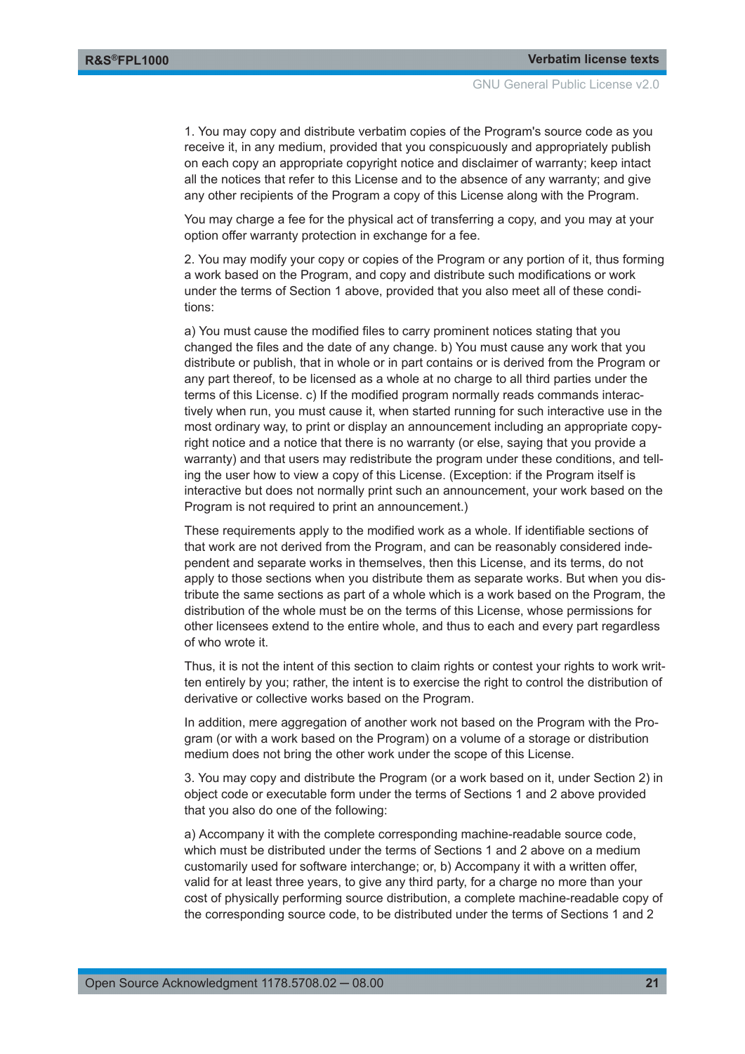1. You may copy and distribute verbatim copies of the Program's source code as you receive it, in any medium, provided that you conspicuously and appropriately publish on each copy an appropriate copyright notice and disclaimer of warranty; keep intact all the notices that refer to this License and to the absence of any warranty; and give any other recipients of the Program a copy of this License along with the Program.

You may charge a fee for the physical act of transferring a copy, and you may at your option offer warranty protection in exchange for a fee.

2. You may modify your copy or copies of the Program or any portion of it, thus forming a work based on the Program, and copy and distribute such modifications or work under the terms of Section 1 above, provided that you also meet all of these conditions:

a) You must cause the modified files to carry prominent notices stating that you changed the files and the date of any change. b) You must cause any work that you distribute or publish, that in whole or in part contains or is derived from the Program or any part thereof, to be licensed as a whole at no charge to all third parties under the terms of this License. c) If the modified program normally reads commands interactively when run, you must cause it, when started running for such interactive use in the most ordinary way, to print or display an announcement including an appropriate copyright notice and a notice that there is no warranty (or else, saying that you provide a warranty) and that users may redistribute the program under these conditions, and telling the user how to view a copy of this License. (Exception: if the Program itself is interactive but does not normally print such an announcement, your work based on the Program is not required to print an announcement.)

These requirements apply to the modified work as a whole. If identifiable sections of that work are not derived from the Program, and can be reasonably considered independent and separate works in themselves, then this License, and its terms, do not apply to those sections when you distribute them as separate works. But when you distribute the same sections as part of a whole which is a work based on the Program, the distribution of the whole must be on the terms of this License, whose permissions for other licensees extend to the entire whole, and thus to each and every part regardless of who wrote it.

Thus, it is not the intent of this section to claim rights or contest your rights to work written entirely by you; rather, the intent is to exercise the right to control the distribution of derivative or collective works based on the Program.

In addition, mere aggregation of another work not based on the Program with the Program (or with a work based on the Program) on a volume of a storage or distribution medium does not bring the other work under the scope of this License.

3. You may copy and distribute the Program (or a work based on it, under Section 2) in object code or executable form under the terms of Sections 1 and 2 above provided that you also do one of the following:

a) Accompany it with the complete corresponding machine-readable source code, which must be distributed under the terms of Sections 1 and 2 above on a medium customarily used for software interchange; or, b) Accompany it with a written offer, valid for at least three years, to give any third party, for a charge no more than your cost of physically performing source distribution, a complete machine-readable copy of the corresponding source code, to be distributed under the terms of Sections 1 and 2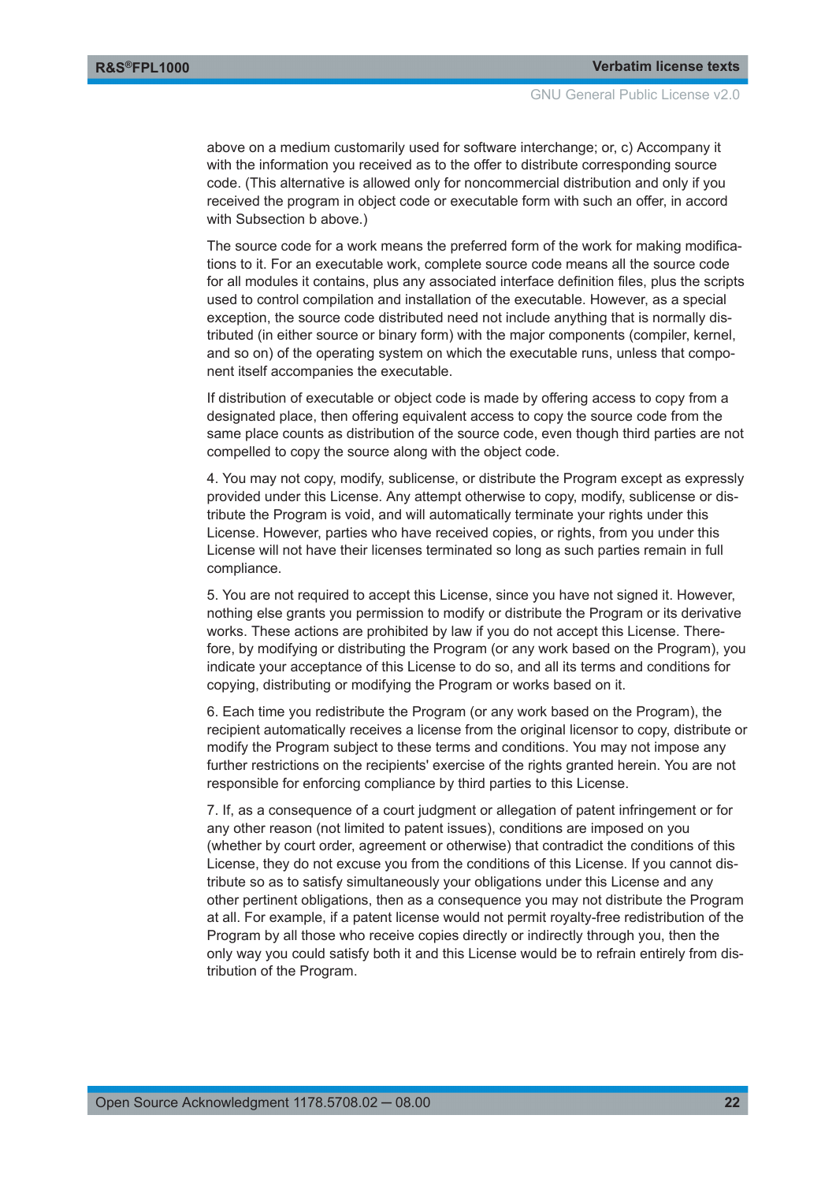above on a medium customarily used for software interchange; or, c) Accompany it with the information you received as to the offer to distribute corresponding source code. (This alternative is allowed only for noncommercial distribution and only if you received the program in object code or executable form with such an offer, in accord with Subsection b above.)

The source code for a work means the preferred form of the work for making modifications to it. For an executable work, complete source code means all the source code for all modules it contains, plus any associated interface definition files, plus the scripts used to control compilation and installation of the executable. However, as a special exception, the source code distributed need not include anything that is normally distributed (in either source or binary form) with the major components (compiler, kernel, and so on) of the operating system on which the executable runs, unless that component itself accompanies the executable.

If distribution of executable or object code is made by offering access to copy from a designated place, then offering equivalent access to copy the source code from the same place counts as distribution of the source code, even though third parties are not compelled to copy the source along with the object code.

4. You may not copy, modify, sublicense, or distribute the Program except as expressly provided under this License. Any attempt otherwise to copy, modify, sublicense or distribute the Program is void, and will automatically terminate your rights under this License. However, parties who have received copies, or rights, from you under this License will not have their licenses terminated so long as such parties remain in full compliance.

5. You are not required to accept this License, since you have not signed it. However, nothing else grants you permission to modify or distribute the Program or its derivative works. These actions are prohibited by law if you do not accept this License. Therefore, by modifying or distributing the Program (or any work based on the Program), you indicate your acceptance of this License to do so, and all its terms and conditions for copying, distributing or modifying the Program or works based on it.

6. Each time you redistribute the Program (or any work based on the Program), the recipient automatically receives a license from the original licensor to copy, distribute or modify the Program subject to these terms and conditions. You may not impose any further restrictions on the recipients' exercise of the rights granted herein. You are not responsible for enforcing compliance by third parties to this License.

7. If, as a consequence of a court judgment or allegation of patent infringement or for any other reason (not limited to patent issues), conditions are imposed on you (whether by court order, agreement or otherwise) that contradict the conditions of this License, they do not excuse you from the conditions of this License. If you cannot distribute so as to satisfy simultaneously your obligations under this License and any other pertinent obligations, then as a consequence you may not distribute the Program at all. For example, if a patent license would not permit royalty-free redistribution of the Program by all those who receive copies directly or indirectly through you, then the only way you could satisfy both it and this License would be to refrain entirely from distribution of the Program.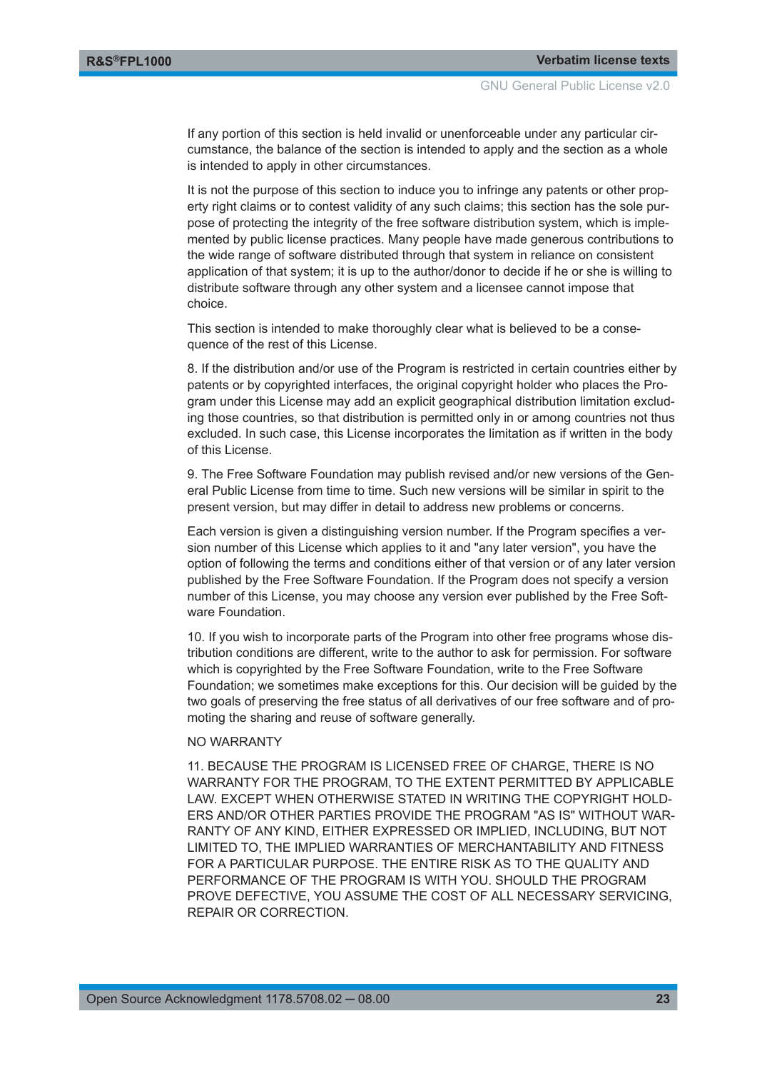If any portion of this section is held invalid or unenforceable under any particular circumstance, the balance of the section is intended to apply and the section as a whole is intended to apply in other circumstances.

It is not the purpose of this section to induce you to infringe any patents or other property right claims or to contest validity of any such claims; this section has the sole purpose of protecting the integrity of the free software distribution system, which is implemented by public license practices. Many people have made generous contributions to the wide range of software distributed through that system in reliance on consistent application of that system; it is up to the author/donor to decide if he or she is willing to distribute software through any other system and a licensee cannot impose that choice.

This section is intended to make thoroughly clear what is believed to be a consequence of the rest of this License.

8. If the distribution and/or use of the Program is restricted in certain countries either by patents or by copyrighted interfaces, the original copyright holder who places the Program under this License may add an explicit geographical distribution limitation excluding those countries, so that distribution is permitted only in or among countries not thus excluded. In such case, this License incorporates the limitation as if written in the body of this License.

9. The Free Software Foundation may publish revised and/or new versions of the General Public License from time to time. Such new versions will be similar in spirit to the present version, but may differ in detail to address new problems or concerns.

Each version is given a distinguishing version number. If the Program specifies a version number of this License which applies to it and "any later version", you have the option of following the terms and conditions either of that version or of any later version published by the Free Software Foundation. If the Program does not specify a version number of this License, you may choose any version ever published by the Free Software Foundation.

10. If you wish to incorporate parts of the Program into other free programs whose distribution conditions are different, write to the author to ask for permission. For software which is copyrighted by the Free Software Foundation, write to the Free Software Foundation; we sometimes make exceptions for this. Our decision will be guided by the two goals of preserving the free status of all derivatives of our free software and of promoting the sharing and reuse of software generally.

NO WARRANTY

11. BECAUSE THE PROGRAM IS LICENSED FREE OF CHARGE, THERE IS NO WARRANTY FOR THE PROGRAM, TO THE EXTENT PERMITTED BY APPLICABLE LAW. EXCEPT WHEN OTHERWISE STATED IN WRITING THE COPYRIGHT HOLDERS AND/OR OTHER PARTIES PROVIDE THE PROGRAM "AS IS" WITHOUT WARRANTY OF ANY KIND, EITHER EXPRESSED OR IMPLIED, INCLUDING, BUT NOT LIMITED TO, THE IMPLIED WARRANTIES OF MERCHANTABILITY AND FITNESS FOR A PARTICULAR PURPOSE. THE ENTIRE RISK AS TO THE QUALITY AND PERFORMANCE OF THE PROGRAM IS WITH YOU. SHOULD THE PROGRAM PROVE DEFECTIVE, YOU ASSUME THE COST OF ALL NECESSARY SERVICING, REPAIR OR CORRECTION.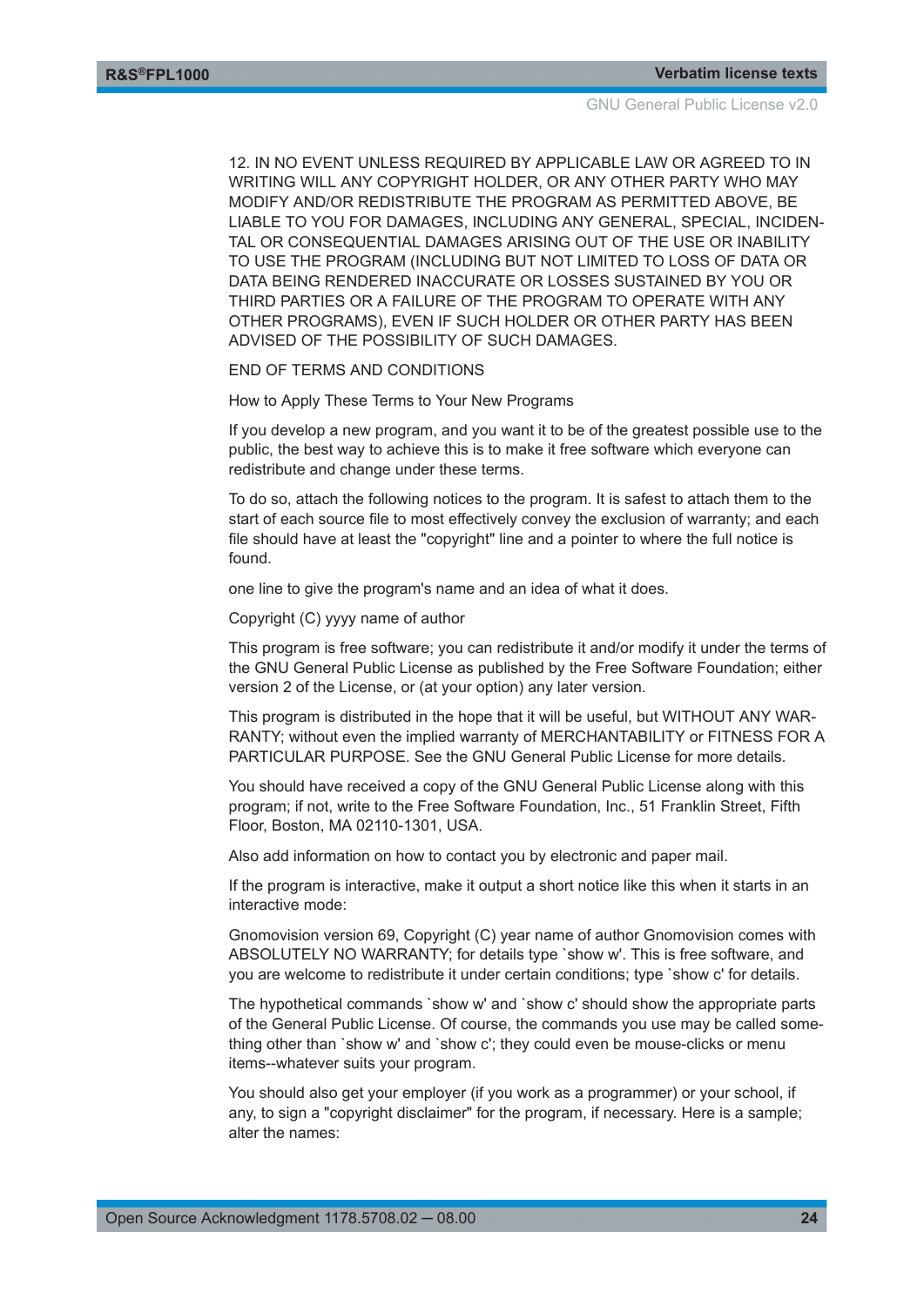12. IN NO EVENT UNLESS REQUIRED BY APPLICABLE LAW OR AGREED TO IN WRITING WILL ANY COPYRIGHT HOLDER, OR ANY OTHER PARTY WHO MAY MODIFY AND/OR REDISTRIBUTE THE PROGRAM AS PERMITTED ABOVE, BE LIABLE TO YOU FOR DAMAGES, INCLUDING ANY GENERAL, SPECIAL, INCIDENTAL OR CONSEQUENTIAL DAMAGES ARISING OUT OF THE USE OR INABILITY TO USE THE PROGRAM (INCLUDING BUT NOT LIMITED TO LOSS OF DATA OR DATA BEING RENDERED INACCURATE OR LOSSES SUSTAINED BY YOU OR THIRD PARTIES OR A FAILURE OF THE PROGRAM TO OPERATE WITH ANY OTHER PROGRAMS), EVEN IF SUCH HOLDER OR OTHER PARTY HAS BEEN ADVISED OF THE POSSIBILITY OF SUCH DAMAGES.

END OF TERMS AND CONDITIONS

How to Apply These Terms to Your New Programs

If you develop a new program, and you want it to be of the greatest possible use to the public, the best way to achieve this is to make it free software which everyone can redistribute and change under these terms.

To do so, attach the following notices to the program. It is safest to attach them to the start of each source file to most effectively convey the exclusion of warranty; and each file should have at least the "copyright" line and a pointer to where the full notice is found.

one line to give the program's name and an idea of what it does.

Copyright (C) yyyy name of author

This program is free software; you can redistribute it and/or modify it under the terms of the GNU General Public License as published by the Free Software Foundation; either version 2 of the License, or (at your option) any later version.

This program is distributed in the hope that it will be useful, but WITHOUT ANY WARRANTY; without even the implied warranty of MERCHANTABILITY or FITNESS FOR A PARTICULAR PURPOSE. See the GNU General Public License for more details.

You should have received a copy of the GNU General Public License along with this program; if not, write to the Free Software Foundation, Inc., 51 Franklin Street, Fifth Floor, Boston, MA 02110-1301, USA.

Also add information on how to contact you by electronic and paper mail.

If the program is interactive, make it output a short notice like this when it starts in an interactive mode:

Gnomovision version 69, Copyright (C) year name of author Gnomovision comes with ABSOLUTELY NO WARRANTY; for details type `show w'. This is free software, and you are welcome to redistribute it under certain conditions; type `show c' for details.

The hypothetical commands `show w' and `show c' should show the appropriate parts of the General Public License. Of course, the commands you use may be called something other than `show w' and `show c'; they could even be mouse-clicks or menu items--whatever suits your program.

You should also get your employer (if you work as a programmer) or your school, if any, to sign a "copyright disclaimer" for the program, if necessary. Here is a sample; alter the names: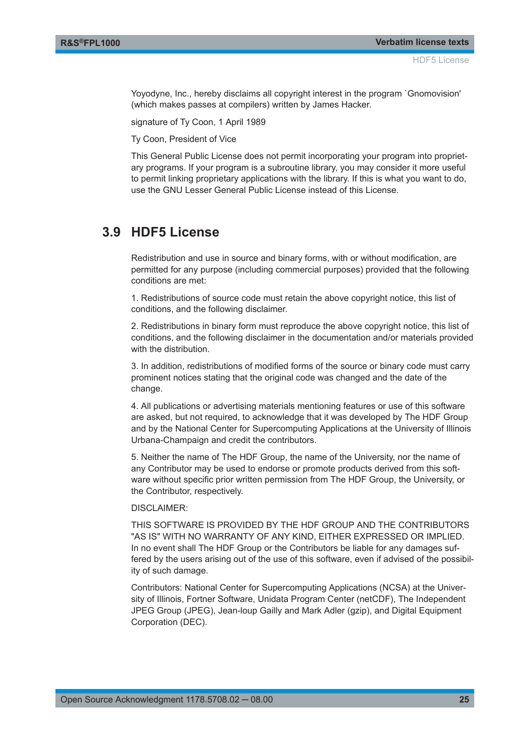Yoyodyne, Inc., hereby disclaims all copyright interest in the program `Gnomovision' (which makes passes at compilers) written by James Hacker.

signature of Ty Coon, 1 April 1989

Ty Coon, President of Vice

This General Public License does not permit incorporating your program into proprietary programs. If your program is a subroutine library, you may consider it more useful to permit linking proprietary applications with the library. If this is what you want to do, use the GNU Lesser General Public License instead of this License.

## 3.9 HDF5 License

Redistribution and use in source and binary forms, with or without modification, are permitted for any purpose (including commercial purposes) provided that the following conditions are met:

1. Redistributions of source code must retain the above copyright notice, this list of conditions, and the following disclaimer.

2. Redistributions in binary form must reproduce the above copyright notice, this list of conditions, and the following disclaimer in the documentation and/or materials provided with the distribution.

3. In addition, redistributions of modified forms of the source or binary code must carry prominent notices stating that the original code was changed and the date of the change.

4. All publications or advertising materials mentioning features or use of this software are asked, but not required, to acknowledge that it was developed by The HDF Group and by the National Center for Supercomputing Applications at the University of Illinois Urbana-Champaign and credit the contributors.

5. Neither the name of The HDF Group, the name of the University, nor the name of any Contributor may be used to endorse or promote products derived from this software without specific prior written permission from The HDF Group, the University, or the Contributor, respectively.

DISCLAIMER:

THIS SOFTWARE IS PROVIDED BY THE HDF GROUP AND THE CONTRIBUTORS "AS IS" WITH NO WARRANTY OF ANY KIND, EITHER EXPRESSED OR IMPLIED. In no event shall The HDF Group or the Contributors be liable for any damages suffered by the users arising out of the use of this software, even if advised of the possibility of such damage.

Contributors: National Center for Supercomputing Applications (NCSA) at the University of Illinois, Fortner Software, Unidata Program Center (netCDF), The Independent JPEG Group (JPEG), Jean-loup Gailly and Mark Adler (gzip), and Digital Equipment Corporation (DEC).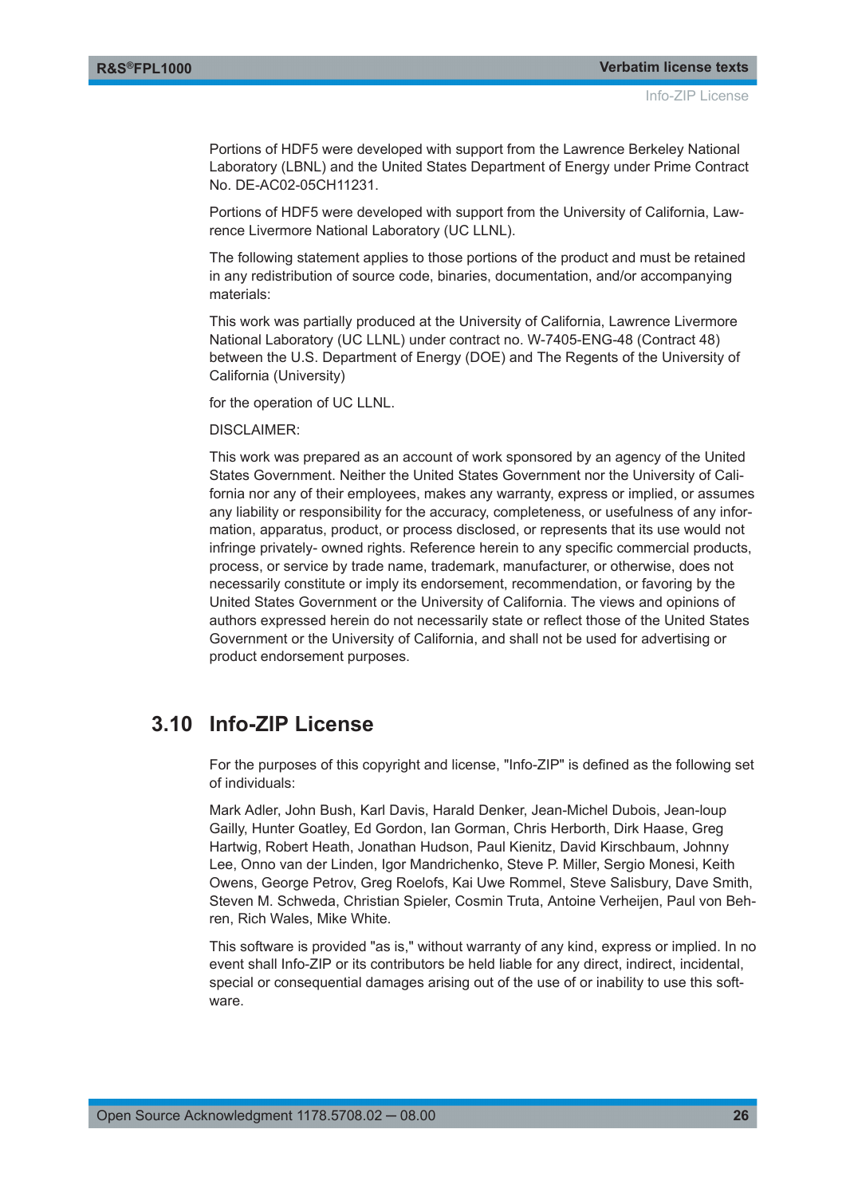Portions of HDF5 were developed with support from the Lawrence Berkeley National Laboratory (LBNL) and the United States Department of Energy under Prime Contract No. DE-AC02-05CH11231.

Portions of HDF5 were developed with support from the University of California, Lawrence Livermore National Laboratory (UC LLNL).

The following statement applies to those portions of the product and must be retained in any redistribution of source code, binaries, documentation, and/or accompanying materials:

This work was partially produced at the University of California, Lawrence Livermore National Laboratory (UC LLNL) under contract no. W-7405-ENG-48 (Contract 48) between the U.S. Department of Energy (DOE) and The Regents of the University of California (University)

for the operation of UC LLNL.

DISCLAIMER:

This work was prepared as an account of work sponsored by an agency of the United States Government. Neither the United States Government nor the University of California nor any of their employees, makes any warranty, express or implied, or assumes any liability or responsibility for the accuracy, completeness, or usefulness of any information, apparatus, product, or process disclosed, or represents that its use would not infringe privately- owned rights. Reference herein to any specific commercial products, process, or service by trade name, trademark, manufacturer, or otherwise, does not necessarily constitute or imply its endorsement, recommendation, or favoring by the United States Government or the University of California. The views and opinions of authors expressed herein do not necessarily state or reflect those of the United States Government or the University of California, and shall not be used for advertising or product endorsement purposes.

## 3.10 Info-ZIP License

For the purposes of this copyright and license, "Info-ZIP" is defined as the following set of individuals:

Mark Adler, John Bush, Karl Davis, Harald Denker, Jean-Michel Dubois, Jean-loup Gailly, Hunter Goatley, Ed Gordon, Ian Gorman, Chris Herborth, Dirk Haase, Greg Hartwig, Robert Heath, Jonathan Hudson, Paul Kienitz, David Kirschbaum, Johnny Lee, Onno van der Linden, Igor Mandrichenko, Steve P. Miller, Sergio Monesi, Keith Owens, George Petrov, Greg Roelofs, Kai Uwe Rommel, Steve Salisbury, Dave Smith, Steven M. Schweda, Christian Spieler, Cosmin Truta, Antoine Verheijen, Paul von Behren, Rich Wales, Mike White.

This software is provided "as is," without warranty of any kind, express or implied. In no event shall Info-ZIP or its contributors be held liable for any direct, indirect, incidental, special or consequential damages arising out of the use of or inability to use this software.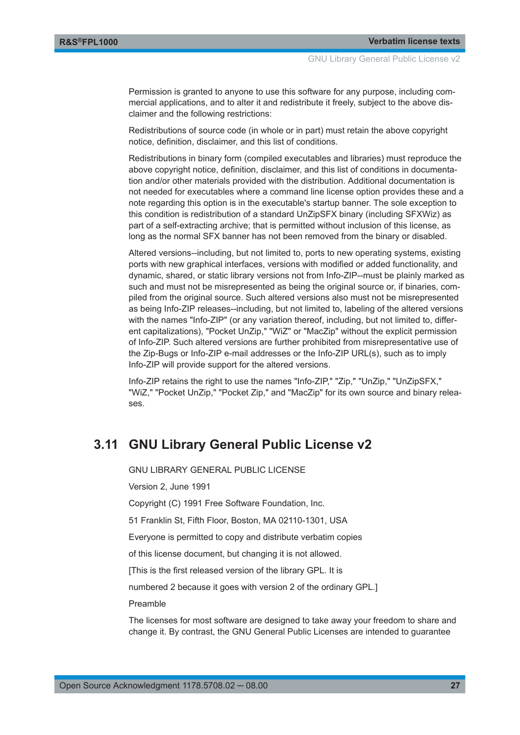Permission is granted to anyone to use this software for any purpose, including commercial applications, and to alter it and redistribute it freely, subject to the above disclaimer and the following restrictions:

Redistributions of source code (in whole or in part) must retain the above copyright notice, definition, disclaimer, and this list of conditions.

Redistributions in binary form (compiled executables and libraries) must reproduce the above copyright notice, definition, disclaimer, and this list of conditions in documentation and/or other materials provided with the distribution. Additional documentation is not needed for executables where a command line license option provides these and a note regarding this option is in the executable's startup banner. The sole exception to this condition is redistribution of a standard UnZipSFX binary (including SFXWiz) as part of a self-extracting archive; that is permitted without inclusion of this license, as long as the normal SFX banner has not been removed from the binary or disabled.

Altered versions--including, but not limited to, ports to new operating systems, existing ports with new graphical interfaces, versions with modified or added functionality, and dynamic, shared, or static library versions not from Info-ZIP--must be plainly marked as such and must not be misrepresented as being the original source or, if binaries, compiled from the original source. Such altered versions also must not be misrepresented as being Info-ZIP releases--including, but not limited to, labeling of the altered versions with the names "Info-ZIP" (or any variation thereof, including, but not limited to, different capitalizations), "Pocket UnZip," "WiZ" or "MacZip" without the explicit permission of Info-ZIP. Such altered versions are further prohibited from misrepresentative use of the Zip-Bugs or Info-ZIP e-mail addresses or the Info-ZIP URL(s), such as to imply Info-ZIP will provide support for the altered versions.

Info-ZIP retains the right to use the names "Info-ZIP," "Zip," "UnZip," "UnZipSFX," "WiZ," "Pocket UnZip," "Pocket Zip," and "MacZip" for its own source and binary releases.

## 3.11 GNU Library General Public License v2

GNU LIBRARY GENERAL PUBLIC LICENSE

Version 2, June 1991

Copyright (C) 1991 Free Software Foundation, Inc.

51 Franklin St, Fifth Floor, Boston, MA 02110-1301, USA

Everyone is permitted to copy and distribute verbatim copies

of this license document, but changing it is not allowed.

[This is the first released version of the library GPL. It is

numbered 2 because it goes with version 2 of the ordinary GPL.]

Preamble

The licenses for most software are designed to take away your freedom to share and change it. By contrast, the GNU General Public Licenses are intended to guarantee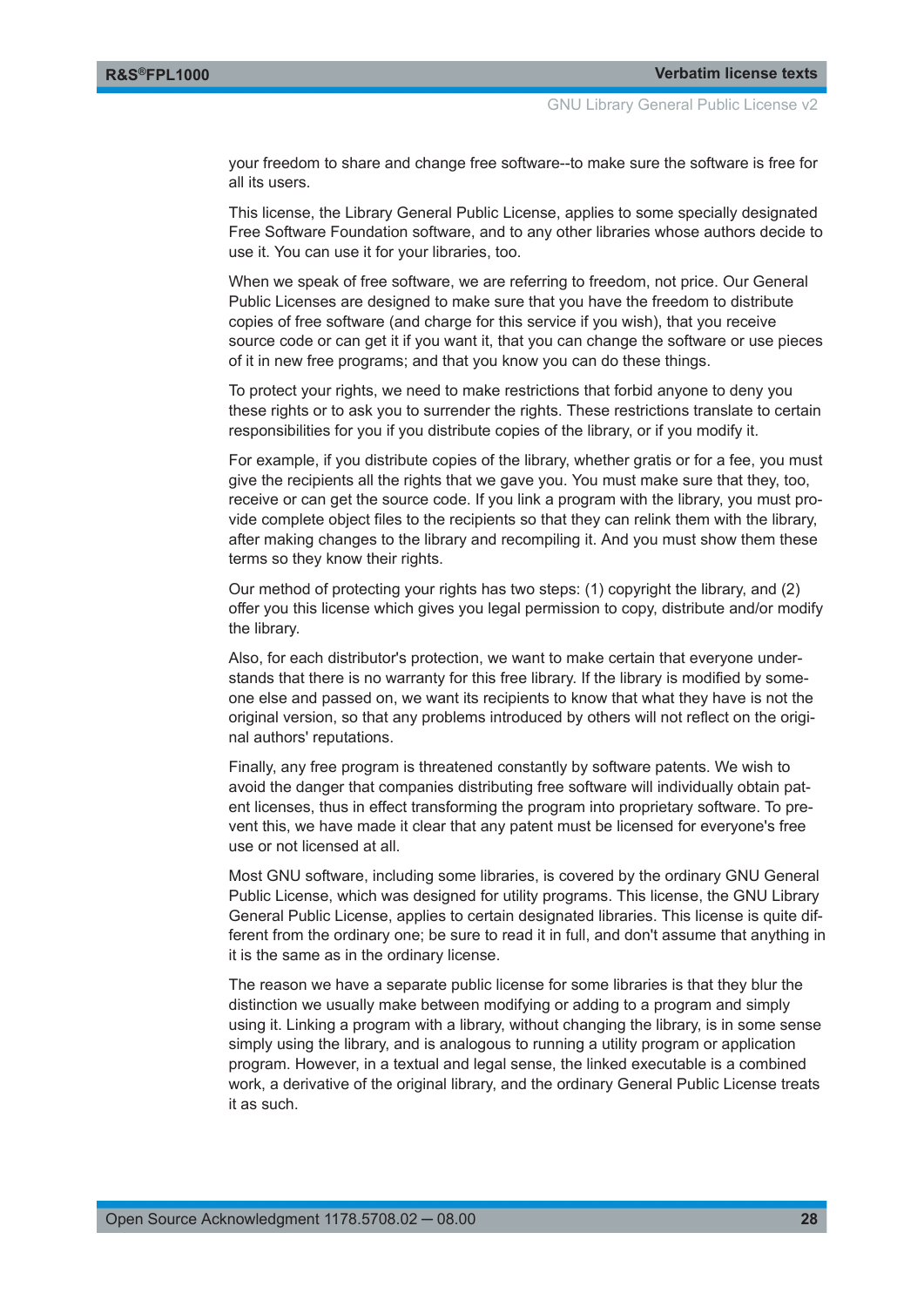your freedom to share and change free software--to make sure the software is free for all its users.

This license, the Library General Public License, applies to some specially designated Free Software Foundation software, and to any other libraries whose authors decide to use it. You can use it for your libraries, too.

When we speak of free software, we are referring to freedom, not price. Our General Public Licenses are designed to make sure that you have the freedom to distribute copies of free software (and charge for this service if you wish), that you receive source code or can get it if you want it, that you can change the software or use pieces of it in new free programs; and that you know you can do these things.

To protect your rights, we need to make restrictions that forbid anyone to deny you these rights or to ask you to surrender the rights. These restrictions translate to certain responsibilities for you if you distribute copies of the library, or if you modify it.

For example, if you distribute copies of the library, whether gratis or for a fee, you must give the recipients all the rights that we gave you. You must make sure that they, too, receive or can get the source code. If you link a program with the library, you must provide complete object files to the recipients so that they can relink them with the library, after making changes to the library and recompiling it. And you must show them these terms so they know their rights.

Our method of protecting your rights has two steps: (1) copyright the library, and (2) offer you this license which gives you legal permission to copy, distribute and/or modify the library.

Also, for each distributor's protection, we want to make certain that everyone understands that there is no warranty for this free library. If the library is modified by someone else and passed on, we want its recipients to know that what they have is not the original version, so that any problems introduced by others will not reflect on the original authors' reputations.

Finally, any free program is threatened constantly by software patents. We wish to avoid the danger that companies distributing free software will individually obtain patent licenses, thus in effect transforming the program into proprietary software. To prevent this, we have made it clear that any patent must be licensed for everyone's free use or not licensed at all.

Most GNU software, including some libraries, is covered by the ordinary GNU General Public License, which was designed for utility programs. This license, the GNU Library General Public License, applies to certain designated libraries. This license is quite different from the ordinary one; be sure to read it in full, and don't assume that anything in it is the same as in the ordinary license.

The reason we have a separate public license for some libraries is that they blur the distinction we usually make between modifying or adding to a program and simply using it. Linking a program with a library, without changing the library, is in some sense simply using the library, and is analogous to running a utility program or application program. However, in a textual and legal sense, the linked executable is a combined work, a derivative of the original library, and the ordinary General Public License treats it as such.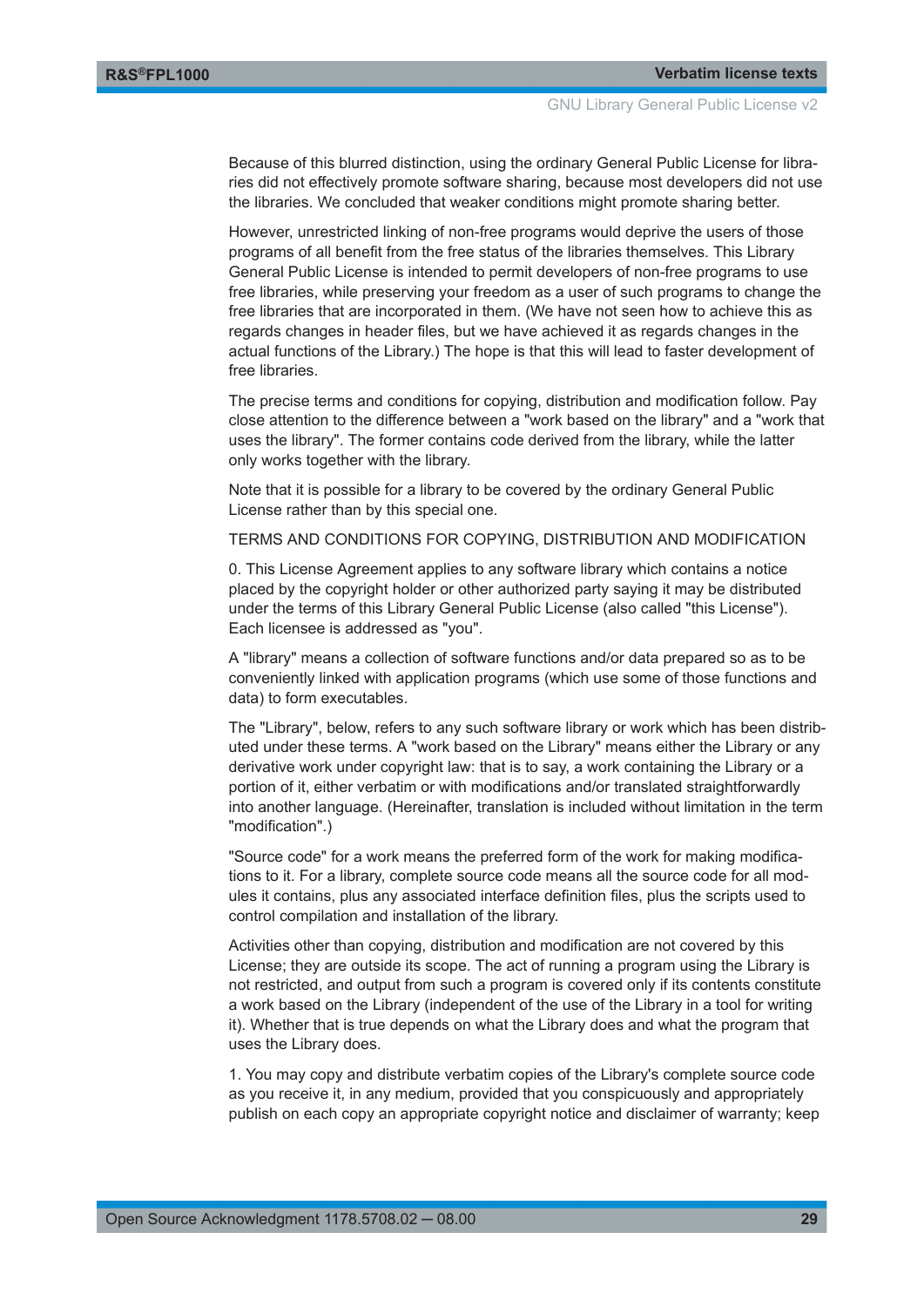Because of this blurred distinction, using the ordinary General Public License for libraries did not effectively promote software sharing, because most developers did not use the libraries. We concluded that weaker conditions might promote sharing better.

However, unrestricted linking of non-free programs would deprive the users of those programs of all benefit from the free status of the libraries themselves. This Library General Public License is intended to permit developers of non-free programs to use free libraries, while preserving your freedom as a user of such programs to change the free libraries that are incorporated in them. (We have not seen how to achieve this as regards changes in header files, but we have achieved it as regards changes in the actual functions of the Library.) The hope is that this will lead to faster development of free libraries.

The precise terms and conditions for copying, distribution and modification follow. Pay close attention to the difference between a "work based on the library" and a "work that uses the library". The former contains code derived from the library, while the latter only works together with the library.

Note that it is possible for a library to be covered by the ordinary General Public License rather than by this special one.

TERMS AND CONDITIONS FOR COPYING, DISTRIBUTION AND MODIFICATION

0. This License Agreement applies to any software library which contains a notice placed by the copyright holder or other authorized party saying it may be distributed under the terms of this Library General Public License (also called "this License"). Each licensee is addressed as "you".

A "library" means a collection of software functions and/or data prepared so as to be conveniently linked with application programs (which use some of those functions and data) to form executables.

The "Library", below, refers to any such software library or work which has been distributed under these terms. A "work based on the Library" means either the Library or any derivative work under copyright law: that is to say, a work containing the Library or a portion of it, either verbatim or with modifications and/or translated straightforwardly into another language. (Hereinafter, translation is included without limitation in the term "modification".)

"Source code" for a work means the preferred form of the work for making modifications to it. For a library, complete source code means all the source code for all modules it contains, plus any associated interface definition files, plus the scripts used to control compilation and installation of the library.

Activities other than copying, distribution and modification are not covered by this License; they are outside its scope. The act of running a program using the Library is not restricted, and output from such a program is covered only if its contents constitute a work based on the Library (independent of the use of the Library in a tool for writing it). Whether that is true depends on what the Library does and what the program that uses the Library does.

1. You may copy and distribute verbatim copies of the Library's complete source code as you receive it, in any medium, provided that you conspicuously and appropriately publish on each copy an appropriate copyright notice and disclaimer of warranty; keep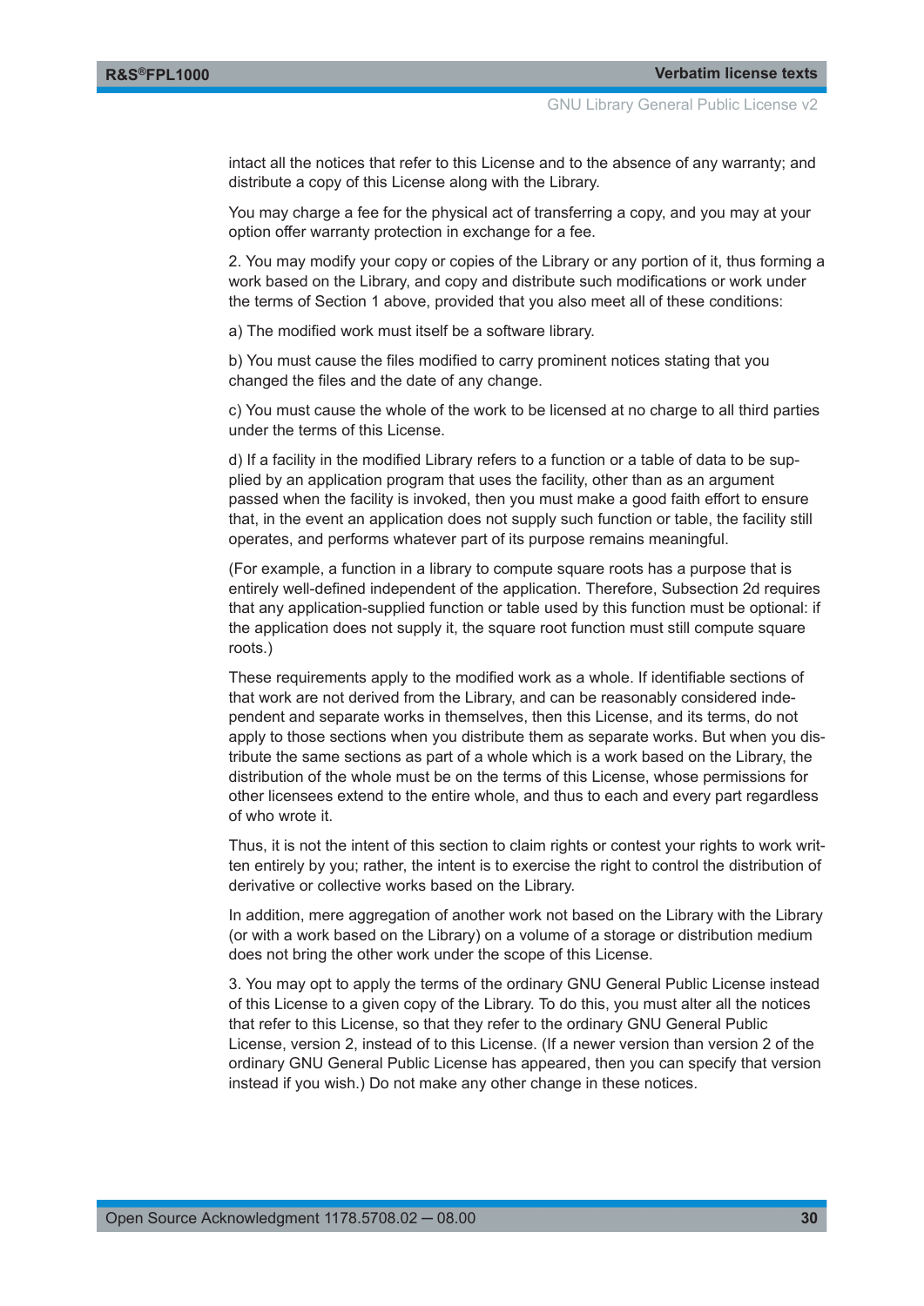intact all the notices that refer to this License and to the absence of any warranty; and distribute a copy of this License along with the Library.

You may charge a fee for the physical act of transferring a copy, and you may at your option offer warranty protection in exchange for a fee.

2. You may modify your copy or copies of the Library or any portion of it, thus forming a work based on the Library, and copy and distribute such modifications or work under the terms of Section 1 above, provided that you also meet all of these conditions:

a) The modified work must itself be a software library.

b) You must cause the files modified to carry prominent notices stating that you changed the files and the date of any change.

c) You must cause the whole of the work to be licensed at no charge to all third parties under the terms of this License.

d) If a facility in the modified Library refers to a function or a table of data to be supplied by an application program that uses the facility, other than as an argument passed when the facility is invoked, then you must make a good faith effort to ensure that, in the event an application does not supply such function or table, the facility still operates, and performs whatever part of its purpose remains meaningful.

(For example, a function in a library to compute square roots has a purpose that is entirely well-defined independent of the application. Therefore, Subsection 2d requires that any application-supplied function or table used by this function must be optional: if the application does not supply it, the square root function must still compute square roots.)

These requirements apply to the modified work as a whole. If identifiable sections of that work are not derived from the Library, and can be reasonably considered independent and separate works in themselves, then this License, and its terms, do not apply to those sections when you distribute them as separate works. But when you distribute the same sections as part of a whole which is a work based on the Library, the distribution of the whole must be on the terms of this License, whose permissions for other licensees extend to the entire whole, and thus to each and every part regardless of who wrote it.

Thus, it is not the intent of this section to claim rights or contest your rights to work written entirely by you; rather, the intent is to exercise the right to control the distribution of derivative or collective works based on the Library.

In addition, mere aggregation of another work not based on the Library with the Library (or with a work based on the Library) on a volume of a storage or distribution medium does not bring the other work under the scope of this License.

3. You may opt to apply the terms of the ordinary GNU General Public License instead of this License to a given copy of the Library. To do this, you must alter all the notices that refer to this License, so that they refer to the ordinary GNU General Public License, version 2, instead of to this License. (If a newer version than version 2 of the ordinary GNU General Public License has appeared, then you can specify that version instead if you wish.) Do not make any other change in these notices.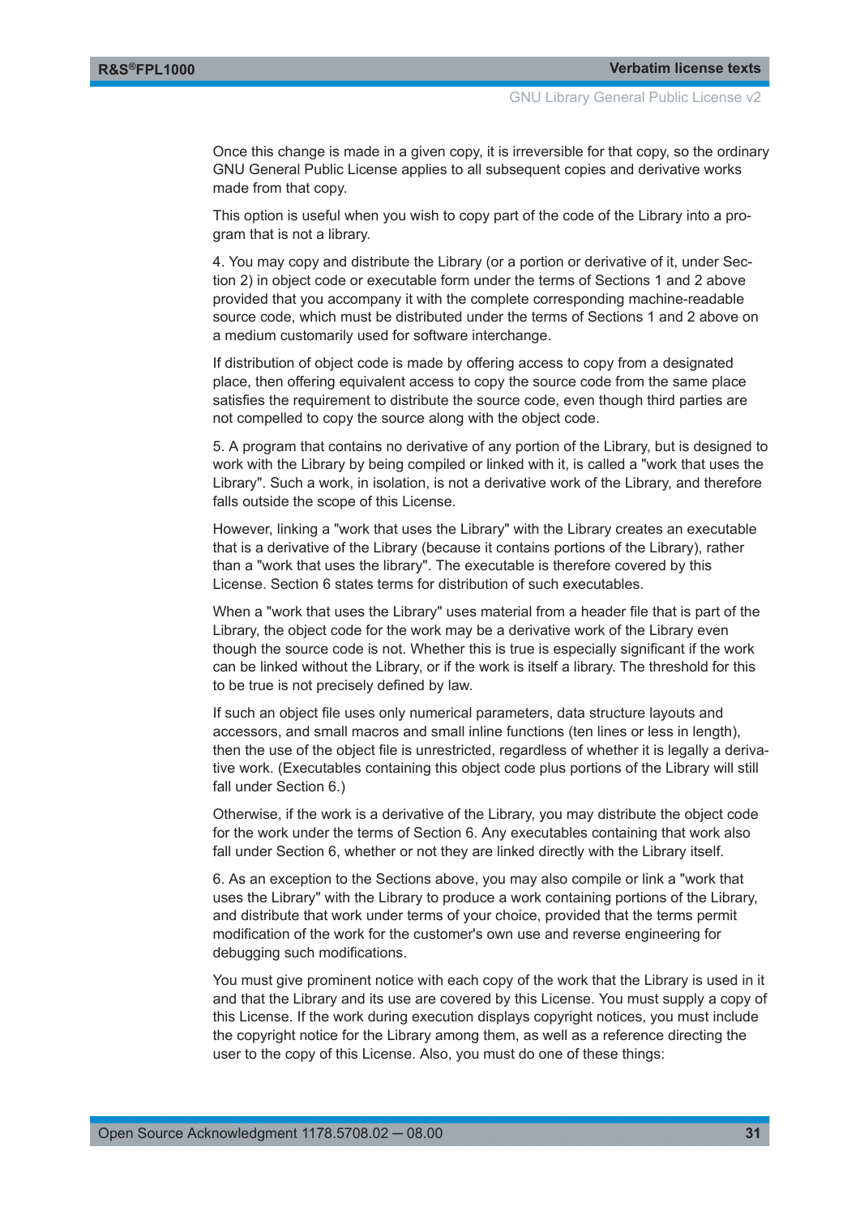Once this change is made in a given copy, it is irreversible for that copy, so the ordinary GNU General Public License applies to all subsequent copies and derivative works made from that copy.

This option is useful when you wish to copy part of the code of the Library into a program that is not a library.

4. You may copy and distribute the Library (or a portion or derivative of it, under Section 2) in object code or executable form under the terms of Sections 1 and 2 above provided that you accompany it with the complete corresponding machine-readable source code, which must be distributed under the terms of Sections 1 and 2 above on a medium customarily used for software interchange.

If distribution of object code is made by offering access to copy from a designated place, then offering equivalent access to copy the source code from the same place satisfies the requirement to distribute the source code, even though third parties are not compelled to copy the source along with the object code.

5. A program that contains no derivative of any portion of the Library, but is designed to work with the Library by being compiled or linked with it, is called a "work that uses the Library". Such a work, in isolation, is not a derivative work of the Library, and therefore falls outside the scope of this License.

However, linking a "work that uses the Library" with the Library creates an executable that is a derivative of the Library (because it contains portions of the Library), rather than a "work that uses the library". The executable is therefore covered by this License. Section 6 states terms for distribution of such executables.

When a "work that uses the Library" uses material from a header file that is part of the Library, the object code for the work may be a derivative work of the Library even though the source code is not. Whether this is true is especially significant if the work can be linked without the Library, or if the work is itself a library. The threshold for this to be true is not precisely defined by law.

If such an object file uses only numerical parameters, data structure layouts and accessors, and small macros and small inline functions (ten lines or less in length), then the use of the object file is unrestricted, regardless of whether it is legally a derivative work. (Executables containing this object code plus portions of the Library will still fall under Section 6.)

Otherwise, if the work is a derivative of the Library, you may distribute the object code for the work under the terms of Section 6. Any executables containing that work also fall under Section 6, whether or not they are linked directly with the Library itself.

6. As an exception to the Sections above, you may also compile or link a "work that uses the Library" with the Library to produce a work containing portions of the Library, and distribute that work under terms of your choice, provided that the terms permit modification of the work for the customer's own use and reverse engineering for debugging such modifications.

You must give prominent notice with each copy of the work that the Library is used in it and that the Library and its use are covered by this License. You must supply a copy of this License. If the work during execution displays copyright notices, you must include the copyright notice for the Library among them, as well as a reference directing the user to the copy of this License. Also, you must do one of these things: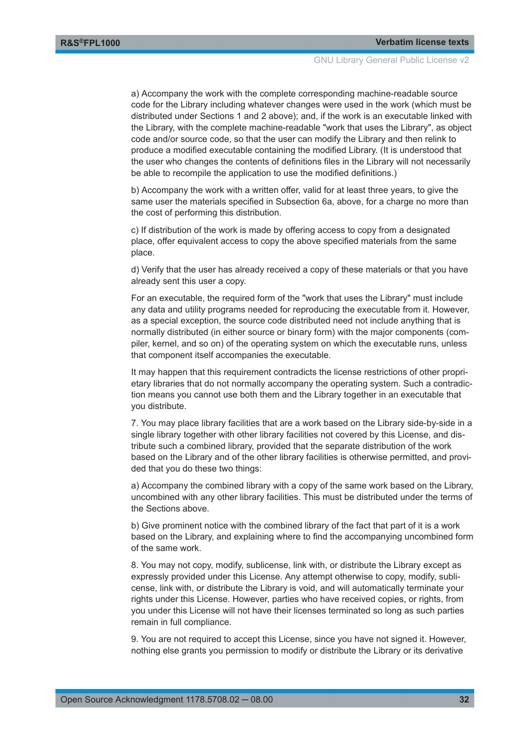a) Accompany the work with the complete corresponding machine-readable source code for the Library including whatever changes were used in the work (which must be distributed under Sections 1 and 2 above); and, if the work is an executable linked with the Library, with the complete machine-readable "work that uses the Library", as object code and/or source code, so that the user can modify the Library and then relink to produce a modified executable containing the modified Library. (It is understood that the user who changes the contents of definitions files in the Library will not necessarily be able to recompile the application to use the modified definitions.)

b) Accompany the work with a written offer, valid for at least three years, to give the same user the materials specified in Subsection 6a, above, for a charge no more than the cost of performing this distribution.

c) If distribution of the work is made by offering access to copy from a designated place, offer equivalent access to copy the above specified materials from the same place.

d) Verify that the user has already received a copy of these materials or that you have already sent this user a copy.

For an executable, the required form of the "work that uses the Library" must include any data and utility programs needed for reproducing the executable from it. However, as a special exception, the source code distributed need not include anything that is normally distributed (in either source or binary form) with the major components (compiler, kernel, and so on) of the operating system on which the executable runs, unless that component itself accompanies the executable.

It may happen that this requirement contradicts the license restrictions of other proprietary libraries that do not normally accompany the operating system. Such a contradiction means you cannot use both them and the Library together in an executable that you distribute.

7. You may place library facilities that are a work based on the Library side-by-side in a single library together with other library facilities not covered by this License, and distribute such a combined library, provided that the separate distribution of the work based on the Library and of the other library facilities is otherwise permitted, and provided that you do these two things:

a) Accompany the combined library with a copy of the same work based on the Library, uncombined with any other library facilities. This must be distributed under the terms of the Sections above.

b) Give prominent notice with the combined library of the fact that part of it is a work based on the Library, and explaining where to find the accompanying uncombined form of the same work.

8. You may not copy, modify, sublicense, link with, or distribute the Library except as expressly provided under this License. Any attempt otherwise to copy, modify, sublicense, link with, or distribute the Library is void, and will automatically terminate your rights under this License. However, parties who have received copies, or rights, from you under this License will not have their licenses terminated so long as such parties remain in full compliance.

9. You are not required to accept this License, since you have not signed it. However, nothing else grants you permission to modify or distribute the Library or its derivative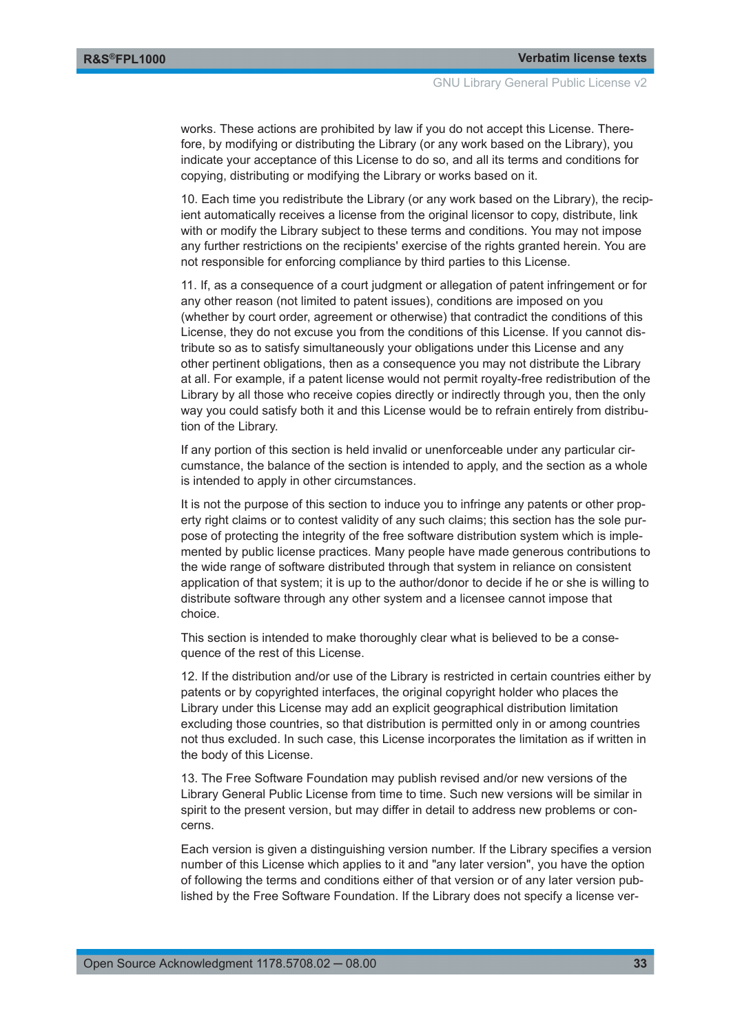works. These actions are prohibited by law if you do not accept this License. Therefore, by modifying or distributing the Library (or any work based on the Library), you indicate your acceptance of this License to do so, and all its terms and conditions for copying, distributing or modifying the Library or works based on it.

10. Each time you redistribute the Library (or any work based on the Library), the recipient automatically receives a license from the original licensor to copy, distribute, link with or modify the Library subject to these terms and conditions. You may not impose any further restrictions on the recipients' exercise of the rights granted herein. You are not responsible for enforcing compliance by third parties to this License.

11. If, as a consequence of a court judgment or allegation of patent infringement or for any other reason (not limited to patent issues), conditions are imposed on you (whether by court order, agreement or otherwise) that contradict the conditions of this License, they do not excuse you from the conditions of this License. If you cannot distribute so as to satisfy simultaneously your obligations under this License and any other pertinent obligations, then as a consequence you may not distribute the Library at all. For example, if a patent license would not permit royalty-free redistribution of the Library by all those who receive copies directly or indirectly through you, then the only way you could satisfy both it and this License would be to refrain entirely from distribution of the Library.

If any portion of this section is held invalid or unenforceable under any particular circumstance, the balance of the section is intended to apply, and the section as a whole is intended to apply in other circumstances.

It is not the purpose of this section to induce you to infringe any patents or other property right claims or to contest validity of any such claims; this section has the sole purpose of protecting the integrity of the free software distribution system which is implemented by public license practices. Many people have made generous contributions to the wide range of software distributed through that system in reliance on consistent application of that system; it is up to the author/donor to decide if he or she is willing to distribute software through any other system and a licensee cannot impose that choice.

This section is intended to make thoroughly clear what is believed to be a consequence of the rest of this License.

12. If the distribution and/or use of the Library is restricted in certain countries either by patents or by copyrighted interfaces, the original copyright holder who places the Library under this License may add an explicit geographical distribution limitation excluding those countries, so that distribution is permitted only in or among countries not thus excluded. In such case, this License incorporates the limitation as if written in the body of this License.

13. The Free Software Foundation may publish revised and/or new versions of the Library General Public License from time to time. Such new versions will be similar in spirit to the present version, but may differ in detail to address new problems or concerns.

Each version is given a distinguishing version number. If the Library specifies a version number of this License which applies to it and "any later version", you have the option of following the terms and conditions either of that version or of any later version published by the Free Software Foundation. If the Library does not specify a license ver-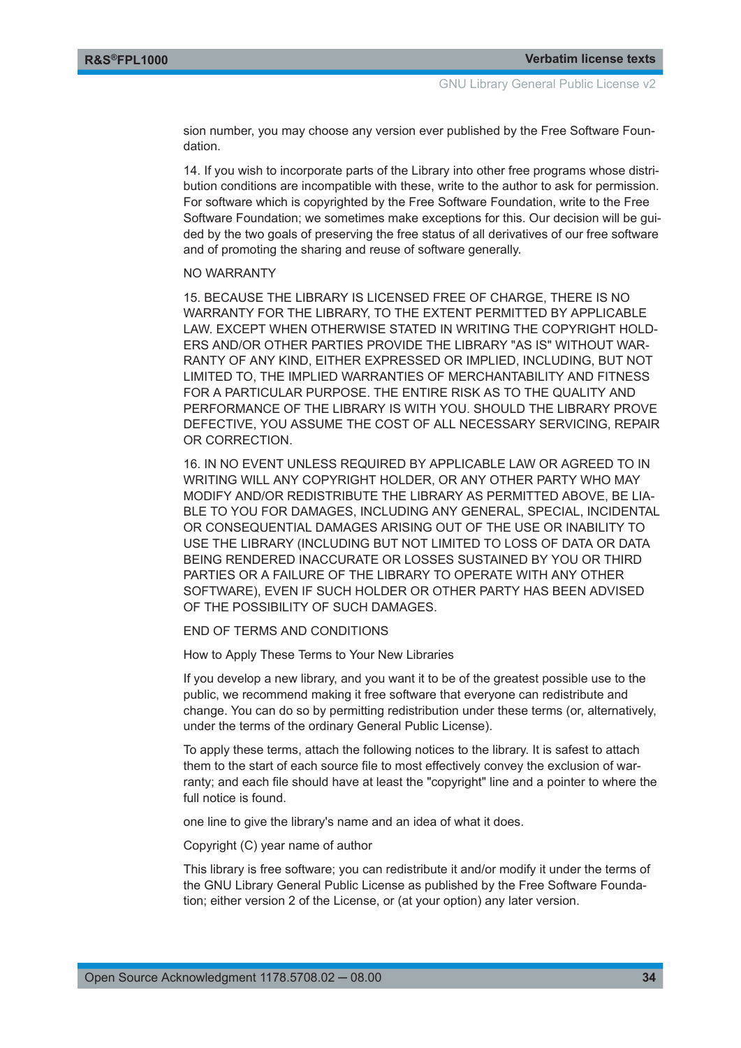sion number, you may choose any version ever published by the Free Software Foundation.

14. If you wish to incorporate parts of the Library into other free programs whose distribution conditions are incompatible with these, write to the author to ask for permission. For software which is copyrighted by the Free Software Foundation, write to the Free Software Foundation; we sometimes make exceptions for this. Our decision will be guided by the two goals of preserving the free status of all derivatives of our free software and of promoting the sharing and reuse of software generally.

NO WARRANTY

15. BECAUSE THE LIBRARY IS LICENSED FREE OF CHARGE, THERE IS NO WARRANTY FOR THE LIBRARY, TO THE EXTENT PERMITTED BY APPLICABLE LAW. EXCEPT WHEN OTHERWISE STATED IN WRITING THE COPYRIGHT HOLDERS AND/OR OTHER PARTIES PROVIDE THE LIBRARY "AS IS" WITHOUT WARRANTY OF ANY KIND, EITHER EXPRESSED OR IMPLIED, INCLUDING, BUT NOT LIMITED TO, THE IMPLIED WARRANTIES OF MERCHANTABILITY AND FITNESS FOR A PARTICULAR PURPOSE. THE ENTIRE RISK AS TO THE QUALITY AND PERFORMANCE OF THE LIBRARY IS WITH YOU. SHOULD THE LIBRARY PROVE DEFECTIVE, YOU ASSUME THE COST OF ALL NECESSARY SERVICING, REPAIR OR CORRECTION.

16. IN NO EVENT UNLESS REQUIRED BY APPLICABLE LAW OR AGREED TO IN WRITING WILL ANY COPYRIGHT HOLDER, OR ANY OTHER PARTY WHO MAY MODIFY AND/OR REDISTRIBUTE THE LIBRARY AS PERMITTED ABOVE, BE LIABLE TO YOU FOR DAMAGES, INCLUDING ANY GENERAL, SPECIAL, INCIDENTAL OR CONSEQUENTIAL DAMAGES ARISING OUT OF THE USE OR INABILITY TO USE THE LIBRARY (INCLUDING BUT NOT LIMITED TO LOSS OF DATA OR DATA BEING RENDERED INACCURATE OR LOSSES SUSTAINED BY YOU OR THIRD PARTIES OR A FAILURE OF THE LIBRARY TO OPERATE WITH ANY OTHER SOFTWARE), EVEN IF SUCH HOLDER OR OTHER PARTY HAS BEEN ADVISED OF THE POSSIBILITY OF SUCH DAMAGES.

END OF TERMS AND CONDITIONS

How to Apply These Terms to Your New Libraries

If you develop a new library, and you want it to be of the greatest possible use to the public, we recommend making it free software that everyone can redistribute and change. You can do so by permitting redistribution under these terms (or, alternatively, under the terms of the ordinary General Public License).

To apply these terms, attach the following notices to the library. It is safest to attach them to the start of each source file to most effectively convey the exclusion of warranty; and each file should have at least the "copyright" line and a pointer to where the full notice is found.

one line to give the library's name and an idea of what it does.

Copyright (C) year name of author

This library is free software; you can redistribute it and/or modify it under the terms of the GNU Library General Public License as published by the Free Software Foundation; either version 2 of the License, or (at your option) any later version.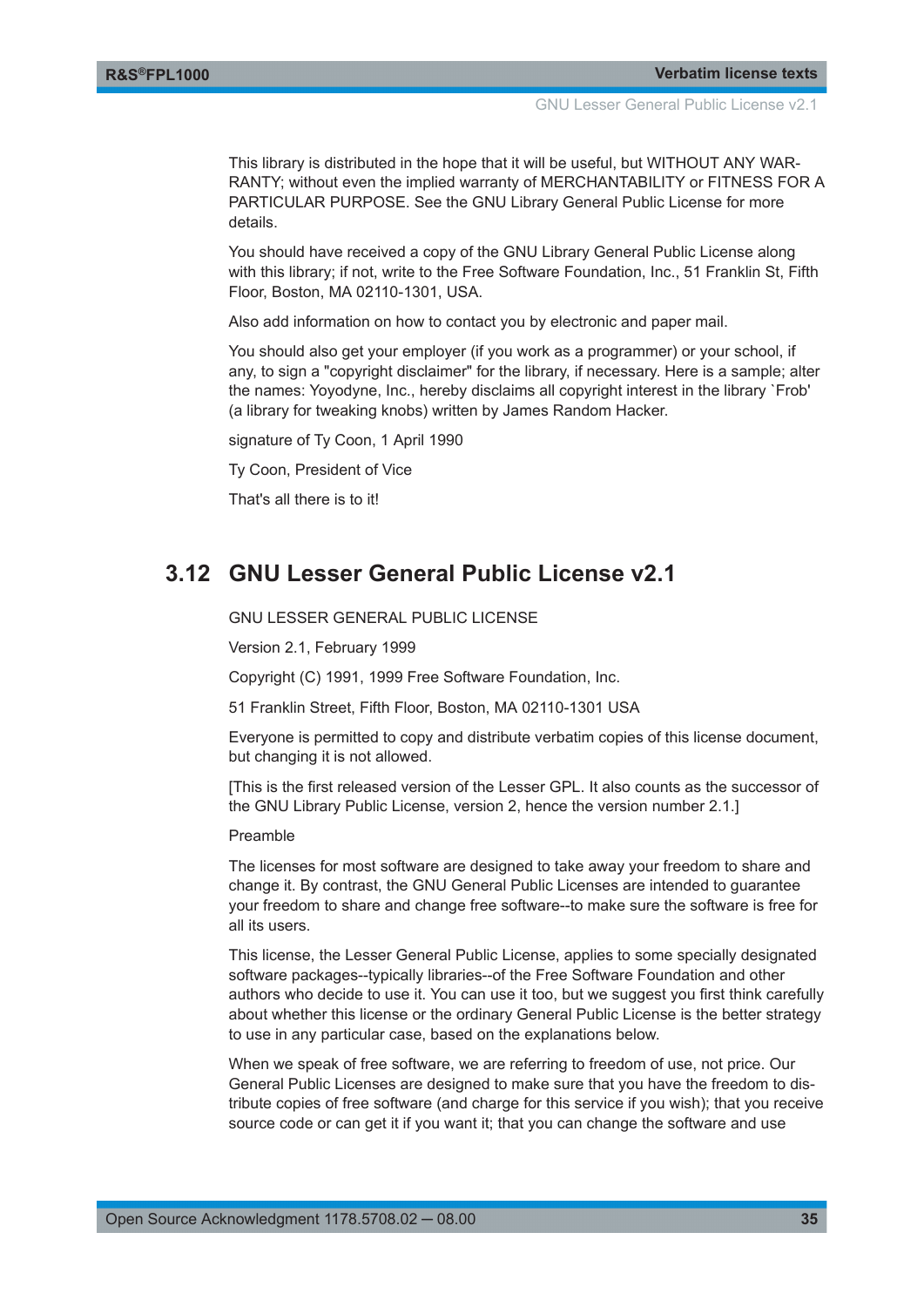This library is distributed in the hope that it will be useful, but WITHOUT ANY WARRANTY; without even the implied warranty of MERCHANTABILITY or FITNESS FOR A PARTICULAR PURPOSE. See the GNU Library General Public License for more details.

You should have received a copy of the GNU Library General Public License along with this library; if not, write to the Free Software Foundation, Inc., 51 Franklin St, Fifth Floor, Boston, MA 02110-1301, USA.

Also add information on how to contact you by electronic and paper mail.

You should also get your employer (if you work as a programmer) or your school, if any, to sign a "copyright disclaimer" for the library, if necessary. Here is a sample; alter the names: Yoyodyne, Inc., hereby disclaims all copyright interest in the library `Frob' (a library for tweaking knobs) written by James Random Hacker.

signature of Ty Coon, 1 April 1990

Ty Coon, President of Vice

That's all there is to it!

## 3.12 GNU Lesser General Public License v2.1

GNU LESSER GENERAL PUBLIC LICENSE

Version 2.1, February 1999

Copyright (C) 1991, 1999 Free Software Foundation, Inc.

51 Franklin Street, Fifth Floor, Boston, MA 02110-1301 USA

Everyone is permitted to copy and distribute verbatim copies of this license document, but changing it is not allowed.

[This is the first released version of the Lesser GPL. It also counts as the successor of the GNU Library Public License, version 2, hence the version number 2.1.]

Preamble

The licenses for most software are designed to take away your freedom to share and change it. By contrast, the GNU General Public Licenses are intended to guarantee your freedom to share and change free software--to make sure the software is free for all its users.

This license, the Lesser General Public License, applies to some specially designated software packages--typically libraries--of the Free Software Foundation and other authors who decide to use it. You can use it too, but we suggest you first think carefully about whether this license or the ordinary General Public License is the better strategy to use in any particular case, based on the explanations below.

When we speak of free software, we are referring to freedom of use, not price. Our General Public Licenses are designed to make sure that you have the freedom to distribute copies of free software (and charge for this service if you wish); that you receive source code or can get it if you want it; that you can change the software and use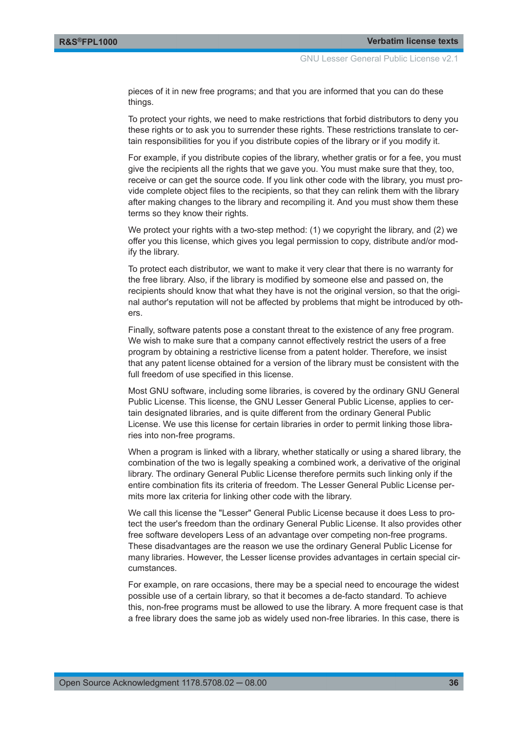pieces of it in new free programs; and that you are informed that you can do these things.

To protect your rights, we need to make restrictions that forbid distributors to deny you these rights or to ask you to surrender these rights. These restrictions translate to certain responsibilities for you if you distribute copies of the library or if you modify it.

For example, if you distribute copies of the library, whether gratis or for a fee, you must give the recipients all the rights that we gave you. You must make sure that they, too, receive or can get the source code. If you link other code with the library, you must provide complete object files to the recipients, so that they can relink them with the library after making changes to the library and recompiling it. And you must show them these terms so they know their rights.

We protect your rights with a two-step method: (1) we copyright the library, and (2) we offer you this license, which gives you legal permission to copy, distribute and/or modify the library.

To protect each distributor, we want to make it very clear that there is no warranty for the free library. Also, if the library is modified by someone else and passed on, the recipients should know that what they have is not the original version, so that the original author's reputation will not be affected by problems that might be introduced by others.

Finally, software patents pose a constant threat to the existence of any free program. We wish to make sure that a company cannot effectively restrict the users of a free program by obtaining a restrictive license from a patent holder. Therefore, we insist that any patent license obtained for a version of the library must be consistent with the full freedom of use specified in this license.

Most GNU software, including some libraries, is covered by the ordinary GNU General Public License. This license, the GNU Lesser General Public License, applies to certain designated libraries, and is quite different from the ordinary General Public License. We use this license for certain libraries in order to permit linking those libraries into non-free programs.

When a program is linked with a library, whether statically or using a shared library, the combination of the two is legally speaking a combined work, a derivative of the original library. The ordinary General Public License therefore permits such linking only if the entire combination fits its criteria of freedom. The Lesser General Public License permits more lax criteria for linking other code with the library.

We call this license the "Lesser" General Public License because it does Less to protect the user's freedom than the ordinary General Public License. It also provides other free software developers Less of an advantage over competing non-free programs. These disadvantages are the reason we use the ordinary General Public License for many libraries. However, the Lesser license provides advantages in certain special circumstances.

For example, on rare occasions, there may be a special need to encourage the widest possible use of a certain library, so that it becomes a de-facto standard. To achieve this, non-free programs must be allowed to use the library. A more frequent case is that a free library does the same job as widely used non-free libraries. In this case, there is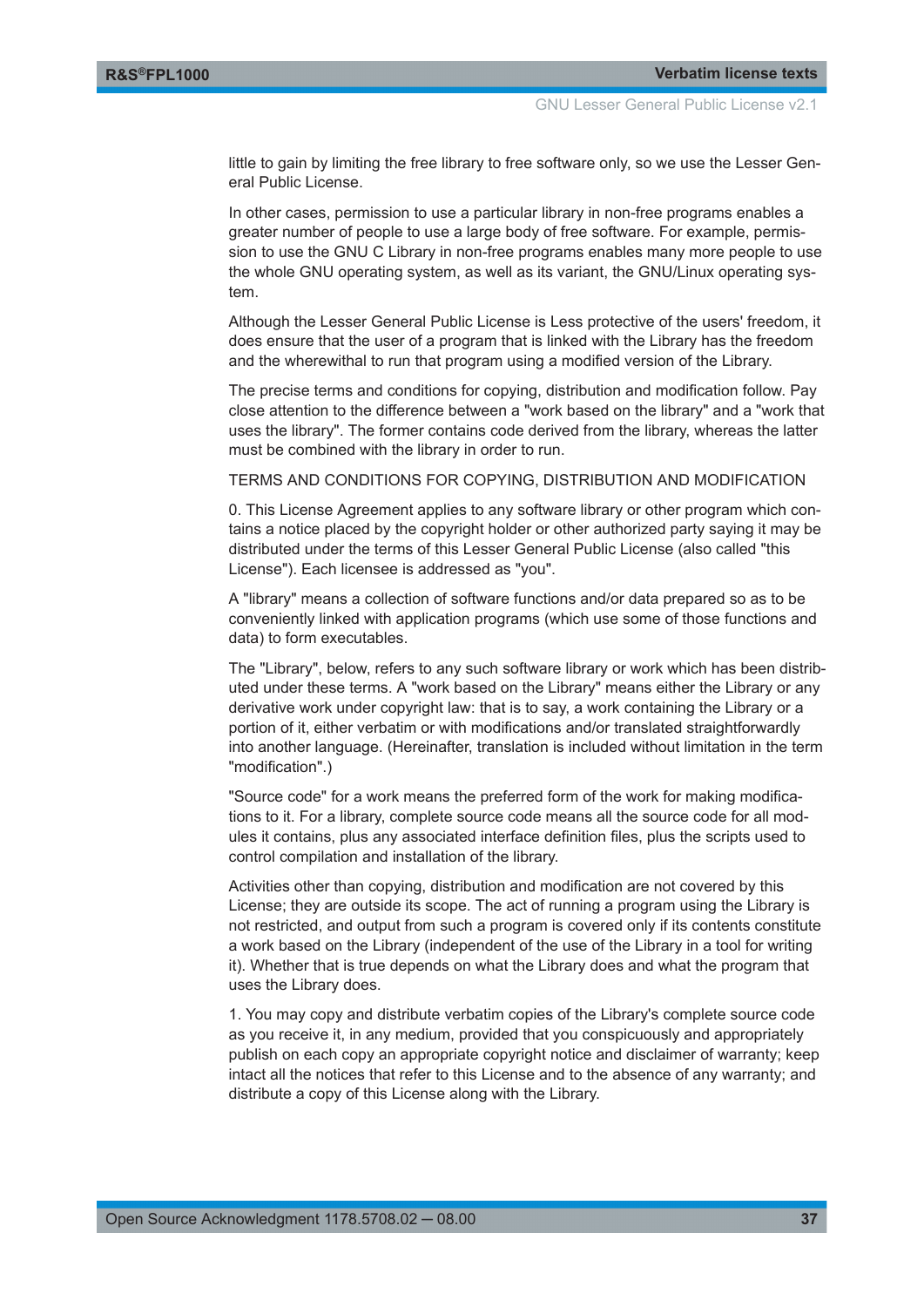little to gain by limiting the free library to free software only, so we use the Lesser General Public License.

In other cases, permission to use a particular library in non-free programs enables a greater number of people to use a large body of free software. For example, permission to use the GNU C Library in non-free programs enables many more people to use the whole GNU operating system, as well as its variant, the GNU/Linux operating system.

Although the Lesser General Public License is Less protective of the users' freedom, it does ensure that the user of a program that is linked with the Library has the freedom and the wherewithal to run that program using a modified version of the Library.

The precise terms and conditions for copying, distribution and modification follow. Pay close attention to the difference between a "work based on the library" and a "work that uses the library". The former contains code derived from the library, whereas the latter must be combined with the library in order to run.

TERMS AND CONDITIONS FOR COPYING, DISTRIBUTION AND MODIFICATION

0. This License Agreement applies to any software library or other program which contains a notice placed by the copyright holder or other authorized party saying it may be distributed under the terms of this Lesser General Public License (also called "this License"). Each licensee is addressed as "you".

A "library" means a collection of software functions and/or data prepared so as to be conveniently linked with application programs (which use some of those functions and data) to form executables.

The "Library", below, refers to any such software library or work which has been distributed under these terms. A "work based on the Library" means either the Library or any derivative work under copyright law: that is to say, a work containing the Library or a portion of it, either verbatim or with modifications and/or translated straightforwardly into another language. (Hereinafter, translation is included without limitation in the term "modification".)

"Source code" for a work means the preferred form of the work for making modifications to it. For a library, complete source code means all the source code for all modules it contains, plus any associated interface definition files, plus the scripts used to control compilation and installation of the library.

Activities other than copying, distribution and modification are not covered by this License; they are outside its scope. The act of running a program using the Library is not restricted, and output from such a program is covered only if its contents constitute a work based on the Library (independent of the use of the Library in a tool for writing it). Whether that is true depends on what the Library does and what the program that uses the Library does.

1. You may copy and distribute verbatim copies of the Library's complete source code as you receive it, in any medium, provided that you conspicuously and appropriately publish on each copy an appropriate copyright notice and disclaimer of warranty; keep intact all the notices that refer to this License and to the absence of any warranty; and distribute a copy of this License along with the Library.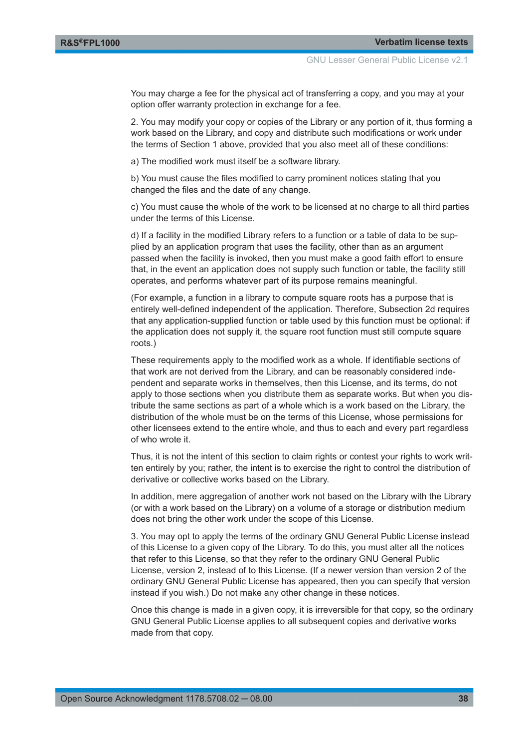You may charge a fee for the physical act of transferring a copy, and you may at your option offer warranty protection in exchange for a fee.

2. You may modify your copy or copies of the Library or any portion of it, thus forming a work based on the Library, and copy and distribute such modifications or work under the terms of Section 1 above, provided that you also meet all of these conditions:

a) The modified work must itself be a software library.

b) You must cause the files modified to carry prominent notices stating that you changed the files and the date of any change.

c) You must cause the whole of the work to be licensed at no charge to all third parties under the terms of this License.

d) If a facility in the modified Library refers to a function or a table of data to be supplied by an application program that uses the facility, other than as an argument passed when the facility is invoked, then you must make a good faith effort to ensure that, in the event an application does not supply such function or table, the facility still operates, and performs whatever part of its purpose remains meaningful.

(For example, a function in a library to compute square roots has a purpose that is entirely well-defined independent of the application. Therefore, Subsection 2d requires that any application-supplied function or table used by this function must be optional: if the application does not supply it, the square root function must still compute square roots.)

These requirements apply to the modified work as a whole. If identifiable sections of that work are not derived from the Library, and can be reasonably considered independent and separate works in themselves, then this License, and its terms, do not apply to those sections when you distribute them as separate works. But when you distribute the same sections as part of a whole which is a work based on the Library, the distribution of the whole must be on the terms of this License, whose permissions for other licensees extend to the entire whole, and thus to each and every part regardless of who wrote it.

Thus, it is not the intent of this section to claim rights or contest your rights to work written entirely by you; rather, the intent is to exercise the right to control the distribution of derivative or collective works based on the Library.

In addition, mere aggregation of another work not based on the Library with the Library (or with a work based on the Library) on a volume of a storage or distribution medium does not bring the other work under the scope of this License.

3. You may opt to apply the terms of the ordinary GNU General Public License instead of this License to a given copy of the Library. To do this, you must alter all the notices that refer to this License, so that they refer to the ordinary GNU General Public License, version 2, instead of to this License. (If a newer version than version 2 of the ordinary GNU General Public License has appeared, then you can specify that version instead if you wish.) Do not make any other change in these notices.

Once this change is made in a given copy, it is irreversible for that copy, so the ordinary GNU General Public License applies to all subsequent copies and derivative works made from that copy.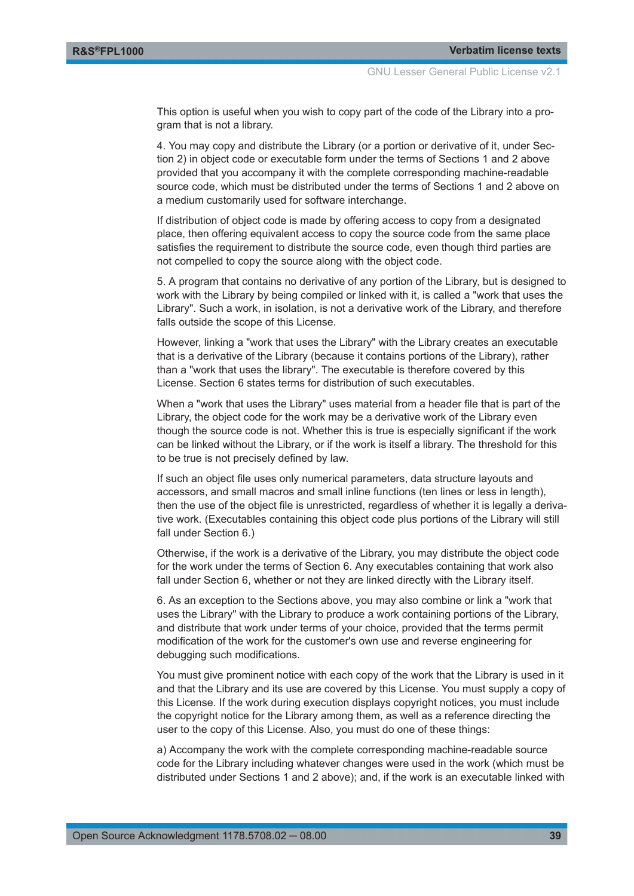This option is useful when you wish to copy part of the code of the Library into a program that is not a library.

4. You may copy and distribute the Library (or a portion or derivative of it, under Section 2) in object code or executable form under the terms of Sections 1 and 2 above provided that you accompany it with the complete corresponding machine-readable source code, which must be distributed under the terms of Sections 1 and 2 above on a medium customarily used for software interchange.

If distribution of object code is made by offering access to copy from a designated place, then offering equivalent access to copy the source code from the same place satisfies the requirement to distribute the source code, even though third parties are not compelled to copy the source along with the object code.

5. A program that contains no derivative of any portion of the Library, but is designed to work with the Library by being compiled or linked with it, is called a "work that uses the Library". Such a work, in isolation, is not a derivative work of the Library, and therefore falls outside the scope of this License.

However, linking a "work that uses the Library" with the Library creates an executable that is a derivative of the Library (because it contains portions of the Library), rather than a "work that uses the library". The executable is therefore covered by this License. Section 6 states terms for distribution of such executables.

When a "work that uses the Library" uses material from a header file that is part of the Library, the object code for the work may be a derivative work of the Library even though the source code is not. Whether this is true is especially significant if the work can be linked without the Library, or if the work is itself a library. The threshold for this to be true is not precisely defined by law.

If such an object file uses only numerical parameters, data structure layouts and accessors, and small macros and small inline functions (ten lines or less in length), then the use of the object file is unrestricted, regardless of whether it is legally a derivative work. (Executables containing this object code plus portions of the Library will still fall under Section 6.)

Otherwise, if the work is a derivative of the Library, you may distribute the object code for the work under the terms of Section 6. Any executables containing that work also fall under Section 6, whether or not they are linked directly with the Library itself.

6. As an exception to the Sections above, you may also combine or link a "work that uses the Library" with the Library to produce a work containing portions of the Library, and distribute that work under terms of your choice, provided that the terms permit modification of the work for the customer's own use and reverse engineering for debugging such modifications.

You must give prominent notice with each copy of the work that the Library is used in it and that the Library and its use are covered by this License. You must supply a copy of this License. If the work during execution displays copyright notices, you must include the copyright notice for the Library among them, as well as a reference directing the user to the copy of this License. Also, you must do one of these things:

a) Accompany the work with the complete corresponding machine-readable source code for the Library including whatever changes were used in the work (which must be distributed under Sections 1 and 2 above); and, if the work is an executable linked with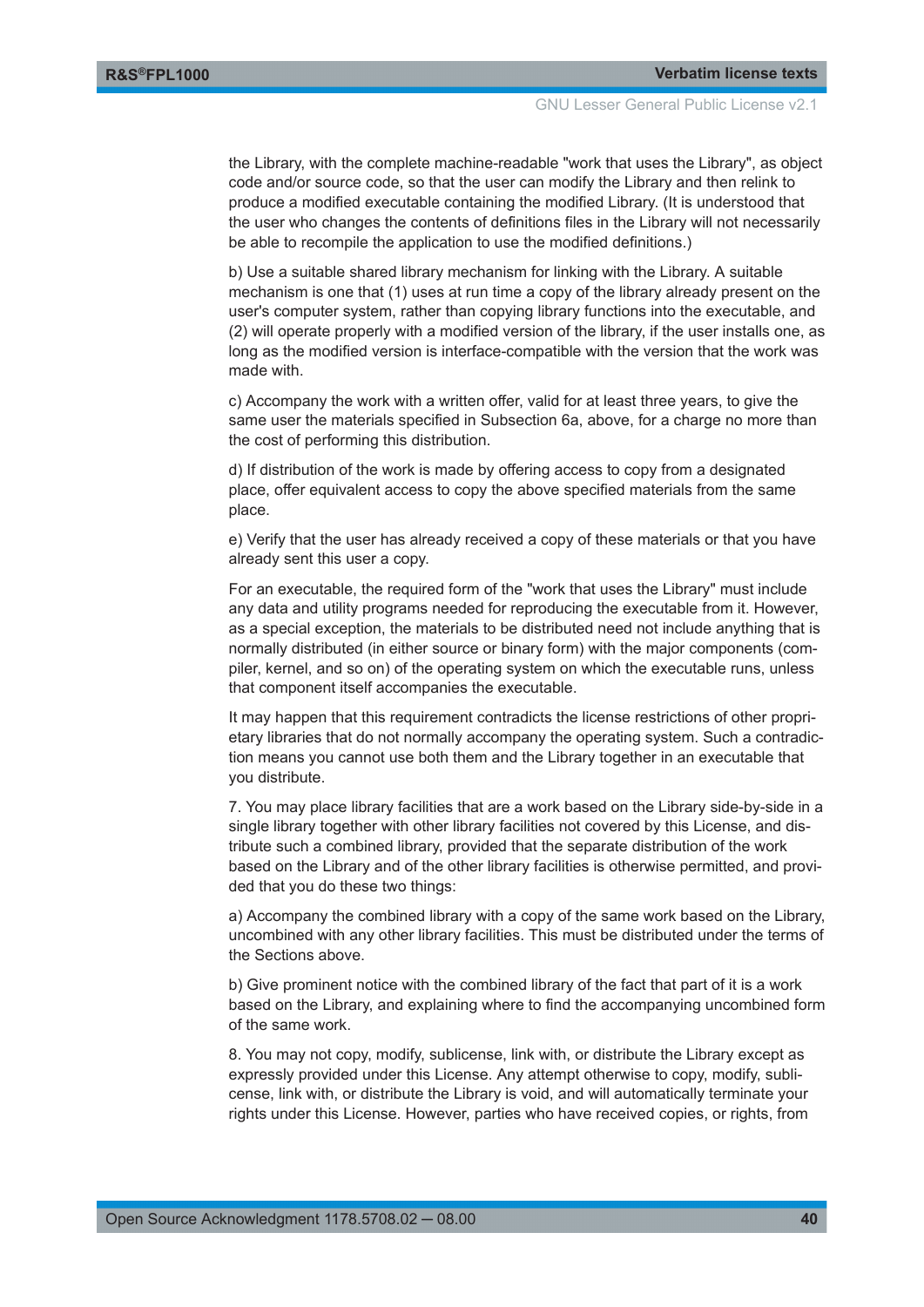the Library, with the complete machine-readable "work that uses the Library", as object code and/or source code, so that the user can modify the Library and then relink to produce a modified executable containing the modified Library. (It is understood that the user who changes the contents of definitions files in the Library will not necessarily be able to recompile the application to use the modified definitions.)

b) Use a suitable shared library mechanism for linking with the Library. A suitable mechanism is one that (1) uses at run time a copy of the library already present on the user's computer system, rather than copying library functions into the executable, and (2) will operate properly with a modified version of the library, if the user installs one, as long as the modified version is interface-compatible with the version that the work was made with.

c) Accompany the work with a written offer, valid for at least three years, to give the same user the materials specified in Subsection 6a, above, for a charge no more than the cost of performing this distribution.

d) If distribution of the work is made by offering access to copy from a designated place, offer equivalent access to copy the above specified materials from the same place.

e) Verify that the user has already received a copy of these materials or that you have already sent this user a copy.

For an executable, the required form of the "work that uses the Library" must include any data and utility programs needed for reproducing the executable from it. However, as a special exception, the materials to be distributed need not include anything that is normally distributed (in either source or binary form) with the major components (compiler, kernel, and so on) of the operating system on which the executable runs, unless that component itself accompanies the executable.

It may happen that this requirement contradicts the license restrictions of other proprietary libraries that do not normally accompany the operating system. Such a contradiction means you cannot use both them and the Library together in an executable that you distribute.

7. You may place library facilities that are a work based on the Library side-by-side in a single library together with other library facilities not covered by this License, and distribute such a combined library, provided that the separate distribution of the work based on the Library and of the other library facilities is otherwise permitted, and provided that you do these two things:

a) Accompany the combined library with a copy of the same work based on the Library, uncombined with any other library facilities. This must be distributed under the terms of the Sections above.

b) Give prominent notice with the combined library of the fact that part of it is a work based on the Library, and explaining where to find the accompanying uncombined form of the same work.

8. You may not copy, modify, sublicense, link with, or distribute the Library except as expressly provided under this License. Any attempt otherwise to copy, modify, sublicense, link with, or distribute the Library is void, and will automatically terminate your rights under this License. However, parties who have received copies, or rights, from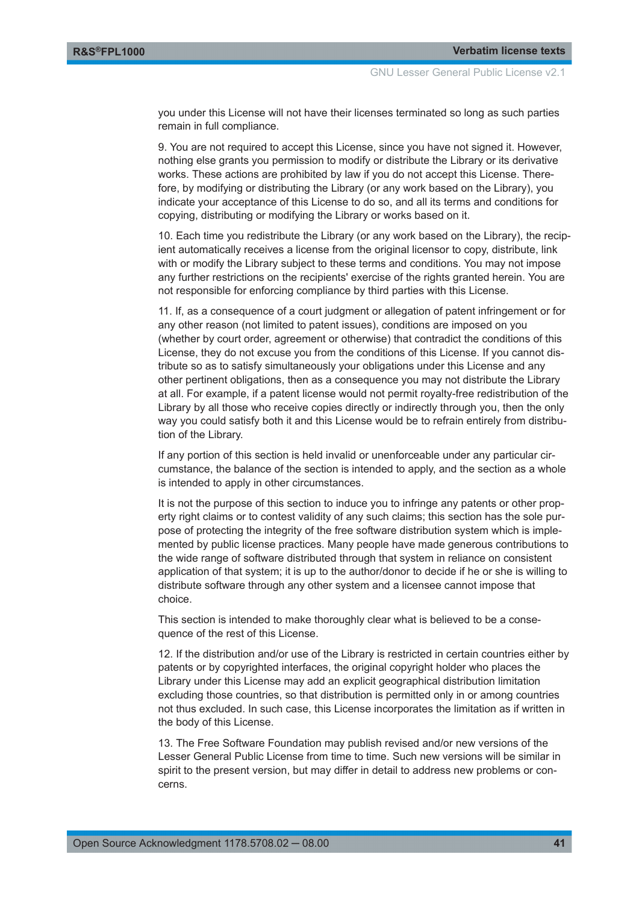you under this License will not have their licenses terminated so long as such parties remain in full compliance.

9. You are not required to accept this License, since you have not signed it. However, nothing else grants you permission to modify or distribute the Library or its derivative works. These actions are prohibited by law if you do not accept this License. Therefore, by modifying or distributing the Library (or any work based on the Library), you indicate your acceptance of this License to do so, and all its terms and conditions for copying, distributing or modifying the Library or works based on it.

10. Each time you redistribute the Library (or any work based on the Library), the recipient automatically receives a license from the original licensor to copy, distribute, link with or modify the Library subject to these terms and conditions. You may not impose any further restrictions on the recipients' exercise of the rights granted herein. You are not responsible for enforcing compliance by third parties with this License.

11. If, as a consequence of a court judgment or allegation of patent infringement or for any other reason (not limited to patent issues), conditions are imposed on you (whether by court order, agreement or otherwise) that contradict the conditions of this License, they do not excuse you from the conditions of this License. If you cannot distribute so as to satisfy simultaneously your obligations under this License and any other pertinent obligations, then as a consequence you may not distribute the Library at all. For example, if a patent license would not permit royalty-free redistribution of the Library by all those who receive copies directly or indirectly through you, then the only way you could satisfy both it and this License would be to refrain entirely from distribution of the Library.

If any portion of this section is held invalid or unenforceable under any particular circumstance, the balance of the section is intended to apply, and the section as a whole is intended to apply in other circumstances.

It is not the purpose of this section to induce you to infringe any patents or other property right claims or to contest validity of any such claims; this section has the sole purpose of protecting the integrity of the free software distribution system which is implemented by public license practices. Many people have made generous contributions to the wide range of software distributed through that system in reliance on consistent application of that system; it is up to the author/donor to decide if he or she is willing to distribute software through any other system and a licensee cannot impose that choice.

This section is intended to make thoroughly clear what is believed to be a consequence of the rest of this License.

12. If the distribution and/or use of the Library is restricted in certain countries either by patents or by copyrighted interfaces, the original copyright holder who places the Library under this License may add an explicit geographical distribution limitation excluding those countries, so that distribution is permitted only in or among countries not thus excluded. In such case, this License incorporates the limitation as if written in the body of this License.

13. The Free Software Foundation may publish revised and/or new versions of the Lesser General Public License from time to time. Such new versions will be similar in spirit to the present version, but may differ in detail to address new problems or concerns.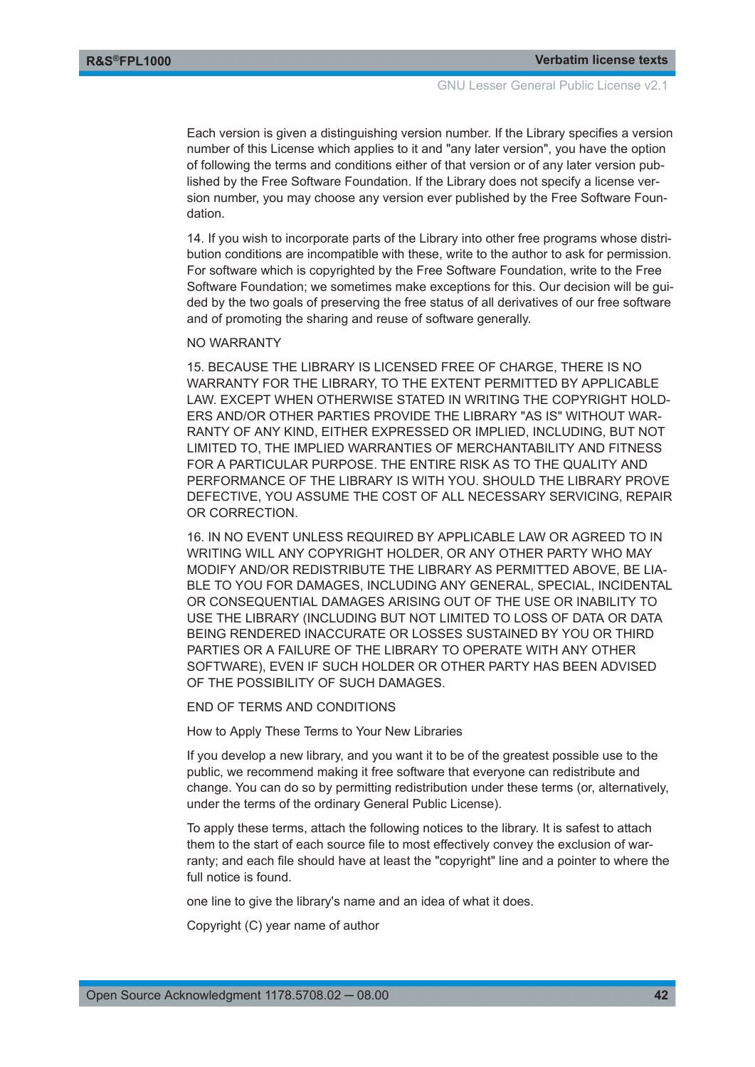Each version is given a distinguishing version number. If the Library specifies a version number of this License which applies to it and "any later version", you have the option of following the terms and conditions either of that version or of any later version published by the Free Software Foundation. If the Library does not specify a license version number, you may choose any version ever published by the Free Software Foundation.

14. If you wish to incorporate parts of the Library into other free programs whose distribution conditions are incompatible with these, write to the author to ask for permission. For software which is copyrighted by the Free Software Foundation, write to the Free Software Foundation; we sometimes make exceptions for this. Our decision will be guided by the two goals of preserving the free status of all derivatives of our free software and of promoting the sharing and reuse of software generally.

NO WARRANTY

15. BECAUSE THE LIBRARY IS LICENSED FREE OF CHARGE, THERE IS NO WARRANTY FOR THE LIBRARY, TO THE EXTENT PERMITTED BY APPLICABLE LAW. EXCEPT WHEN OTHERWISE STATED IN WRITING THE COPYRIGHT HOLDERS AND/OR OTHER PARTIES PROVIDE THE LIBRARY "AS IS" WITHOUT WARRANTY OF ANY KIND, EITHER EXPRESSED OR IMPLIED, INCLUDING, BUT NOT LIMITED TO, THE IMPLIED WARRANTIES OF MERCHANTABILITY AND FITNESS FOR A PARTICULAR PURPOSE. THE ENTIRE RISK AS TO THE QUALITY AND PERFORMANCE OF THE LIBRARY IS WITH YOU. SHOULD THE LIBRARY PROVE DEFECTIVE, YOU ASSUME THE COST OF ALL NECESSARY SERVICING, REPAIR OR CORRECTION.

16. IN NO EVENT UNLESS REQUIRED BY APPLICABLE LAW OR AGREED TO IN WRITING WILL ANY COPYRIGHT HOLDER, OR ANY OTHER PARTY WHO MAY MODIFY AND/OR REDISTRIBUTE THE LIBRARY AS PERMITTED ABOVE, BE LIABLE TO YOU FOR DAMAGES, INCLUDING ANY GENERAL, SPECIAL, INCIDENTAL OR CONSEQUENTIAL DAMAGES ARISING OUT OF THE USE OR INABILITY TO USE THE LIBRARY (INCLUDING BUT NOT LIMITED TO LOSS OF DATA OR DATA BEING RENDERED INACCURATE OR LOSSES SUSTAINED BY YOU OR THIRD PARTIES OR A FAILURE OF THE LIBRARY TO OPERATE WITH ANY OTHER SOFTWARE), EVEN IF SUCH HOLDER OR OTHER PARTY HAS BEEN ADVISED OF THE POSSIBILITY OF SUCH DAMAGES.

END OF TERMS AND CONDITIONS

How to Apply These Terms to Your New Libraries

If you develop a new library, and you want it to be of the greatest possible use to the public, we recommend making it free software that everyone can redistribute and change. You can do so by permitting redistribution under these terms (or, alternatively, under the terms of the ordinary General Public License).

To apply these terms, attach the following notices to the library. It is safest to attach them to the start of each source file to most effectively convey the exclusion of warranty; and each file should have at least the "copyright" line and a pointer to where the full notice is found.

one line to give the library's name and an idea of what it does.

Copyright (C) year name of author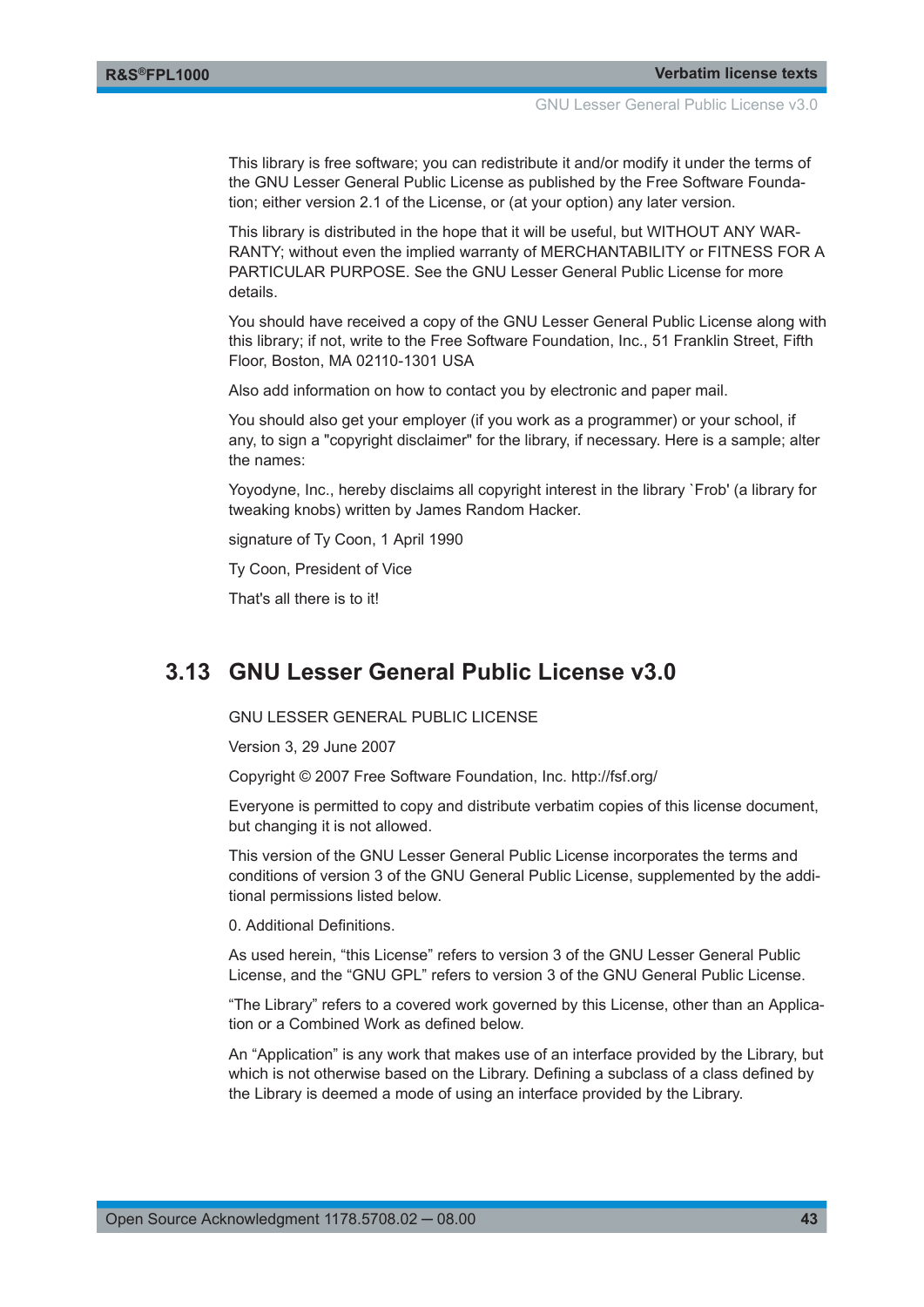This library is free software; you can redistribute it and/or modify it under the terms of the GNU Lesser General Public License as published by the Free Software Foundation; either version 2.1 of the License, or (at your option) any later version.

This library is distributed in the hope that it will be useful, but WITHOUT ANY WARRANTY; without even the implied warranty of MERCHANTABILITY or FITNESS FOR A PARTICULAR PURPOSE. See the GNU Lesser General Public License for more details.

You should have received a copy of the GNU Lesser General Public License along with this library; if not, write to the Free Software Foundation, Inc., 51 Franklin Street, Fifth Floor, Boston, MA 02110-1301 USA

Also add information on how to contact you by electronic and paper mail.

You should also get your employer (if you work as a programmer) or your school, if any, to sign a "copyright disclaimer" for the library, if necessary. Here is a sample; alter the names:

Yoyodyne, Inc., hereby disclaims all copyright interest in the library `Frob' (a library for tweaking knobs) written by James Random Hacker.

signature of Ty Coon, 1 April 1990

Ty Coon, President of Vice

That's all there is to it!

## 3.13 GNU Lesser General Public License v3.0

GNU LESSER GENERAL PUBLIC LICENSE

Version 3, 29 June 2007

Copyright © 2007 Free Software Foundation, Inc. http://fsf.org/

Everyone is permitted to copy and distribute verbatim copies of this license document, but changing it is not allowed.

This version of the GNU Lesser General Public License incorporates the terms and conditions of version 3 of the GNU General Public License, supplemented by the additional permissions listed below.

0. Additional Definitions.

As used herein, “this License” refers to version 3 of the GNU Lesser General Public License, and the “GNU GPL” refers to version 3 of the GNU General Public License.

“The Library” refers to a covered work governed by this License, other than an Application or a Combined Work as defined below.

An “Application” is any work that makes use of an interface provided by the Library, but which is not otherwise based on the Library. Defining a subclass of a class defined by the Library is deemed a mode of using an interface provided by the Library.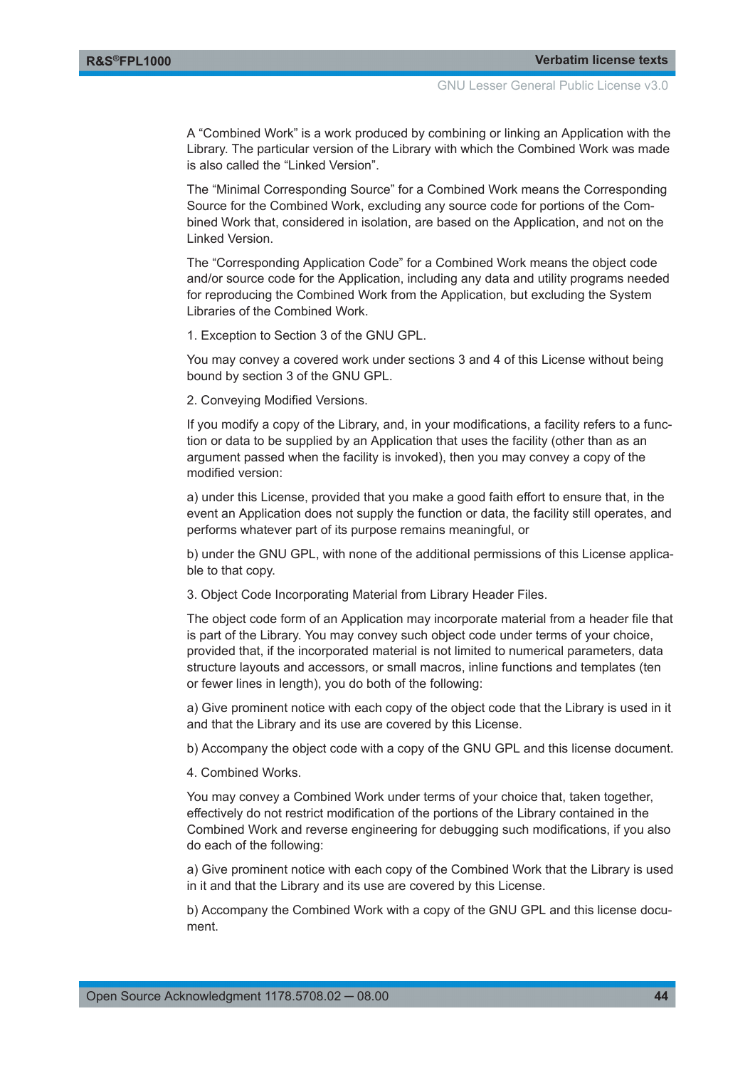A “Combined Work” is a work produced by combining or linking an Application with the Library. The particular version of the Library with which the Combined Work was made is also called the “Linked Version”.

The “Minimal Corresponding Source” for a Combined Work means the Corresponding Source for the Combined Work, excluding any source code for portions of the Combined Work that, considered in isolation, are based on the Application, and not on the Linked Version.

The “Corresponding Application Code” for a Combined Work means the object code and/or source code for the Application, including any data and utility programs needed for reproducing the Combined Work from the Application, but excluding the System Libraries of the Combined Work.

1. Exception to Section 3 of the GNU GPL.

You may convey a covered work under sections 3 and 4 of this License without being bound by section 3 of the GNU GPL.

2. Conveying Modified Versions.

If you modify a copy of the Library, and, in your modifications, a facility refers to a function or data to be supplied by an Application that uses the facility (other than as an argument passed when the facility is invoked), then you may convey a copy of the modified version:

a) under this License, provided that you make a good faith effort to ensure that, in the event an Application does not supply the function or data, the facility still operates, and performs whatever part of its purpose remains meaningful, or

b) under the GNU GPL, with none of the additional permissions of this License applicable to that copy.

3. Object Code Incorporating Material from Library Header Files.

The object code form of an Application may incorporate material from a header file that is part of the Library. You may convey such object code under terms of your choice, provided that, if the incorporated material is not limited to numerical parameters, data structure layouts and accessors, or small macros, inline functions and templates (ten or fewer lines in length), you do both of the following:

a) Give prominent notice with each copy of the object code that the Library is used in it and that the Library and its use are covered by this License.

b) Accompany the object code with a copy of the GNU GPL and this license document.

4. Combined Works.

You may convey a Combined Work under terms of your choice that, taken together, effectively do not restrict modification of the portions of the Library contained in the Combined Work and reverse engineering for debugging such modifications, if you also do each of the following:

a) Give prominent notice with each copy of the Combined Work that the Library is used in it and that the Library and its use are covered by this License.

b) Accompany the Combined Work with a copy of the GNU GPL and this license document.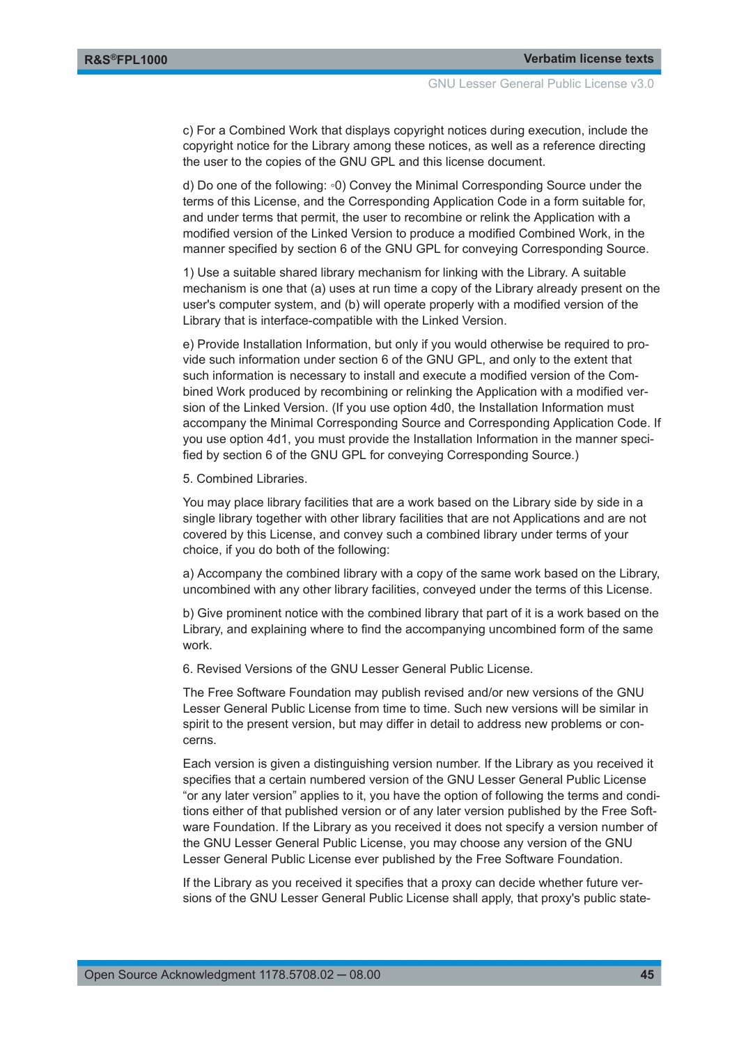c) For a Combined Work that displays copyright notices during execution, include the copyright notice for the Library among these notices, as well as a reference directing the user to the copies of the GNU GPL and this license document.

d) Do one of the following: ◦0) Convey the Minimal Corresponding Source under the terms of this License, and the Corresponding Application Code in a form suitable for, and under terms that permit, the user to recombine or relink the Application with a modified version of the Linked Version to produce a modified Combined Work, in the manner specified by section 6 of the GNU GPL for conveying Corresponding Source.

1) Use a suitable shared library mechanism for linking with the Library. A suitable mechanism is one that (a) uses at run time a copy of the Library already present on the user's computer system, and (b) will operate properly with a modified version of the Library that is interface-compatible with the Linked Version.

e) Provide Installation Information, but only if you would otherwise be required to provide such information under section 6 of the GNU GPL, and only to the extent that such information is necessary to install and execute a modified version of the Combined Work produced by recombining or relinking the Application with a modified version of the Linked Version. (If you use option 4d0, the Installation Information must accompany the Minimal Corresponding Source and Corresponding Application Code. If you use option 4d1, you must provide the Installation Information in the manner specified by section 6 of the GNU GPL for conveying Corresponding Source.)

5. Combined Libraries.

You may place library facilities that are a work based on the Library side by side in a single library together with other library facilities that are not Applications and are not covered by this License, and convey such a combined library under terms of your choice, if you do both of the following:

a) Accompany the combined library with a copy of the same work based on the Library, uncombined with any other library facilities, conveyed under the terms of this License.

b) Give prominent notice with the combined library that part of it is a work based on the Library, and explaining where to find the accompanying uncombined form of the same work.

6. Revised Versions of the GNU Lesser General Public License.

The Free Software Foundation may publish revised and/or new versions of the GNU Lesser General Public License from time to time. Such new versions will be similar in spirit to the present version, but may differ in detail to address new problems or concerns.

Each version is given a distinguishing version number. If the Library as you received it specifies that a certain numbered version of the GNU Lesser General Public License "or any later version" applies to it, you have the option of following the terms and conditions either of that published version or of any later version published by the Free Software Foundation. If the Library as you received it does not specify a version number of the GNU Lesser General Public License, you may choose any version of the GNU Lesser General Public License ever published by the Free Software Foundation.

If the Library as you received it specifies that a proxy can decide whether future versions of the GNU Lesser General Public License shall apply, that proxy's public state-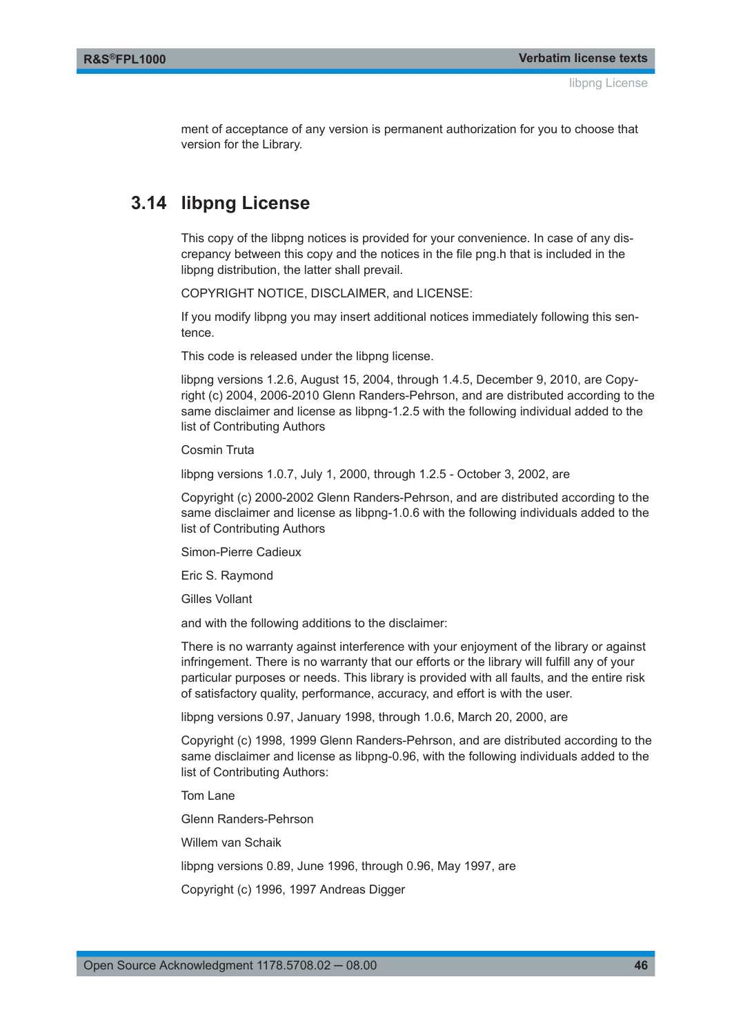ment of acceptance of any version is permanent authorization for you to choose that version for the Library.

## 3.14 libpng License

This copy of the libpng notices is provided for your convenience. In case of any discrepancy between this copy and the notices in the file png.h that is included in the libpng distribution, the latter shall prevail.

COPYRIGHT NOTICE, DISCLAIMER, and LICENSE:

If you modify libpng you may insert additional notices immediately following this sentence.

This code is released under the libpng license.

libpng versions 1.2.6, August 15, 2004, through 1.4.5, December 9, 2010, are Copyright (c) 2004, 2006-2010 Glenn Randers-Pehrson, and are distributed according to the same disclaimer and license as libpng-1.2.5 with the following individual added to the list of Contributing Authors

Cosmin Truta

libpng versions 1.0.7, July 1, 2000, through 1.2.5 - October 3, 2002, are

Copyright (c) 2000-2002 Glenn Randers-Pehrson, and are distributed according to the same disclaimer and license as libpng-1.0.6 with the following individuals added to the list of Contributing Authors

Simon-Pierre Cadieux

Eric S. Raymond

Gilles Vollant

and with the following additions to the disclaimer:

There is no warranty against interference with your enjoyment of the library or against infringement. There is no warranty that our efforts or the library will fulfill any of your particular purposes or needs. This library is provided with all faults, and the entire risk of satisfactory quality, performance, accuracy, and effort is with the user.

libpng versions 0.97, January 1998, through 1.0.6, March 20, 2000, are

Copyright (c) 1998, 1999 Glenn Randers-Pehrson, and are distributed according to the same disclaimer and license as libpng-0.96, with the following individuals added to the list of Contributing Authors:

Tom Lane

Glenn Randers-Pehrson

Willem van Schaik

libpng versions 0.89, June 1996, through 0.96, May 1997, are

Copyright (c) 1996, 1997 Andreas Digger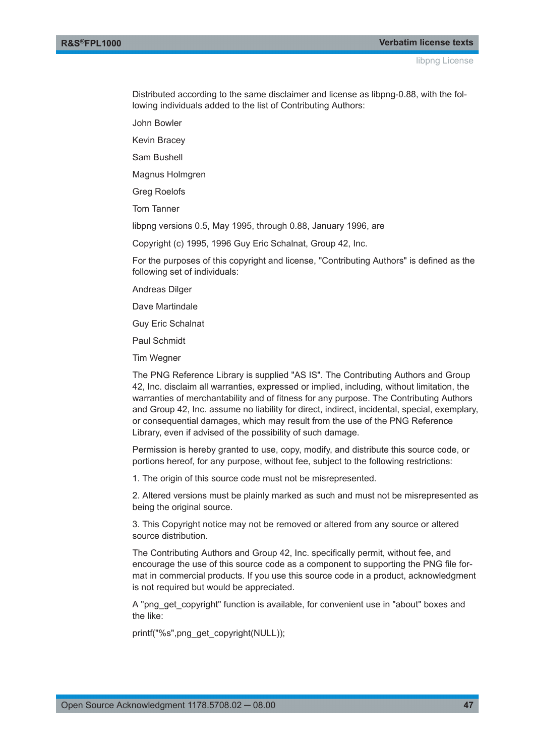Distributed according to the same disclaimer and license as libpng-0.88, with the following individuals added to the list of Contributing Authors:

John Bowler

Kevin Bracey

Sam Bushell

Magnus Holmgren

Greg Roelofs

Tom Tanner

libpng versions 0.5, May 1995, through 0.88, January 1996, are

Copyright (c) 1995, 1996 Guy Eric Schalnat, Group 42, Inc.

For the purposes of this copyright and license, "Contributing Authors" is defined as the following set of individuals:

Andreas Dilger

Dave Martindale

Guy Eric Schalnat

Paul Schmidt

Tim Wegner

The PNG Reference Library is supplied "AS IS". The Contributing Authors and Group 42, Inc. disclaim all warranties, expressed or implied, including, without limitation, the warranties of merchantability and of fitness for any purpose. The Contributing Authors and Group 42, Inc. assume no liability for direct, indirect, incidental, special, exemplary, or consequential damages, which may result from the use of the PNG Reference Library, even if advised of the possibility of such damage.

Permission is hereby granted to use, copy, modify, and distribute this source code, or portions hereof, for any purpose, without fee, subject to the following restrictions:

1. The origin of this source code must not be misrepresented.

2. Altered versions must be plainly marked as such and must not be misrepresented as being the original source.

3. This Copyright notice may not be removed or altered from any source or altered source distribution.

The Contributing Authors and Group 42, Inc. specifically permit, without fee, and encourage the use of this source code as a component to supporting the PNG file format in commercial products. If you use this source code in a product, acknowledgment is not required but would be appreciated.

A "png_get_copyright" function is available, for convenient use in "about" boxes and the like:

printf("%s",png_get_copyright(NULL));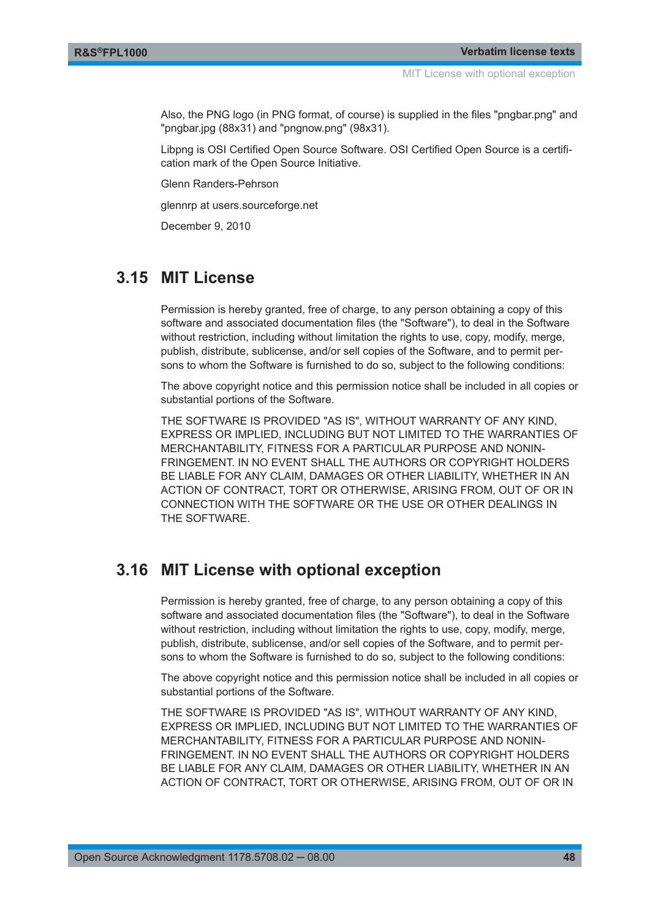Also, the PNG logo (in PNG format, of course) is supplied in the files "pngbar.png" and "pngbar.jpg (88x31) and "pngnow.png" (98x31).

Libpng is OSI Certified Open Source Software. OSI Certified Open Source is a certification mark of the Open Source Initiative.

Glenn Randers-Pehrson

glennrp at users.sourceforge.net

December 9, 2010

## 3.15 MIT License

Permission is hereby granted, free of charge, to any person obtaining a copy of this software and associated documentation files (the "Software"), to deal in the Software without restriction, including without limitation the rights to use, copy, modify, merge, publish, distribute, sublicense, and/or sell copies of the Software, and to permit persons to whom the Software is furnished to do so, subject to the following conditions:

The above copyright notice and this permission notice shall be included in all copies or substantial portions of the Software.

THE SOFTWARE IS PROVIDED "AS IS", WITHOUT WARRANTY OF ANY KIND, EXPRESS OR IMPLIED, INCLUDING BUT NOT LIMITED TO THE WARRANTIES OF MERCHANTABILITY, FITNESS FOR A PARTICULAR PURPOSE AND NONINFRINGEMENT. IN NO EVENT SHALL THE AUTHORS OR COPYRIGHT HOLDERS BE LIABLE FOR ANY CLAIM, DAMAGES OR OTHER LIABILITY, WHETHER IN AN ACTION OF CONTRACT, TORT OR OTHERWISE, ARISING FROM, OUT OF OR IN CONNECTION WITH THE SOFTWARE OR THE USE OR OTHER DEALINGS IN THE SOFTWARE.

## 3.16 MIT License with optional exception

Permission is hereby granted, free of charge, to any person obtaining a copy of this software and associated documentation files (the "Software"), to deal in the Software without restriction, including without limitation the rights to use, copy, modify, merge, publish, distribute, sublicense, and/or sell copies of the Software, and to permit persons to whom the Software is furnished to do so, subject to the following conditions:

The above copyright notice and this permission notice shall be included in all copies or substantial portions of the Software.

THE SOFTWARE IS PROVIDED "AS IS", WITHOUT WARRANTY OF ANY KIND, EXPRESS OR IMPLIED, INCLUDING BUT NOT LIMITED TO THE WARRANTIES OF MERCHANTABILITY, FITNESS FOR A PARTICULAR PURPOSE AND NONINFRINGEMENT. IN NO EVENT SHALL THE AUTHORS OR COPYRIGHT HOLDERS BE LIABLE FOR ANY CLAIM, DAMAGES OR OTHER LIABILITY, WHETHER IN AN ACTION OF CONTRACT, TORT OR OTHERWISE, ARISING FROM, OUT OF OR IN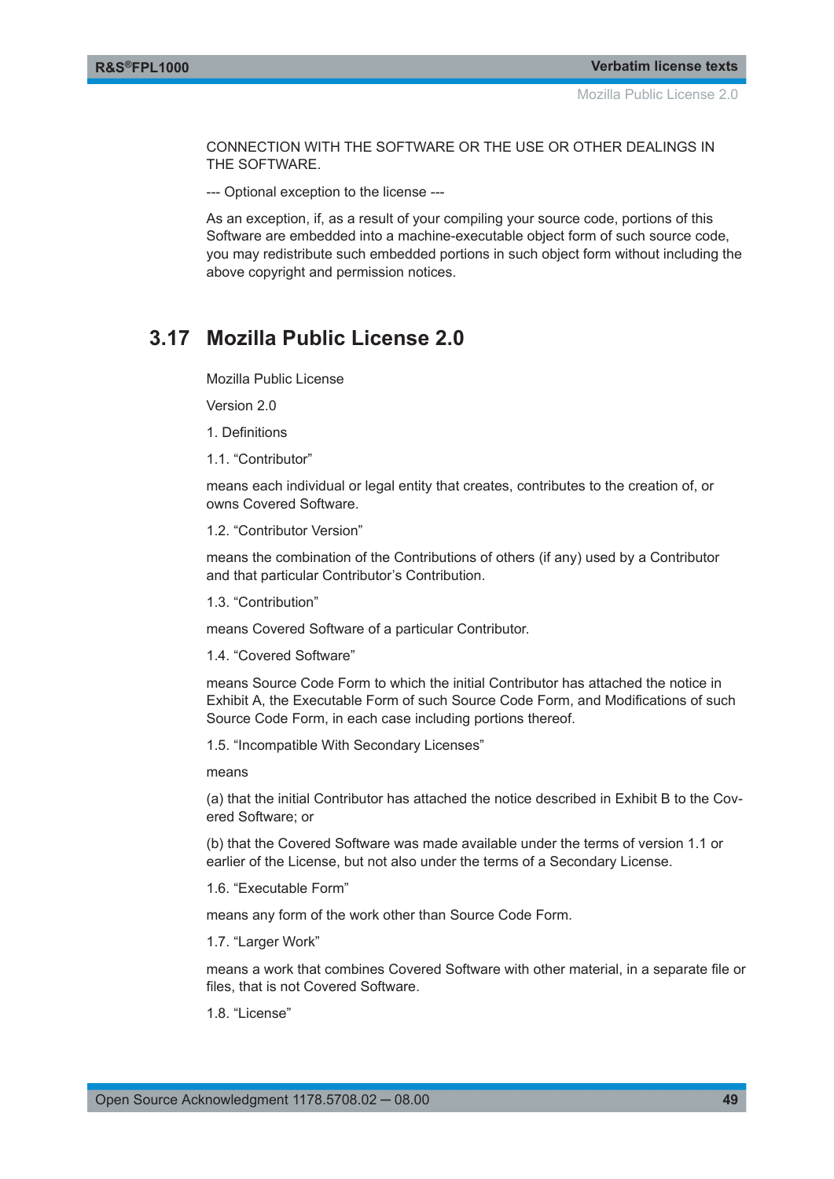CONNECTION WITH THE SOFTWARE OR THE USE OR OTHER DEALINGS IN THE SOFTWARE.

--- Optional exception to the license ---

As an exception, if, as a result of your compiling your source code, portions of this Software are embedded into a machine-executable object form of such source code, you may redistribute such embedded portions in such object form without including the above copyright and permission notices.

## 3.17 Mozilla Public License 2.0

Mozilla Public License

Version 2.0

1. Definitions

1.1. “Contributor”

means each individual or legal entity that creates, contributes to the creation of, or owns Covered Software.

1.2. “Contributor Version”

means the combination of the Contributions of others (if any) used by a Contributor and that particular Contributor’s Contribution.

1.3. “Contribution”

means Covered Software of a particular Contributor.

1.4. “Covered Software”

means Source Code Form to which the initial Contributor has attached the notice in Exhibit A, the Executable Form of such Source Code Form, and Modifications of such Source Code Form, in each case including portions thereof.

1.5. “Incompatible With Secondary Licenses”

means

(a) that the initial Contributor has attached the notice described in Exhibit B to the Covered Software; or

(b) that the Covered Software was made available under the terms of version 1.1 or earlier of the License, but not also under the terms of a Secondary License.

1.6. “Executable Form”

means any form of the work other than Source Code Form.

1.7. “Larger Work”

means a work that combines Covered Software with other material, in a separate file or files, that is not Covered Software.

1.8. “License”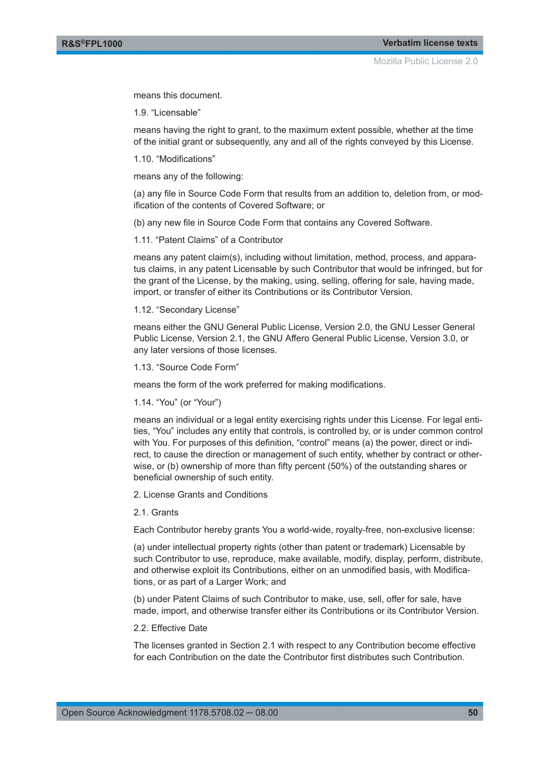means this document.

1.9. “Licensable”

means having the right to grant, to the maximum extent possible, whether at the time of the initial grant or subsequently, any and all of the rights conveyed by this License.

1.10. “Modifications”

means any of the following:

(a) any file in Source Code Form that results from an addition to, deletion from, or modification of the contents of Covered Software; or

(b) any new file in Source Code Form that contains any Covered Software.

1.11. “Patent Claims” of a Contributor

means any patent claim(s), including without limitation, method, process, and apparatus claims, in any patent Licensable by such Contributor that would be infringed, but for the grant of the License, by the making, using, selling, offering for sale, having made, import, or transfer of either its Contributions or its Contributor Version.

1.12. “Secondary License”

means either the GNU General Public License, Version 2.0, the GNU Lesser General Public License, Version 2.1, the GNU Affero General Public License, Version 3.0, or any later versions of those licenses.

1.13. “Source Code Form”

means the form of the work preferred for making modifications.

1.14. “You” (or “Your”)

means an individual or a legal entity exercising rights under this License. For legal entities, “You” includes any entity that controls, is controlled by, or is under common control with You. For purposes of this definition, “control” means (a) the power, direct or indirect, to cause the direction or management of such entity, whether by contract or otherwise, or (b) ownership of more than fifty percent (50%) of the outstanding shares or beneficial ownership of such entity.

2. License Grants and Conditions

2.1. Grants

Each Contributor hereby grants You a world-wide, royalty-free, non-exclusive license:

(a) under intellectual property rights (other than patent or trademark) Licensable by such Contributor to use, reproduce, make available, modify, display, perform, distribute, and otherwise exploit its Contributions, either on an unmodified basis, with Modifications, or as part of a Larger Work; and

(b) under Patent Claims of such Contributor to make, use, sell, offer for sale, have made, import, and otherwise transfer either its Contributions or its Contributor Version.

2.2. Effective Date

The licenses granted in Section 2.1 with respect to any Contribution become effective for each Contribution on the date the Contributor first distributes such Contribution.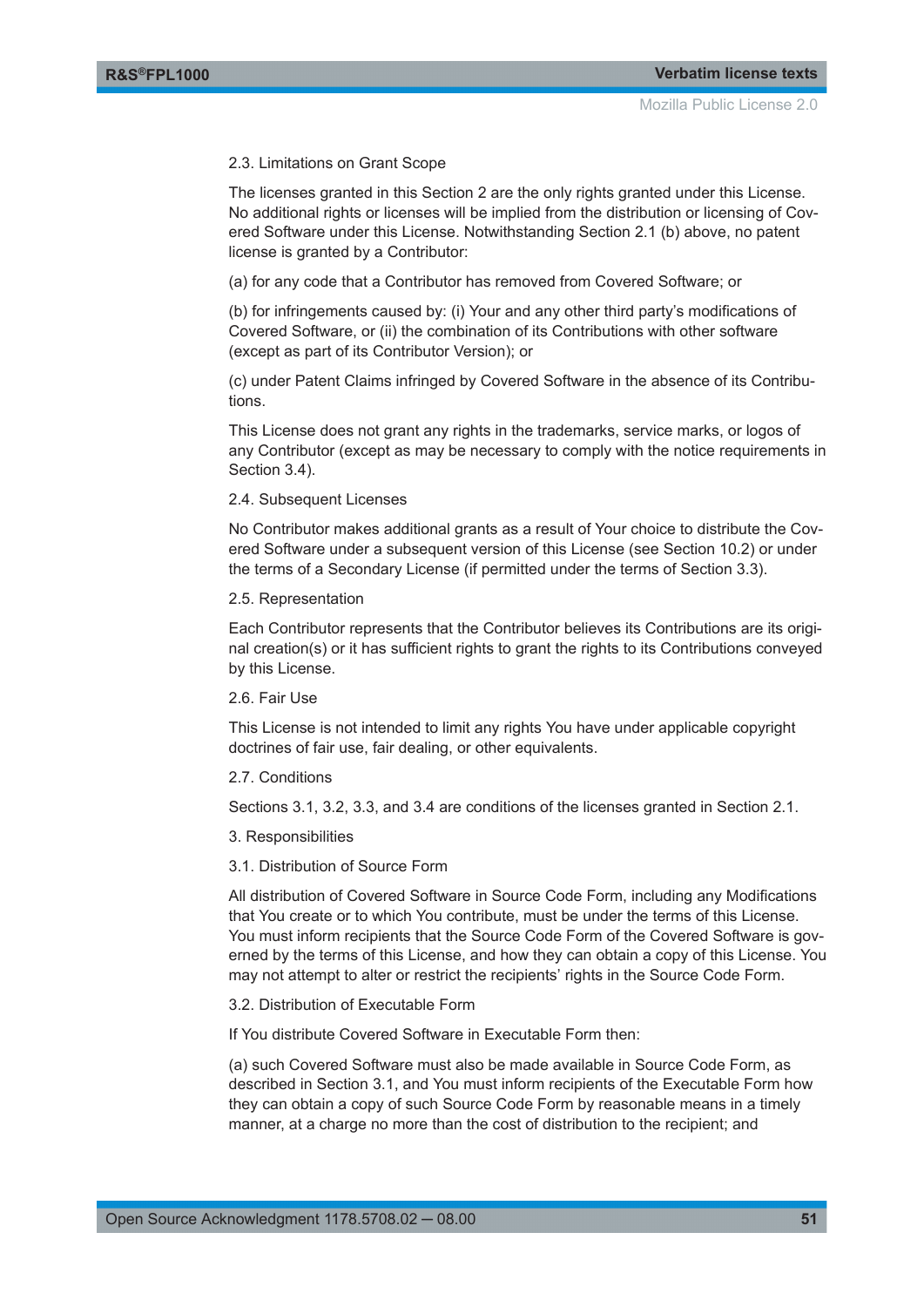2.3. Limitations on Grant Scope

The licenses granted in this Section 2 are the only rights granted under this License. No additional rights or licenses will be implied from the distribution or licensing of Covered Software under this License. Notwithstanding Section 2.1 (b) above, no patent license is granted by a Contributor:

(a) for any code that a Contributor has removed from Covered Software; or

(b) for infringements caused by: (i) Your and any other third party's modifications of Covered Software, or (ii) the combination of its Contributions with other software (except as part of its Contributor Version); or

(c) under Patent Claims infringed by Covered Software in the absence of its Contributions.

This License does not grant any rights in the trademarks, service marks, or logos of any Contributor (except as may be necessary to comply with the notice requirements in Section 3.4).

2.4. Subsequent Licenses

No Contributor makes additional grants as a result of Your choice to distribute the Covered Software under a subsequent version of this License (see Section 10.2) or under the terms of a Secondary License (if permitted under the terms of Section 3.3).

2.5. Representation

Each Contributor represents that the Contributor believes its Contributions are its original creation(s) or it has sufficient rights to grant the rights to its Contributions conveyed by this License.

2.6. Fair Use

This License is not intended to limit any rights You have under applicable copyright doctrines of fair use, fair dealing, or other equivalents.

2.7. Conditions

Sections 3.1, 3.2, 3.3, and 3.4 are conditions of the licenses granted in Section 2.1.

3. Responsibilities

3.1. Distribution of Source Form

All distribution of Covered Software in Source Code Form, including any Modifications that You create or to which You contribute, must be under the terms of this License. You must inform recipients that the Source Code Form of the Covered Software is governed by the terms of this License, and how they can obtain a copy of this License. You may not attempt to alter or restrict the recipients' rights in the Source Code Form.

3.2. Distribution of Executable Form

If You distribute Covered Software in Executable Form then:

(a) such Covered Software must also be made available in Source Code Form, as described in Section 3.1, and You must inform recipients of the Executable Form how they can obtain a copy of such Source Code Form by reasonable means in a timely manner, at a charge no more than the cost of distribution to the recipient; and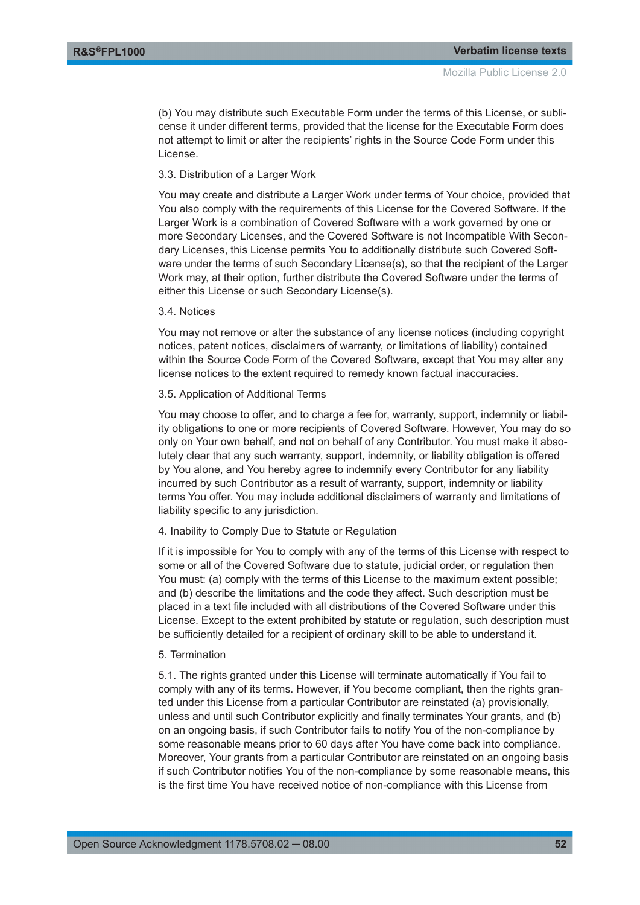(b) You may distribute such Executable Form under the terms of this License, or sublicense it under different terms, provided that the license for the Executable Form does not attempt to limit or alter the recipients' rights in the Source Code Form under this License.

3.3. Distribution of a Larger Work

You may create and distribute a Larger Work under terms of Your choice, provided that You also comply with the requirements of this License for the Covered Software. If the Larger Work is a combination of Covered Software with a work governed by one or more Secondary Licenses, and the Covered Software is not Incompatible With Secondary Licenses, this License permits You to additionally distribute such Covered Software under the terms of such Secondary License(s), so that the recipient of the Larger Work may, at their option, further distribute the Covered Software under the terms of either this License or such Secondary License(s).

3.4. Notices

You may not remove or alter the substance of any license notices (including copyright notices, patent notices, disclaimers of warranty, or limitations of liability) contained within the Source Code Form of the Covered Software, except that You may alter any license notices to the extent required to remedy known factual inaccuracies.

3.5. Application of Additional Terms

You may choose to offer, and to charge a fee for, warranty, support, indemnity or liability obligations to one or more recipients of Covered Software. However, You may do so only on Your own behalf, and not on behalf of any Contributor. You must make it absolutely clear that any such warranty, support, indemnity, or liability obligation is offered by You alone, and You hereby agree to indemnify every Contributor for any liability incurred by such Contributor as a result of warranty, support, indemnity or liability terms You offer. You may include additional disclaimers of warranty and limitations of liability specific to any jurisdiction.

4. Inability to Comply Due to Statute or Regulation

If it is impossible for You to comply with any of the terms of this License with respect to some or all of the Covered Software due to statute, judicial order, or regulation then You must: (a) comply with the terms of this License to the maximum extent possible; and (b) describe the limitations and the code they affect. Such description must be placed in a text file included with all distributions of the Covered Software under this License. Except to the extent prohibited by statute or regulation, such description must be sufficiently detailed for a recipient of ordinary skill to be able to understand it.

5. Termination

5.1. The rights granted under this License will terminate automatically if You fail to comply with any of its terms. However, if You become compliant, then the rights granted under this License from a particular Contributor are reinstated (a) provisionally, unless and until such Contributor explicitly and finally terminates Your grants, and (b) on an ongoing basis, if such Contributor fails to notify You of the non-compliance by some reasonable means prior to 60 days after You have come back into compliance. Moreover, Your grants from a particular Contributor are reinstated on an ongoing basis if such Contributor notifies You of the non-compliance by some reasonable means, this is the first time You have received notice of non-compliance with this License from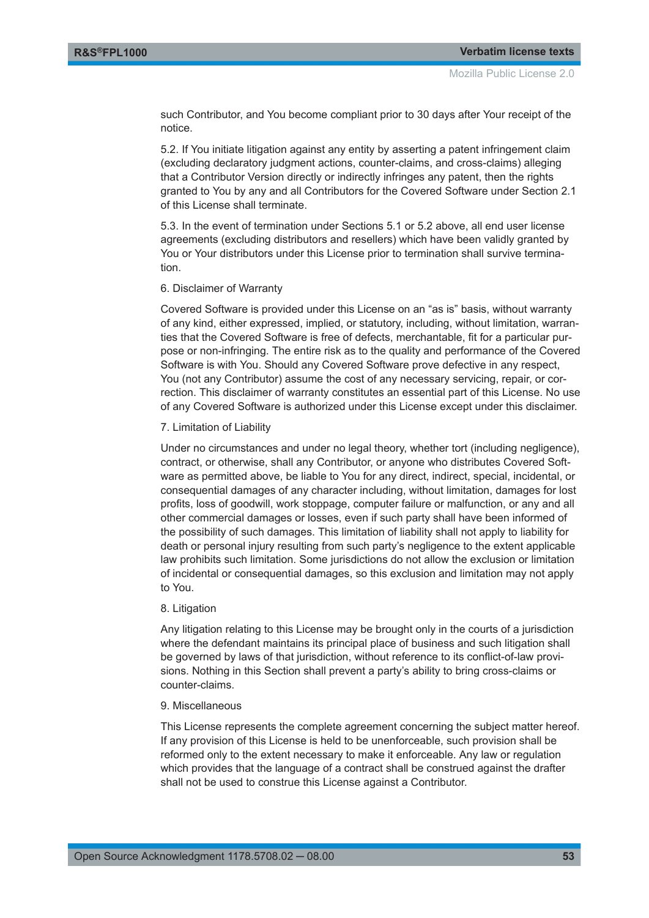such Contributor, and You become compliant prior to 30 days after Your receipt of the notice.

5.2. If You initiate litigation against any entity by asserting a patent infringement claim (excluding declaratory judgment actions, counter-claims, and cross-claims) alleging that a Contributor Version directly or indirectly infringes any patent, then the rights granted to You by any and all Contributors for the Covered Software under Section 2.1 of this License shall terminate.

5.3. In the event of termination under Sections 5.1 or 5.2 above, all end user license agreements (excluding distributors and resellers) which have been validly granted by You or Your distributors under this License prior to termination shall survive termination.

6. Disclaimer of Warranty

Covered Software is provided under this License on an “as is” basis, without warranty of any kind, either expressed, implied, or statutory, including, without limitation, warranties that the Covered Software is free of defects, merchantable, fit for a particular purpose or non-infringing. The entire risk as to the quality and performance of the Covered Software is with You. Should any Covered Software prove defective in any respect, You (not any Contributor) assume the cost of any necessary servicing, repair, or correction. This disclaimer of warranty constitutes an essential part of this License. No use of any Covered Software is authorized under this License except under this disclaimer.

7. Limitation of Liability

Under no circumstances and under no legal theory, whether tort (including negligence), contract, or otherwise, shall any Contributor, or anyone who distributes Covered Software as permitted above, be liable to You for any direct, indirect, special, incidental, or consequential damages of any character including, without limitation, damages for lost profits, loss of goodwill, work stoppage, computer failure or malfunction, or any and all other commercial damages or losses, even if such party shall have been informed of the possibility of such damages. This limitation of liability shall not apply to liability for death or personal injury resulting from such party’s negligence to the extent applicable law prohibits such limitation. Some jurisdictions do not allow the exclusion or limitation of incidental or consequential damages, so this exclusion and limitation may not apply to You.

8. Litigation

Any litigation relating to this License may be brought only in the courts of a jurisdiction where the defendant maintains its principal place of business and such litigation shall be governed by laws of that jurisdiction, without reference to its conflict-of-law provisions. Nothing in this Section shall prevent a party’s ability to bring cross-claims or counter-claims.

9. Miscellaneous

This License represents the complete agreement concerning the subject matter hereof. If any provision of this License is held to be unenforceable, such provision shall be reformed only to the extent necessary to make it enforceable. Any law or regulation which provides that the language of a contract shall be construed against the drafter shall not be used to construe this License against a Contributor.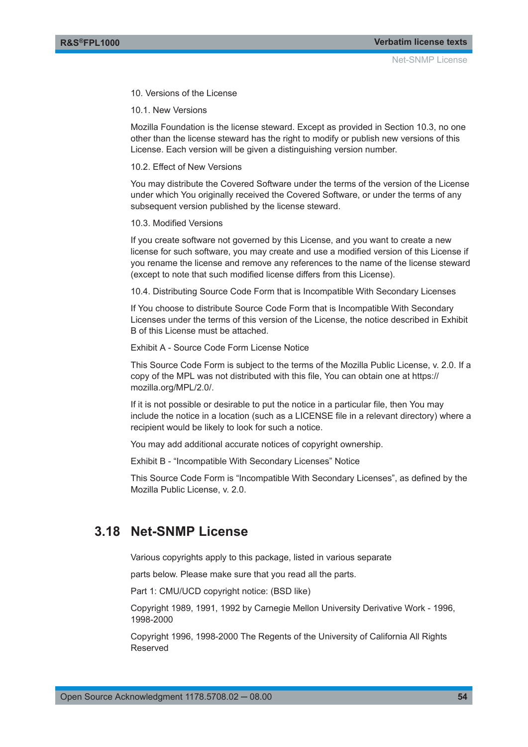10. Versions of the License

10.1. New Versions

Mozilla Foundation is the license steward. Except as provided in Section 10.3, no one other than the license steward has the right to modify or publish new versions of this License. Each version will be given a distinguishing version number.

10.2. Effect of New Versions

You may distribute the Covered Software under the terms of the version of the License under which You originally received the Covered Software, or under the terms of any subsequent version published by the license steward.

10.3. Modified Versions

If you create software not governed by this License, and you want to create a new license for such software, you may create and use a modified version of this License if you rename the license and remove any references to the name of the license steward (except to note that such modified license differs from this License).

10.4. Distributing Source Code Form that is Incompatible With Secondary Licenses

If You choose to distribute Source Code Form that is Incompatible With Secondary Licenses under the terms of this version of the License, the notice described in Exhibit B of this License must be attached.

Exhibit A - Source Code Form License Notice

This Source Code Form is subject to the terms of the Mozilla Public License, v. 2.0. If a copy of the MPL was not distributed with this file, You can obtain one at https://mozilla.org/MPL/2.0/.

If it is not possible or desirable to put the notice in a particular file, then You may include the notice in a location (such as a LICENSE file in a relevant directory) where a recipient would be likely to look for such a notice.

You may add additional accurate notices of copyright ownership.

Exhibit B - “Incompatible With Secondary Licenses” Notice

This Source Code Form is “Incompatible With Secondary Licenses”, as defined by the Mozilla Public License, v. 2.0.

## 3.18 Net-SNMP License

Various copyrights apply to this package, listed in various separate

parts below. Please make sure that you read all the parts.

Part 1: CMU/UCD copyright notice: (BSD like)

Copyright 1989, 1991, 1992 by Carnegie Mellon University Derivative Work - 1996, 1998-2000

Copyright 1996, 1998-2000 The Regents of the University of California All Rights Reserved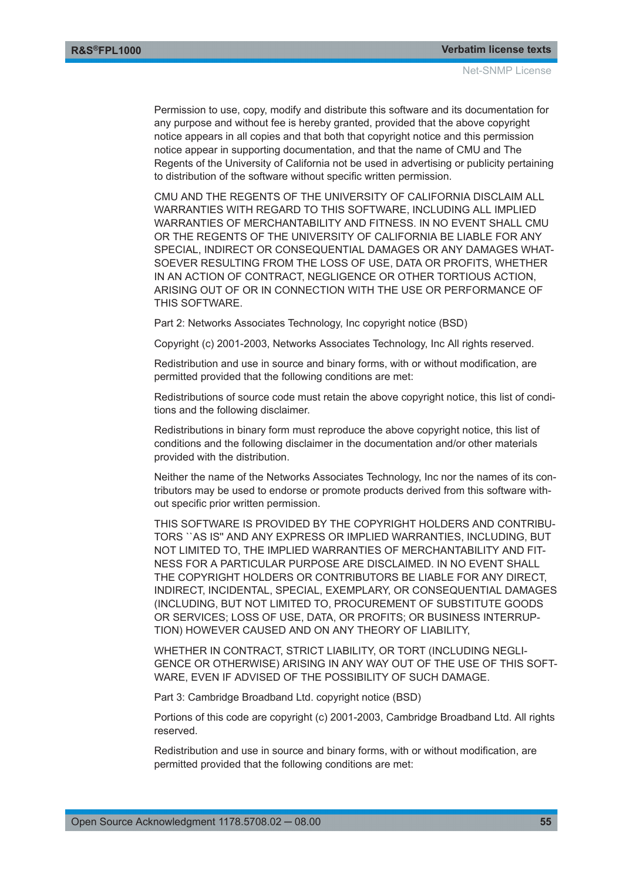Permission to use, copy, modify and distribute this software and its documentation for any purpose and without fee is hereby granted, provided that the above copyright notice appears in all copies and that both that copyright notice and this permission notice appear in supporting documentation, and that the name of CMU and The Regents of the University of California not be used in advertising or publicity pertaining to distribution of the software without specific written permission.

CMU AND THE REGENTS OF THE UNIVERSITY OF CALIFORNIA DISCLAIM ALL WARRANTIES WITH REGARD TO THIS SOFTWARE, INCLUDING ALL IMPLIED WARRANTIES OF MERCHANTABILITY AND FITNESS. IN NO EVENT SHALL CMU OR THE REGENTS OF THE UNIVERSITY OF CALIFORNIA BE LIABLE FOR ANY SPECIAL, INDIRECT OR CONSEQUENTIAL DAMAGES OR ANY DAMAGES WHATSOEVER RESULTING FROM THE LOSS OF USE, DATA OR PROFITS, WHETHER IN AN ACTION OF CONTRACT, NEGLIGENCE OR OTHER TORTIOUS ACTION, ARISING OUT OF OR IN CONNECTION WITH THE USE OR PERFORMANCE OF THIS SOFTWARE.

Part 2: Networks Associates Technology, Inc copyright notice (BSD)

Copyright (c) 2001-2003, Networks Associates Technology, Inc All rights reserved.

Redistribution and use in source and binary forms, with or without modification, are permitted provided that the following conditions are met:

Redistributions of source code must retain the above copyright notice, this list of conditions and the following disclaimer.

Redistributions in binary form must reproduce the above copyright notice, this list of conditions and the following disclaimer in the documentation and/or other materials provided with the distribution.

Neither the name of the Networks Associates Technology, Inc nor the names of its contributors may be used to endorse or promote products derived from this software without specific prior written permission.

THIS SOFTWARE IS PROVIDED BY THE COPYRIGHT HOLDERS AND CONTRIBUTORS ``AS IS'' AND ANY EXPRESS OR IMPLIED WARRANTIES, INCLUDING, BUT NOT LIMITED TO, THE IMPLIED WARRANTIES OF MERCHANTABILITY AND FITNESS FOR A PARTICULAR PURPOSE ARE DISCLAIMED. IN NO EVENT SHALL THE COPYRIGHT HOLDERS OR CONTRIBUTORS BE LIABLE FOR ANY DIRECT, INDIRECT, INCIDENTAL, SPECIAL, EXEMPLARY, OR CONSEQUENTIAL DAMAGES (INCLUDING, BUT NOT LIMITED TO, PROCUREMENT OF SUBSTITUTE GOODS OR SERVICES; LOSS OF USE, DATA, OR PROFITS; OR BUSINESS INTERRUPTION) HOWEVER CAUSED AND ON ANY THEORY OF LIABILITY,

WHETHER IN CONTRACT, STRICT LIABILITY, OR TORT (INCLUDING NEGLIGENCE OR OTHERWISE) ARISING IN ANY WAY OUT OF THE USE OF THIS SOFTWARE, EVEN IF ADVISED OF THE POSSIBILITY OF SUCH DAMAGE.

Part 3: Cambridge Broadband Ltd. copyright notice (BSD)

Portions of this code are copyright (c) 2001-2003, Cambridge Broadband Ltd. All rights reserved.

Redistribution and use in source and binary forms, with or without modification, are permitted provided that the following conditions are met: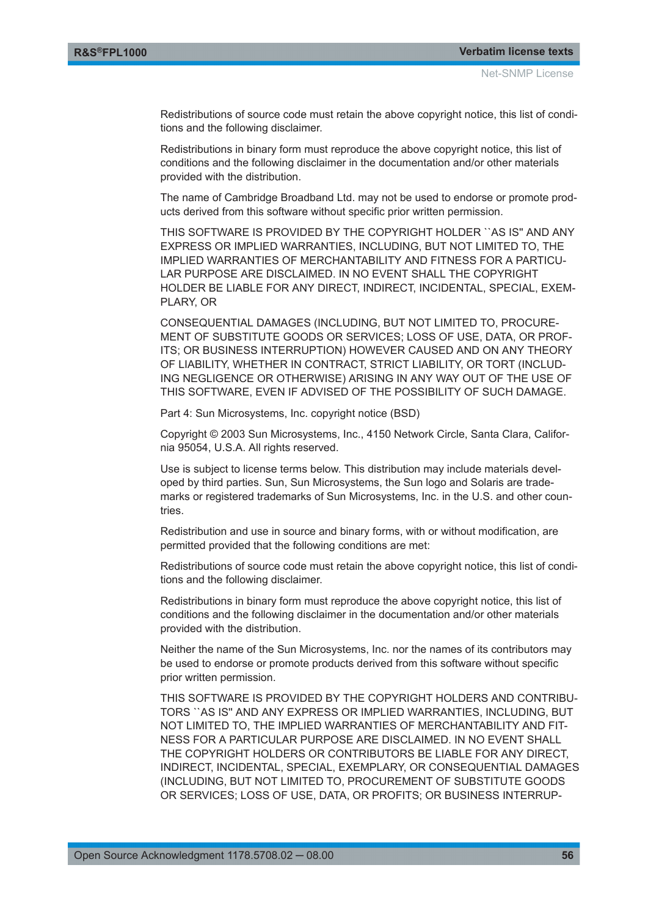Redistributions of source code must retain the above copyright notice, this list of conditions and the following disclaimer.

Redistributions in binary form must reproduce the above copyright notice, this list of conditions and the following disclaimer in the documentation and/or other materials provided with the distribution.

The name of Cambridge Broadband Ltd. may not be used to endorse or promote products derived from this software without specific prior written permission.

THIS SOFTWARE IS PROVIDED BY THE COPYRIGHT HOLDER ``AS IS'' AND ANY EXPRESS OR IMPLIED WARRANTIES, INCLUDING, BUT NOT LIMITED TO, THE IMPLIED WARRANTIES OF MERCHANTABILITY AND FITNESS FOR A PARTICULAR PURPOSE ARE DISCLAIMED. IN NO EVENT SHALL THE COPYRIGHT HOLDER BE LIABLE FOR ANY DIRECT, INDIRECT, INCIDENTAL, SPECIAL, EXEMPLARY, OR

CONSEQUENTIAL DAMAGES (INCLUDING, BUT NOT LIMITED TO, PROCUREMENT OF SUBSTITUTE GOODS OR SERVICES; LOSS OF USE, DATA, OR PROFITS; OR BUSINESS INTERRUPTION) HOWEVER CAUSED AND ON ANY THEORY OF LIABILITY, WHETHER IN CONTRACT, STRICT LIABILITY, OR TORT (INCLUDING NEGLIGENCE OR OTHERWISE) ARISING IN ANY WAY OUT OF THE USE OF THIS SOFTWARE, EVEN IF ADVISED OF THE POSSIBILITY OF SUCH DAMAGE.

Part 4: Sun Microsystems, Inc. copyright notice (BSD)

Copyright © 2003 Sun Microsystems, Inc., 4150 Network Circle, Santa Clara, California 95054, U.S.A. All rights reserved.

Use is subject to license terms below. This distribution may include materials developed by third parties. Sun, Sun Microsystems, the Sun logo and Solaris are trademarks or registered trademarks of Sun Microsystems, Inc. in the U.S. and other countries.

Redistribution and use in source and binary forms, with or without modification, are permitted provided that the following conditions are met:

Redistributions of source code must retain the above copyright notice, this list of conditions and the following disclaimer.

Redistributions in binary form must reproduce the above copyright notice, this list of conditions and the following disclaimer in the documentation and/or other materials provided with the distribution.

Neither the name of the Sun Microsystems, Inc. nor the names of its contributors may be used to endorse or promote products derived from this software without specific prior written permission.

THIS SOFTWARE IS PROVIDED BY THE COPYRIGHT HOLDERS AND CONTRIBUTORS ``AS IS'' AND ANY EXPRESS OR IMPLIED WARRANTIES, INCLUDING, BUT NOT LIMITED TO, THE IMPLIED WARRANTIES OF MERCHANTABILITY AND FITNESS FOR A PARTICULAR PURPOSE ARE DISCLAIMED. IN NO EVENT SHALL THE COPYRIGHT HOLDERS OR CONTRIBUTORS BE LIABLE FOR ANY DIRECT, INDIRECT, INCIDENTAL, SPECIAL, EXEMPLARY, OR CONSEQUENTIAL DAMAGES (INCLUDING, BUT NOT LIMITED TO, PROCUREMENT OF SUBSTITUTE GOODS OR SERVICES; LOSS OF USE, DATA, OR PROFITS; OR BUSINESS INTERRUP-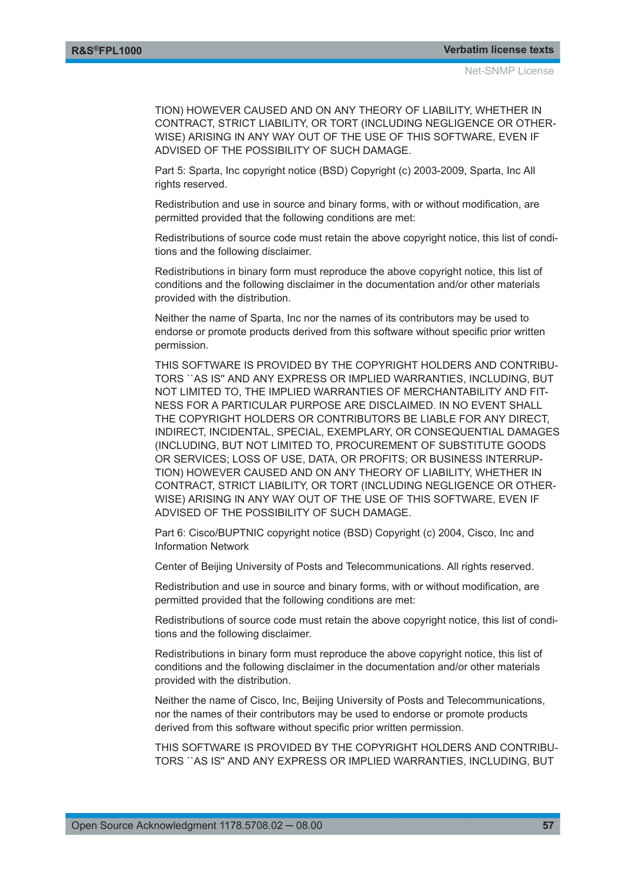TION) HOWEVER CAUSED AND ON ANY THEORY OF LIABILITY, WHETHER IN CONTRACT, STRICT LIABILITY, OR TORT (INCLUDING NEGLIGENCE OR OTHERWISE) ARISING IN ANY WAY OUT OF THE USE OF THIS SOFTWARE, EVEN IF ADVISED OF THE POSSIBILITY OF SUCH DAMAGE.

Part 5: Sparta, Inc copyright notice (BSD) Copyright (c) 2003-2009, Sparta, Inc All rights reserved.

Redistribution and use in source and binary forms, with or without modification, are permitted provided that the following conditions are met:

Redistributions of source code must retain the above copyright notice, this list of conditions and the following disclaimer.

Redistributions in binary form must reproduce the above copyright notice, this list of conditions and the following disclaimer in the documentation and/or other materials provided with the distribution.

Neither the name of Sparta, Inc nor the names of its contributors may be used to endorse or promote products derived from this software without specific prior written permission.

THIS SOFTWARE IS PROVIDED BY THE COPYRIGHT HOLDERS AND CONTRIBUTORS ``AS IS'' AND ANY EXPRESS OR IMPLIED WARRANTIES, INCLUDING, BUT NOT LIMITED TO, THE IMPLIED WARRANTIES OF MERCHANTABILITY AND FITNESS FOR A PARTICULAR PURPOSE ARE DISCLAIMED. IN NO EVENT SHALL THE COPYRIGHT HOLDERS OR CONTRIBUTORS BE LIABLE FOR ANY DIRECT, INDIRECT, INCIDENTAL, SPECIAL, EXEMPLARY, OR CONSEQUENTIAL DAMAGES (INCLUDING, BUT NOT LIMITED TO, PROCUREMENT OF SUBSTITUTE GOODS OR SERVICES; LOSS OF USE, DATA, OR PROFITS; OR BUSINESS INTERRUPTION) HOWEVER CAUSED AND ON ANY THEORY OF LIABILITY, WHETHER IN CONTRACT, STRICT LIABILITY, OR TORT (INCLUDING NEGLIGENCE OR OTHERWISE) ARISING IN ANY WAY OUT OF THE USE OF THIS SOFTWARE, EVEN IF ADVISED OF THE POSSIBILITY OF SUCH DAMAGE.

Part 6: Cisco/BUPTNIC copyright notice (BSD) Copyright (c) 2004, Cisco, Inc and Information Network

Center of Beijing University of Posts and Telecommunications. All rights reserved.

Redistribution and use in source and binary forms, with or without modification, are permitted provided that the following conditions are met:

Redistributions of source code must retain the above copyright notice, this list of conditions and the following disclaimer.

Redistributions in binary form must reproduce the above copyright notice, this list of conditions and the following disclaimer in the documentation and/or other materials provided with the distribution.

Neither the name of Cisco, Inc, Beijing University of Posts and Telecommunications, nor the names of their contributors may be used to endorse or promote products derived from this software without specific prior written permission.

THIS SOFTWARE IS PROVIDED BY THE COPYRIGHT HOLDERS AND CONTRIBUTORS ``AS IS'' AND ANY EXPRESS OR IMPLIED WARRANTIES, INCLUDING, BUT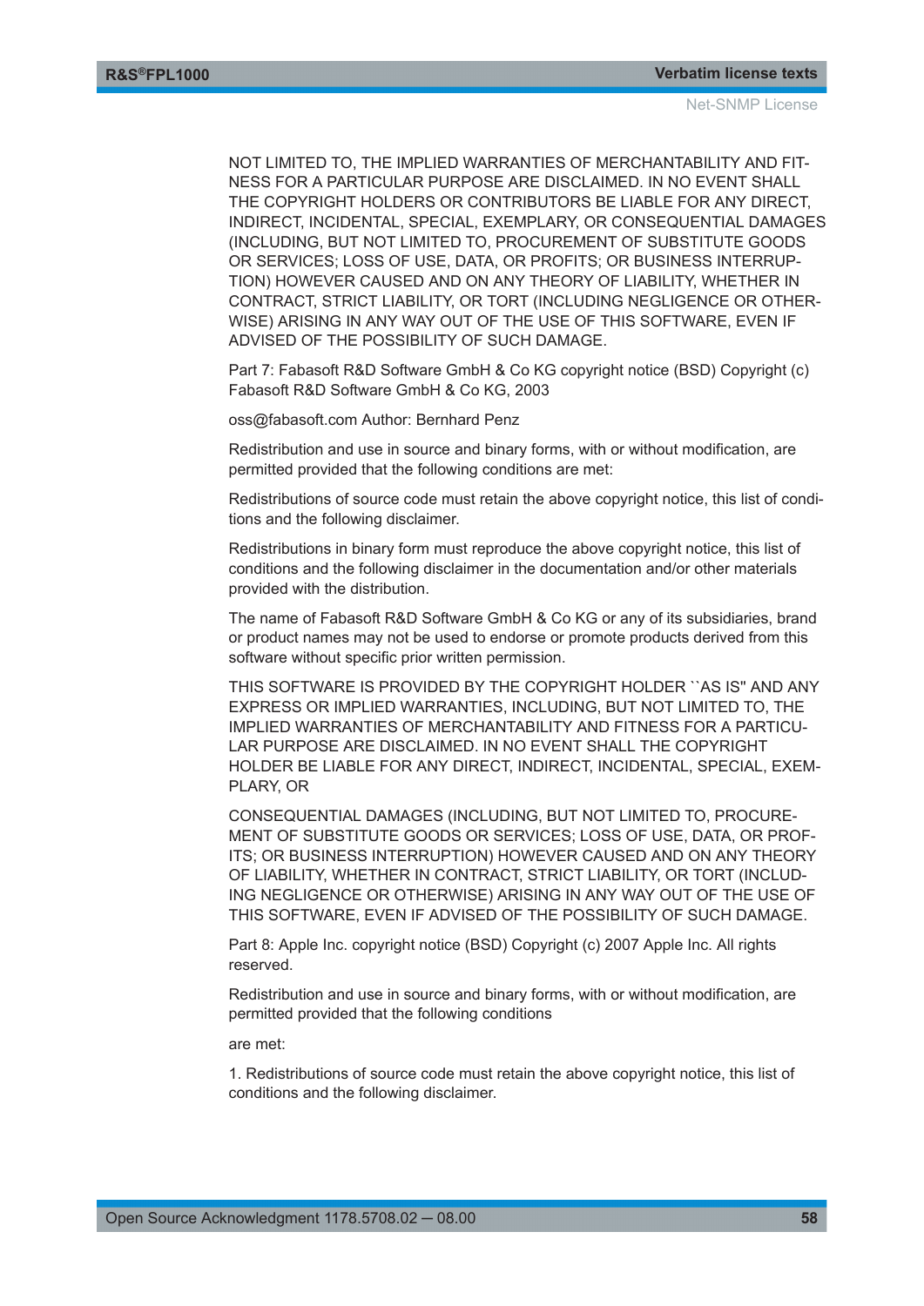NOT LIMITED TO, THE IMPLIED WARRANTIES OF MERCHANTABILITY AND FITNESS FOR A PARTICULAR PURPOSE ARE DISCLAIMED. IN NO EVENT SHALL THE COPYRIGHT HOLDERS OR CONTRIBUTORS BE LIABLE FOR ANY DIRECT, INDIRECT, INCIDENTAL, SPECIAL, EXEMPLARY, OR CONSEQUENTIAL DAMAGES (INCLUDING, BUT NOT LIMITED TO, PROCUREMENT OF SUBSTITUTE GOODS OR SERVICES; LOSS OF USE, DATA, OR PROFITS; OR BUSINESS INTERRUPTION) HOWEVER CAUSED AND ON ANY THEORY OF LIABILITY, WHETHER IN CONTRACT, STRICT LIABILITY, OR TORT (INCLUDING NEGLIGENCE OR OTHERWISE) ARISING IN ANY WAY OUT OF THE USE OF THIS SOFTWARE, EVEN IF ADVISED OF THE POSSIBILITY OF SUCH DAMAGE.

Part 7: Fabasoft R&D Software GmbH & Co KG copyright notice (BSD) Copyright (c) Fabasoft R&D Software GmbH & Co KG, 2003

oss@fabasoft.com Author: Bernhard Penz

Redistribution and use in source and binary forms, with or without modification, are permitted provided that the following conditions are met:

Redistributions of source code must retain the above copyright notice, this list of conditions and the following disclaimer.

Redistributions in binary form must reproduce the above copyright notice, this list of conditions and the following disclaimer in the documentation and/or other materials provided with the distribution.

The name of Fabasoft R&D Software GmbH & Co KG or any of its subsidiaries, brand or product names may not be used to endorse or promote products derived from this software without specific prior written permission.

THIS SOFTWARE IS PROVIDED BY THE COPYRIGHT HOLDER ``AS IS'' AND ANY EXPRESS OR IMPLIED WARRANTIES, INCLUDING, BUT NOT LIMITED TO, THE IMPLIED WARRANTIES OF MERCHANTABILITY AND FITNESS FOR A PARTICULAR PURPOSE ARE DISCLAIMED. IN NO EVENT SHALL THE COPYRIGHT HOLDER BE LIABLE FOR ANY DIRECT, INDIRECT, INCIDENTAL, SPECIAL, EXEMPLARY, OR

CONSEQUENTIAL DAMAGES (INCLUDING, BUT NOT LIMITED TO, PROCUREMENT OF SUBSTITUTE GOODS OR SERVICES; LOSS OF USE, DATA, OR PROFITS; OR BUSINESS INTERRUPTION) HOWEVER CAUSED AND ON ANY THEORY OF LIABILITY, WHETHER IN CONTRACT, STRICT LIABILITY, OR TORT (INCLUDING NEGLIGENCE OR OTHERWISE) ARISING IN ANY WAY OUT OF THE USE OF THIS SOFTWARE, EVEN IF ADVISED OF THE POSSIBILITY OF SUCH DAMAGE.

Part 8: Apple Inc. copyright notice (BSD) Copyright (c) 2007 Apple Inc. All rights reserved.

Redistribution and use in source and binary forms, with or without modification, are permitted provided that the following conditions

are met:

1. Redistributions of source code must retain the above copyright notice, this list of conditions and the following disclaimer.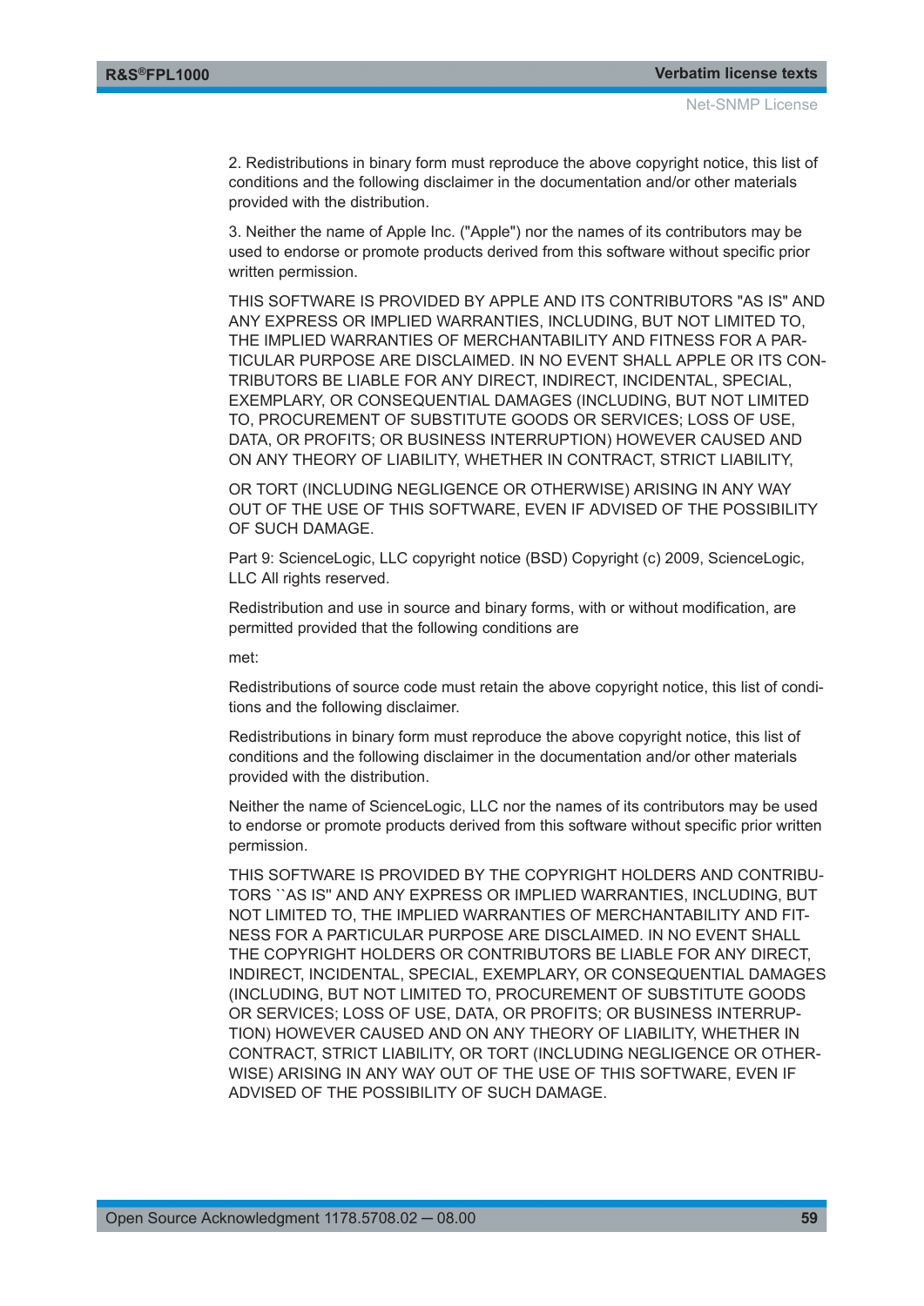2. Redistributions in binary form must reproduce the above copyright notice, this list of conditions and the following disclaimer in the documentation and/or other materials provided with the distribution.

3. Neither the name of Apple Inc. ("Apple") nor the names of its contributors may be used to endorse or promote products derived from this software without specific prior written permission.

THIS SOFTWARE IS PROVIDED BY APPLE AND ITS CONTRIBUTORS "AS IS" AND ANY EXPRESS OR IMPLIED WARRANTIES, INCLUDING, BUT NOT LIMITED TO, THE IMPLIED WARRANTIES OF MERCHANTABILITY AND FITNESS FOR A PARTICULAR PURPOSE ARE DISCLAIMED. IN NO EVENT SHALL APPLE OR ITS CONTRIBUTORS BE LIABLE FOR ANY DIRECT, INDIRECT, INCIDENTAL, SPECIAL, EXEMPLARY, OR CONSEQUENTIAL DAMAGES (INCLUDING, BUT NOT LIMITED TO, PROCUREMENT OF SUBSTITUTE GOODS OR SERVICES; LOSS OF USE, DATA, OR PROFITS; OR BUSINESS INTERRUPTION) HOWEVER CAUSED AND ON ANY THEORY OF LIABILITY, WHETHER IN CONTRACT, STRICT LIABILITY,

OR TORT (INCLUDING NEGLIGENCE OR OTHERWISE) ARISING IN ANY WAY OUT OF THE USE OF THIS SOFTWARE, EVEN IF ADVISED OF THE POSSIBILITY OF SUCH DAMAGE.

Part 9: ScienceLogic, LLC copyright notice (BSD) Copyright (c) 2009, ScienceLogic, LLC All rights reserved.

Redistribution and use in source and binary forms, with or without modification, are permitted provided that the following conditions are

met:

Redistributions of source code must retain the above copyright notice, this list of conditions and the following disclaimer.

Redistributions in binary form must reproduce the above copyright notice, this list of conditions and the following disclaimer in the documentation and/or other materials provided with the distribution.

Neither the name of ScienceLogic, LLC nor the names of its contributors may be used to endorse or promote products derived from this software without specific prior written permission.

THIS SOFTWARE IS PROVIDED BY THE COPYRIGHT HOLDERS AND CONTRIBUTORS ``AS IS'' AND ANY EXPRESS OR IMPLIED WARRANTIES, INCLUDING, BUT NOT LIMITED TO, THE IMPLIED WARRANTIES OF MERCHANTABILITY AND FITNESS FOR A PARTICULAR PURPOSE ARE DISCLAIMED. IN NO EVENT SHALL THE COPYRIGHT HOLDERS OR CONTRIBUTORS BE LIABLE FOR ANY DIRECT, INDIRECT, INCIDENTAL, SPECIAL, EXEMPLARY, OR CONSEQUENTIAL DAMAGES (INCLUDING, BUT NOT LIMITED TO, PROCUREMENT OF SUBSTITUTE GOODS OR SERVICES; LOSS OF USE, DATA, OR PROFITS; OR BUSINESS INTERRUPTION) HOWEVER CAUSED AND ON ANY THEORY OF LIABILITY, WHETHER IN CONTRACT, STRICT LIABILITY, OR TORT (INCLUDING NEGLIGENCE OR OTHERWISE) ARISING IN ANY WAY OUT OF THE USE OF THIS SOFTWARE, EVEN IF ADVISED OF THE POSSIBILITY OF SUCH DAMAGE.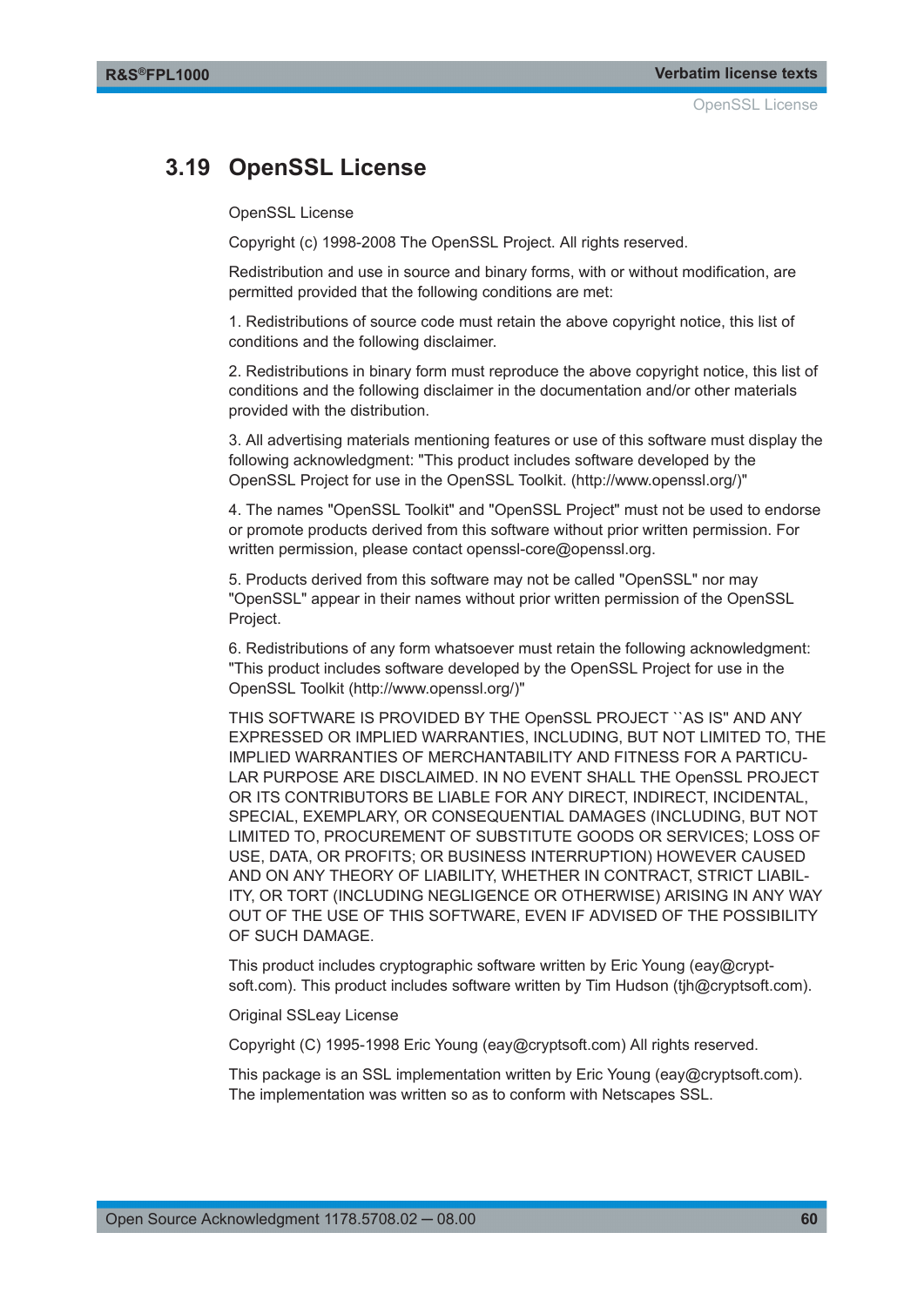## 3.19 OpenSSL License

OpenSSL License

Copyright (c) 1998-2008 The OpenSSL Project. All rights reserved.

Redistribution and use in source and binary forms, with or without modification, are permitted provided that the following conditions are met:

1. Redistributions of source code must retain the above copyright notice, this list of conditions and the following disclaimer.

2. Redistributions in binary form must reproduce the above copyright notice, this list of conditions and the following disclaimer in the documentation and/or other materials provided with the distribution.

3. All advertising materials mentioning features or use of this software must display the following acknowledgment: "This product includes software developed by the OpenSSL Project for use in the OpenSSL Toolkit. (http://www.openssl.org/)"

4. The names "OpenSSL Toolkit" and "OpenSSL Project" must not be used to endorse or promote products derived from this software without prior written permission. For written permission, please contact openssl-core@openssl.org.

5. Products derived from this software may not be called "OpenSSL" nor may "OpenSSL" appear in their names without prior written permission of the OpenSSL Project.

6. Redistributions of any form whatsoever must retain the following acknowledgment: "This product includes software developed by the OpenSSL Project for use in the OpenSSL Toolkit (http://www.openssl.org/)"

THIS SOFTWARE IS PROVIDED BY THE OpenSSL PROJECT ``AS IS'' AND ANY EXPRESSED OR IMPLIED WARRANTIES, INCLUDING, BUT NOT LIMITED TO, THE IMPLIED WARRANTIES OF MERCHANTABILITY AND FITNESS FOR A PARTICULAR PURPOSE ARE DISCLAIMED. IN NO EVENT SHALL THE OpenSSL PROJECT OR ITS CONTRIBUTORS BE LIABLE FOR ANY DIRECT, INDIRECT, INCIDENTAL, SPECIAL, EXEMPLARY, OR CONSEQUENTIAL DAMAGES (INCLUDING, BUT NOT LIMITED TO, PROCUREMENT OF SUBSTITUTE GOODS OR SERVICES; LOSS OF USE, DATA, OR PROFITS; OR BUSINESS INTERRUPTION) HOWEVER CAUSED AND ON ANY THEORY OF LIABILITY, WHETHER IN CONTRACT, STRICT LIABILITY, OR TORT (INCLUDING NEGLIGENCE OR OTHERWISE) ARISING IN ANY WAY OUT OF THE USE OF THIS SOFTWARE, EVEN IF ADVISED OF THE POSSIBILITY OF SUCH DAMAGE.

This product includes cryptographic software written by Eric Young (eay@cryptsoft.com). This product includes software written by Tim Hudson (tjh@cryptsoft.com).

Original SSLeay License

Copyright (C) 1995-1998 Eric Young (eay@cryptsoft.com) All rights reserved.

This package is an SSL implementation written by Eric Young (eay@cryptsoft.com). The implementation was written so as to conform with Netscapes SSL.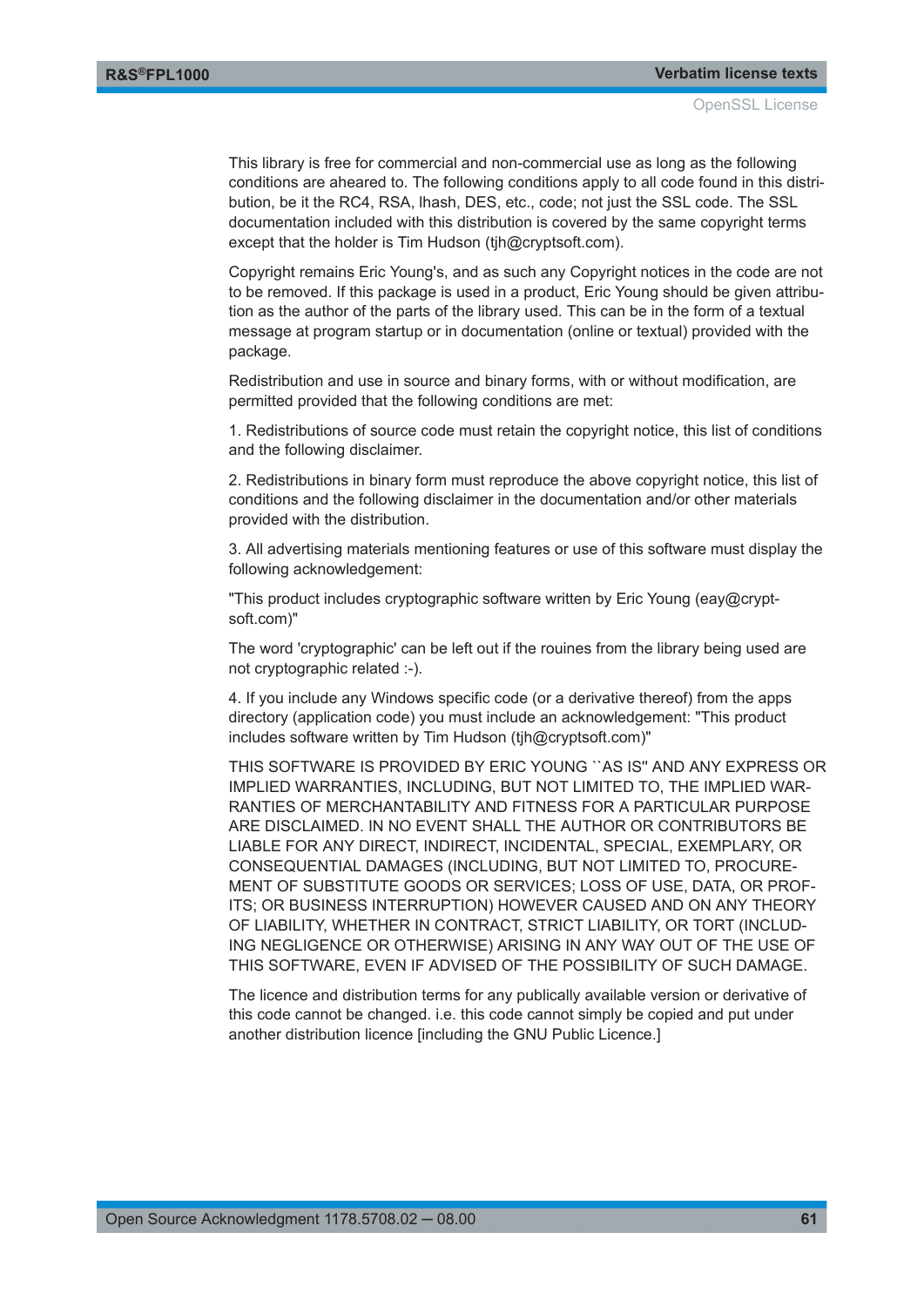This library is free for commercial and non-commercial use as long as the following conditions are aheared to. The following conditions apply to all code found in this distribution, be it the RC4, RSA, lhash, DES, etc., code; not just the SSL code. The SSL documentation included with this distribution is covered by the same copyright terms except that the holder is Tim Hudson (tjh@cryptsoft.com).

Copyright remains Eric Young's, and as such any Copyright notices in the code are not to be removed. If this package is used in a product, Eric Young should be given attribution as the author of the parts of the library used. This can be in the form of a textual message at program startup or in documentation (online or textual) provided with the package.

Redistribution and use in source and binary forms, with or without modification, are permitted provided that the following conditions are met:

1. Redistributions of source code must retain the copyright notice, this list of conditions and the following disclaimer.

2. Redistributions in binary form must reproduce the above copyright notice, this list of conditions and the following disclaimer in the documentation and/or other materials provided with the distribution.

3. All advertising materials mentioning features or use of this software must display the following acknowledgement:

"This product includes cryptographic software written by Eric Young (eay@cryptsoft.com)"

The word 'cryptographic' can be left out if the rouines from the library being used are not cryptographic related :-).

4. If you include any Windows specific code (or a derivative thereof) from the apps directory (application code) you must include an acknowledgement: "This product includes software written by Tim Hudson (tjh@cryptsoft.com)"

THIS SOFTWARE IS PROVIDED BY ERIC YOUNG ``AS IS'' AND ANY EXPRESS OR IMPLIED WARRANTIES, INCLUDING, BUT NOT LIMITED TO, THE IMPLIED WARRANTIES OF MERCHANTABILITY AND FITNESS FOR A PARTICULAR PURPOSE ARE DISCLAIMED. IN NO EVENT SHALL THE AUTHOR OR CONTRIBUTORS BE LIABLE FOR ANY DIRECT, INDIRECT, INCIDENTAL, SPECIAL, EXEMPLARY, OR CONSEQUENTIAL DAMAGES (INCLUDING, BUT NOT LIMITED TO, PROCUREMENT OF SUBSTITUTE GOODS OR SERVICES; LOSS OF USE, DATA, OR PROFITS; OR BUSINESS INTERRUPTION) HOWEVER CAUSED AND ON ANY THEORY OF LIABILITY, WHETHER IN CONTRACT, STRICT LIABILITY, OR TORT (INCLUDING NEGLIGENCE OR OTHERWISE) ARISING IN ANY WAY OUT OF THE USE OF THIS SOFTWARE, EVEN IF ADVISED OF THE POSSIBILITY OF SUCH DAMAGE.

The licence and distribution terms for any publically available version or derivative of this code cannot be changed. i.e. this code cannot simply be copied and put under another distribution licence [including the GNU Public Licence.]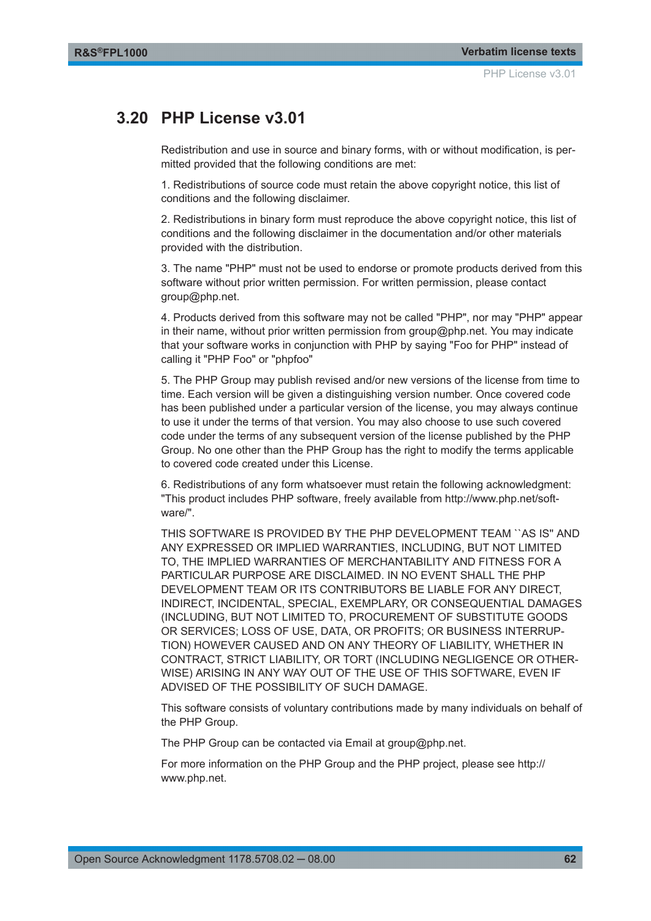## 3.20 PHP License v3.01

Redistribution and use in source and binary forms, with or without modification, is permitted provided that the following conditions are met:

1. Redistributions of source code must retain the above copyright notice, this list of conditions and the following disclaimer.

2. Redistributions in binary form must reproduce the above copyright notice, this list of conditions and the following disclaimer in the documentation and/or other materials provided with the distribution.

3. The name "PHP" must not be used to endorse or promote products derived from this software without prior written permission. For written permission, please contact group@php.net.

4. Products derived from this software may not be called "PHP", nor may "PHP" appear in their name, without prior written permission from group@php.net. You may indicate that your software works in conjunction with PHP by saying "Foo for PHP" instead of calling it "PHP Foo" or "phpfoo"

5. The PHP Group may publish revised and/or new versions of the license from time to time. Each version will be given a distinguishing version number. Once covered code has been published under a particular version of the license, you may always continue to use it under the terms of that version. You may also choose to use such covered code under the terms of any subsequent version of the license published by the PHP Group. No one other than the PHP Group has the right to modify the terms applicable to covered code created under this License.

6. Redistributions of any form whatsoever must retain the following acknowledgment: "This product includes PHP software, freely available from http://www.php.net/software/".

THIS SOFTWARE IS PROVIDED BY THE PHP DEVELOPMENT TEAM ``AS IS'' AND ANY EXPRESSED OR IMPLIED WARRANTIES, INCLUDING, BUT NOT LIMITED TO, THE IMPLIED WARRANTIES OF MERCHANTABILITY AND FITNESS FOR A PARTICULAR PURPOSE ARE DISCLAIMED. IN NO EVENT SHALL THE PHP DEVELOPMENT TEAM OR ITS CONTRIBUTORS BE LIABLE FOR ANY DIRECT, INDIRECT, INCIDENTAL, SPECIAL, EXEMPLARY, OR CONSEQUENTIAL DAMAGES (INCLUDING, BUT NOT LIMITED TO, PROCUREMENT OF SUBSTITUTE GOODS OR SERVICES; LOSS OF USE, DATA, OR PROFITS; OR BUSINESS INTERRUPTION) HOWEVER CAUSED AND ON ANY THEORY OF LIABILITY, WHETHER IN CONTRACT, STRICT LIABILITY, OR TORT (INCLUDING NEGLIGENCE OR OTHERWISE) ARISING IN ANY WAY OUT OF THE USE OF THIS SOFTWARE, EVEN IF ADVISED OF THE POSSIBILITY OF SUCH DAMAGE.

This software consists of voluntary contributions made by many individuals on behalf of the PHP Group.

The PHP Group can be contacted via Email at group@php.net.

For more information on the PHP Group and the PHP project, please see http://www.php.net.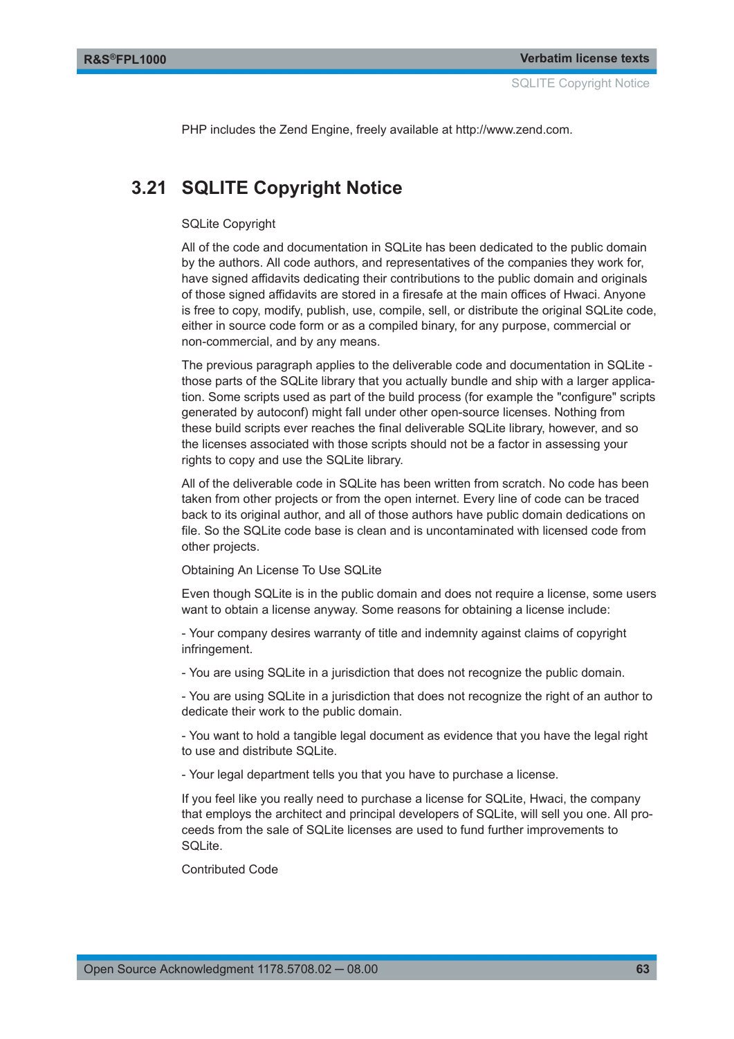PHP includes the Zend Engine, freely available at http://www.zend.com.

## 3.21 SQLITE Copyright Notice

SQLite Copyright

All of the code and documentation in SQLite has been dedicated to the public domain by the authors. All code authors, and representatives of the companies they work for, have signed affidavits dedicating their contributions to the public domain and originals of those signed affidavits are stored in a firesafe at the main offices of Hwaci. Anyone is free to copy, modify, publish, use, compile, sell, or distribute the original SQLite code, either in source code form or as a compiled binary, for any purpose, commercial or non-commercial, and by any means.

The previous paragraph applies to the deliverable code and documentation in SQLite - those parts of the SQLite library that you actually bundle and ship with a larger application. Some scripts used as part of the build process (for example the "configure" scripts generated by autoconf) might fall under other open-source licenses. Nothing from these build scripts ever reaches the final deliverable SQLite library, however, and so the licenses associated with those scripts should not be a factor in assessing your rights to copy and use the SQLite library.

All of the deliverable code in SQLite has been written from scratch. No code has been taken from other projects or from the open internet. Every line of code can be traced back to its original author, and all of those authors have public domain dedications on file. So the SQLite code base is clean and is uncontaminated with licensed code from other projects.

Obtaining An License To Use SQLite

Even though SQLite is in the public domain and does not require a license, some users want to obtain a license anyway. Some reasons for obtaining a license include:

- Your company desires warranty of title and indemnity against claims of copyright infringement.

- You are using SQLite in a jurisdiction that does not recognize the public domain.

- You are using SQLite in a jurisdiction that does not recognize the right of an author to dedicate their work to the public domain.

- You want to hold a tangible legal document as evidence that you have the legal right to use and distribute SQLite.

- Your legal department tells you that you have to purchase a license.

If you feel like you really need to purchase a license for SQLite, Hwaci, the company that employs the architect and principal developers of SQLite, will sell you one. All proceeds from the sale of SQLite licenses are used to fund further improvements to SQLite.

Contributed Code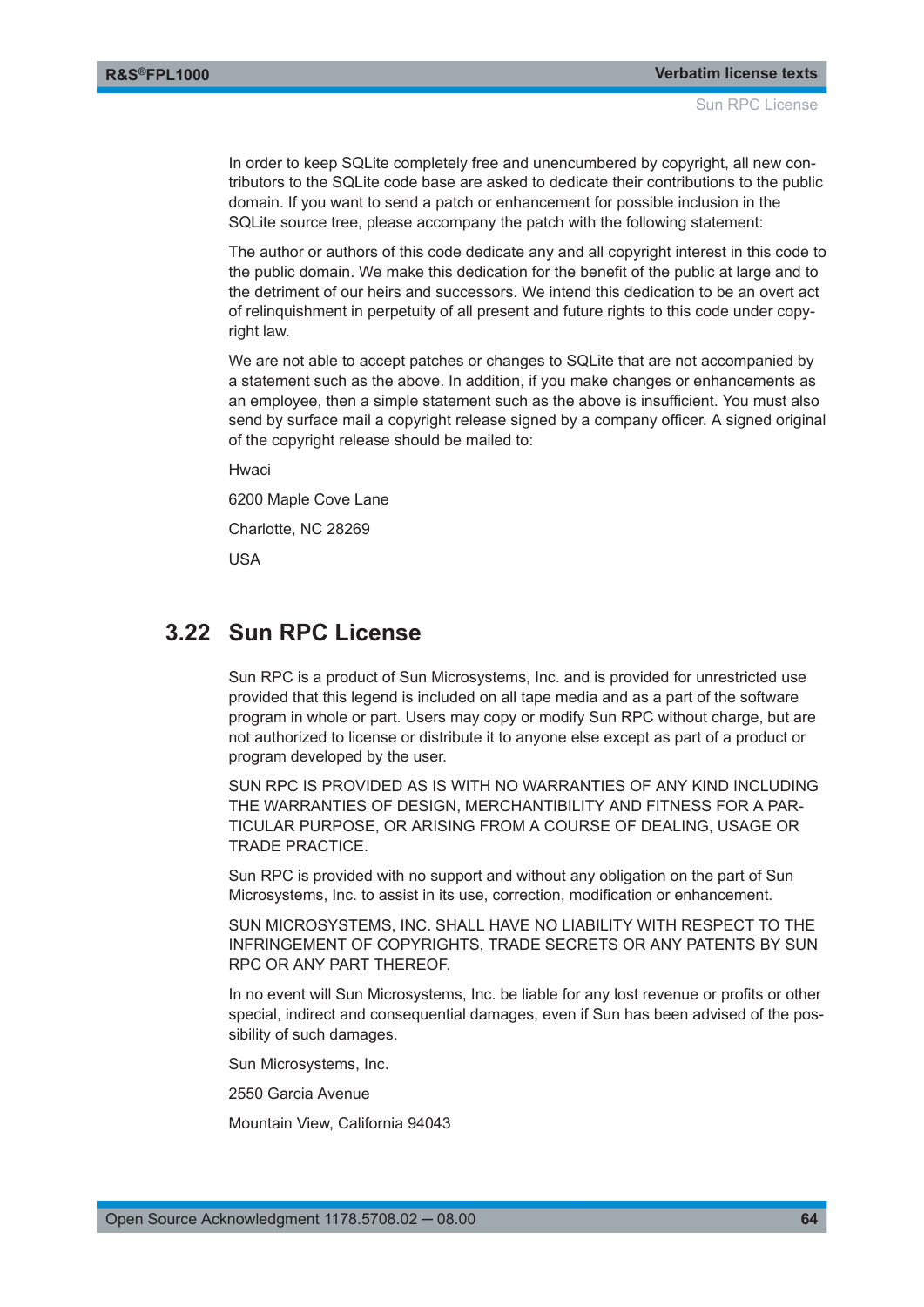In order to keep SQLite completely free and unencumbered by copyright, all new contributors to the SQLite code base are asked to dedicate their contributions to the public domain. If you want to send a patch or enhancement for possible inclusion in the SQLite source tree, please accompany the patch with the following statement:

The author or authors of this code dedicate any and all copyright interest in this code to the public domain. We make this dedication for the benefit of the public at large and to the detriment of our heirs and successors. We intend this dedication to be an overt act of relinquishment in perpetuity of all present and future rights to this code under copyright law.

We are not able to accept patches or changes to SQLite that are not accompanied by a statement such as the above. In addition, if you make changes or enhancements as an employee, then a simple statement such as the above is insufficient. You must also send by surface mail a copyright release signed by a company officer. A signed original of the copyright release should be mailed to:

Hwaci

6200 Maple Cove Lane

Charlotte, NC 28269

USA

## 3.22 Sun RPC License

Sun RPC is a product of Sun Microsystems, Inc. and is provided for unrestricted use provided that this legend is included on all tape media and as a part of the software program in whole or part. Users may copy or modify Sun RPC without charge, but are not authorized to license or distribute it to anyone else except as part of a product or program developed by the user.

SUN RPC IS PROVIDED AS IS WITH NO WARRANTIES OF ANY KIND INCLUDING THE WARRANTIES OF DESIGN, MERCHANTIBILITY AND FITNESS FOR A PARTICULAR PURPOSE, OR ARISING FROM A COURSE OF DEALING, USAGE OR TRADE PRACTICE.

Sun RPC is provided with no support and without any obligation on the part of Sun Microsystems, Inc. to assist in its use, correction, modification or enhancement.

SUN MICROSYSTEMS, INC. SHALL HAVE NO LIABILITY WITH RESPECT TO THE INFRINGEMENT OF COPYRIGHTS, TRADE SECRETS OR ANY PATENTS BY SUN RPC OR ANY PART THEREOF.

In no event will Sun Microsystems, Inc. be liable for any lost revenue or profits or other special, indirect and consequential damages, even if Sun has been advised of the possibility of such damages.

Sun Microsystems, Inc.

2550 Garcia Avenue

Mountain View, California 94043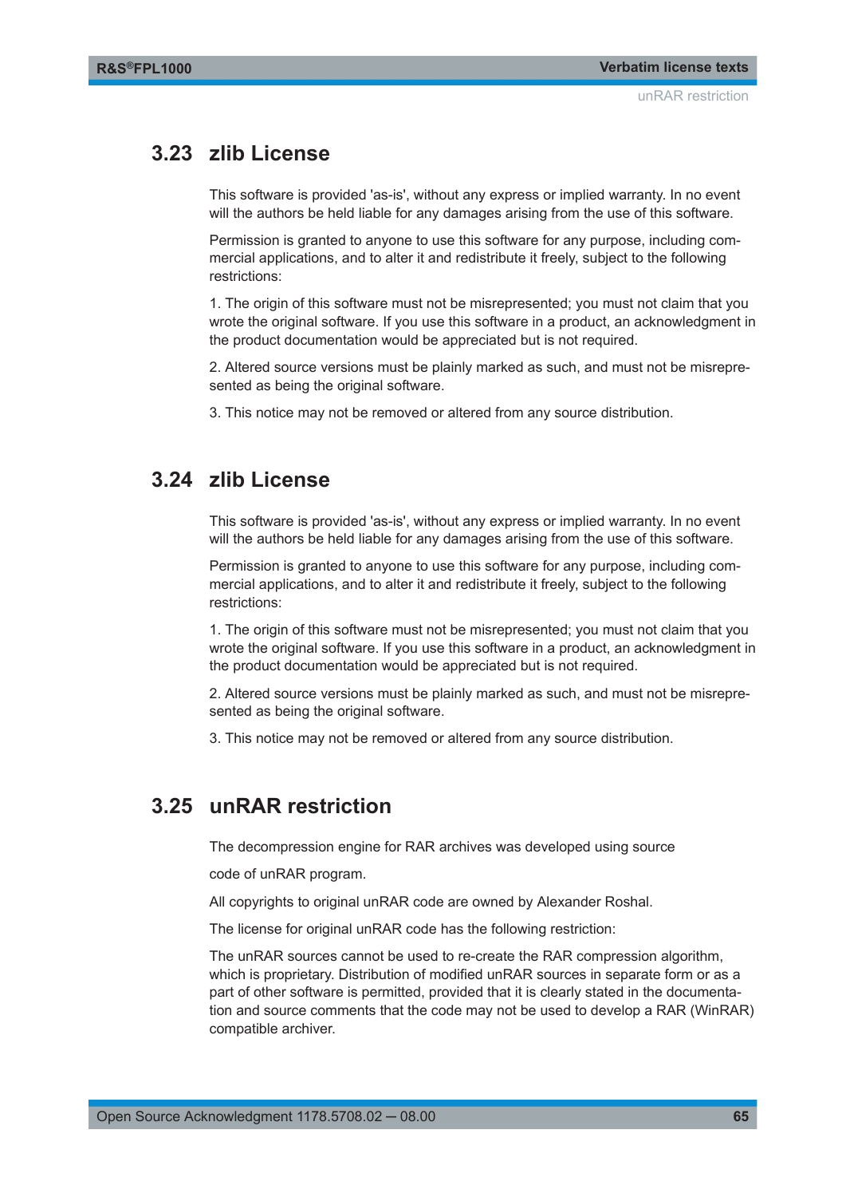## 3.23 zlib License

This software is provided 'as-is', without any express or implied warranty. In no event will the authors be held liable for any damages arising from the use of this software.

Permission is granted to anyone to use this software for any purpose, including commercial applications, and to alter it and redistribute it freely, subject to the following restrictions:

1. The origin of this software must not be misrepresented; you must not claim that you wrote the original software. If you use this software in a product, an acknowledgment in the product documentation would be appreciated but is not required.

2. Altered source versions must be plainly marked as such, and must not be misrepresented as being the original software.

3. This notice may not be removed or altered from any source distribution.

## 3.24 zlib License

This software is provided 'as-is', without any express or implied warranty. In no event will the authors be held liable for any damages arising from the use of this software.

Permission is granted to anyone to use this software for any purpose, including commercial applications, and to alter it and redistribute it freely, subject to the following restrictions:

1. The origin of this software must not be misrepresented; you must not claim that you wrote the original software. If you use this software in a product, an acknowledgment in the product documentation would be appreciated but is not required.

2. Altered source versions must be plainly marked as such, and must not be misrepresented as being the original software.

3. This notice may not be removed or altered from any source distribution.

## 3.25 unRAR restriction

The decompression engine for RAR archives was developed using source

code of unRAR program.

All copyrights to original unRAR code are owned by Alexander Roshal.

The license for original unRAR code has the following restriction:

The unRAR sources cannot be used to re-create the RAR compression algorithm, which is proprietary. Distribution of modified unRAR sources in separate form or as a part of other software is permitted, provided that it is clearly stated in the documentation and source comments that the code may not be used to develop a RAR (WinRAR) compatible archiver.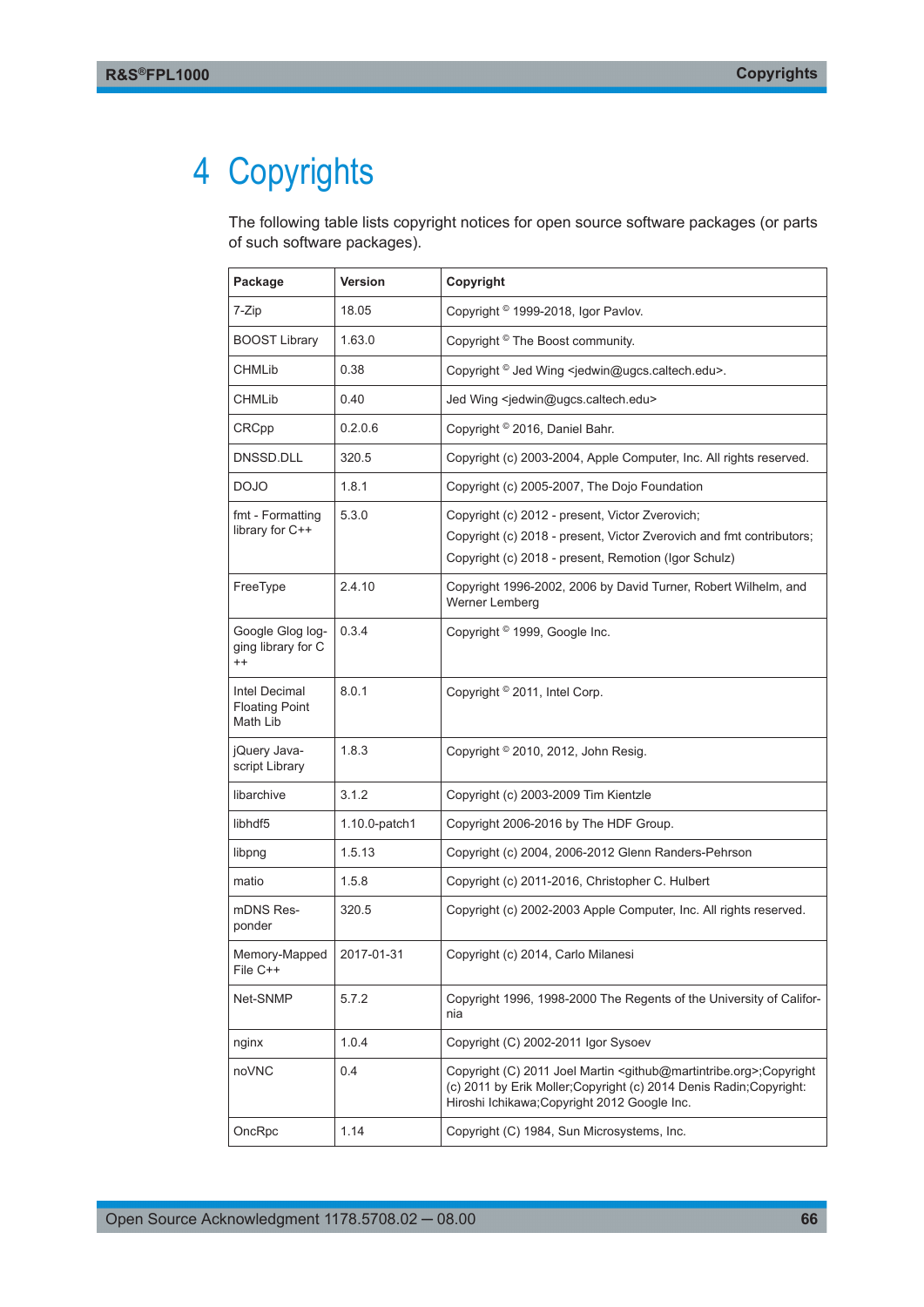# 4 Copyrights

The following table lists copyright notices for open source software packages (or parts of such software packages).

| Package | Version | Copyright |
|---|---|---|
| 7-Zip | 18.05 | Copyright © 1999-2018, Igor Pavlov. |
| BOOST Library | 1.63.0 | Copyright © The Boost community. |
| CHMLib | 0.38 | Copyright © Jed Wing <jedwin@ugcs.caltech.edu>. |
| CHMLib | 0.40 | Jed Wing <jedwin@ugcs.caltech.edu> |
| CRCpp | 0.2.0.6 | Copyright © 2016, Daniel Bahr. |
| DNSSD.DLL | 320.5 | Copyright (c) 2003-2004, Apple Computer, Inc. All rights reserved. |
| DOJO | 1.8.1 | Copyright (c) 2005-2007, The Dojo Foundation |
| fmt - Formatting library for C++ | 5.3.0 | Copyright (c) 2012 - present, Victor Zverovich;<br>Copyright (c) 2018 - present, Victor Zverovich and fmt contributors;<br>Copyright (c) 2018 - present, Remotion (Igor Schulz) |
| FreeType | 2.4.10 | Copyright 1996-2002, 2006 by David Turner, Robert Wilhelm, and Werner Lemberg |
| Google Glog logging library for C++ | 0.3.4 | Copyright © 1999, Google Inc. |
| Intel Decimal Floating Point Math Lib | 8.0.1 | Copyright © 2011, Intel Corp. |
| jQuery Javascript Library | 1.8.3 | Copyright © 2010, 2012, John Resig. |
| libarchive | 3.1.2 | Copyright (c) 2003-2009 Tim Kientzle |
| libhdf5 | 1.10.0-patch1 | Copyright 2006-2016 by The HDF Group. |
| libpng | 1.5.13 | Copyright (c) 2004, 2006-2012 Glenn Randers-Pehrson |
| matio | 1.5.8 | Copyright (c) 2011-2016, Christopher C. Hulbert |
| mDNS Responder | 320.5 | Copyright (c) 2002-2003 Apple Computer, Inc. All rights reserved. |
| Memory-Mapped File C++ | 2017-01-31 | Copyright (c) 2014, Carlo Milanesi |
| Net-SNMP | 5.7.2 | Copyright 1996, 1998-2000 The Regents of the University of California |
| nginx | 1.0.4 | Copyright (C) 2002-2011 Igor Sysoev |
| noVNC | 0.4 | Copyright (C) 2011 Joel Martin <github@martintribe.org>;Copyright (c) 2011 by Erik Moller;Copyright (c) 2014 Denis Radin;Copyright: Hiroshi Ichikawa;Copyright 2012 Google Inc. |
| OncRpc | 1.14 | Copyright (C) 1984, Sun Microsystems, Inc. |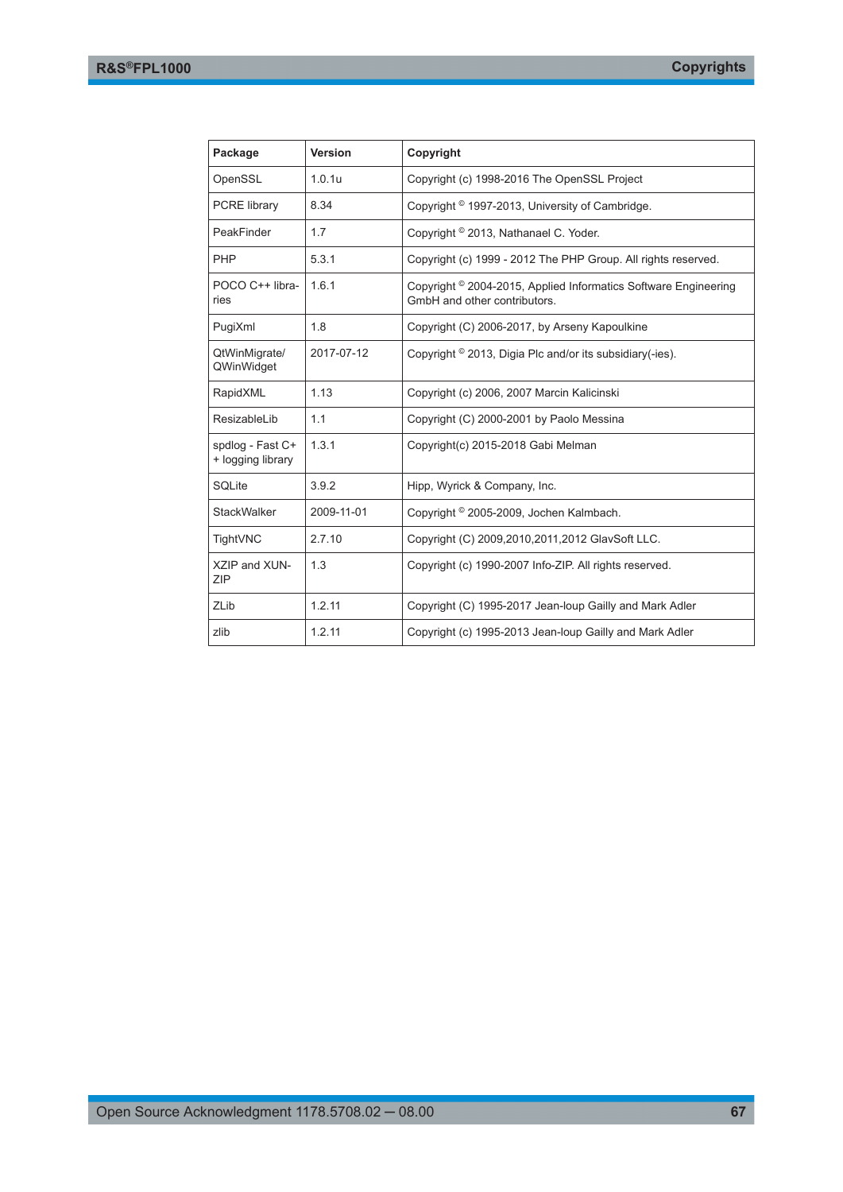| Package | Version | Copyright |
| --- | --- | --- |
| OpenSSL | 1.0.1u | Copyright (c) 1998-2016 The OpenSSL Project |
| PCRE library | 8.34 | Copyright © 1997-2013, University of Cambridge. |
| PeakFinder | 1.7 | Copyright © 2013, Nathanael C. Yoder. |
| PHP | 5.3.1 | Copyright (c) 1999 - 2012 The PHP Group. All rights reserved. |
| POCO C++ libraries | 1.6.1 | Copyright © 2004-2015, Applied Informatics Software Engineering GmbH and other contributors. |
| PugiXml | 1.8 | Copyright (C) 2006-2017, by Arseny Kapoulkine |
| QtWinMigrate/ QWinWidget | 2017-07-12 | Copyright © 2013, Digia Plc and/or its subsidiary(-ies). |
| RapidXML | 1.13 | Copyright (c) 2006, 2007 Marcin Kalicinski |
| ResizableLib | 1.1 | Copyright (C) 2000-2001 by Paolo Messina |
| spdlog - Fast C++ logging library | 1.3.1 | Copyright(c) 2015-2018 Gabi Melman |
| SQLite | 3.9.2 | Hipp, Wyrick & Company, Inc. |
| StackWalker | 2009-11-01 | Copyright © 2005-2009, Jochen Kalmbach. |
| TightVNC | 2.7.10 | Copyright (C) 2009,2010,2011,2012 GlavSoft LLC. |
| XZIP and XUNZIP | 1.3 | Copyright (c) 1990-2007 Info-ZIP. All rights reserved. |
| ZLib | 1.2.11 | Copyright (C) 1995-2017 Jean-loup Gailly and Mark Adler |
| zlib | 1.2.11 | Copyright (c) 1995-2013 Jean-loup Gailly and Mark Adler |